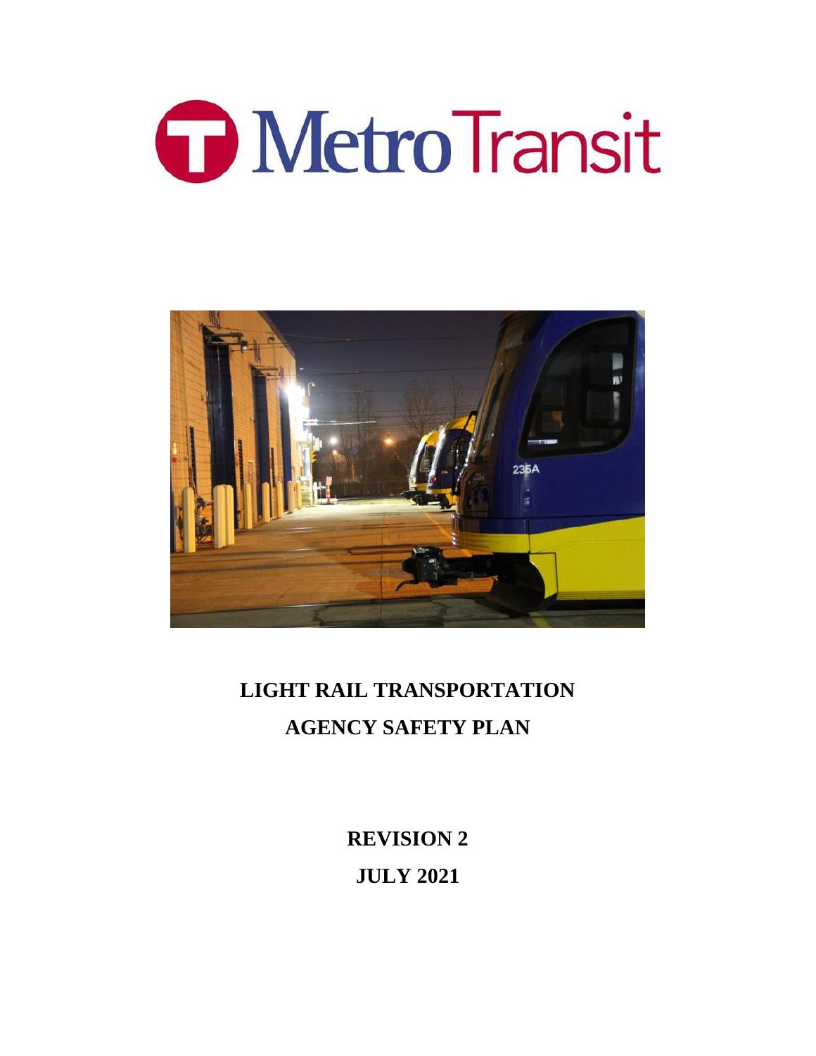# Metro Transit

# LIGHT RAIL TRANSPORTATION AGENCY SAFETY PLAN

**REVISION 2**

**JULY 2021**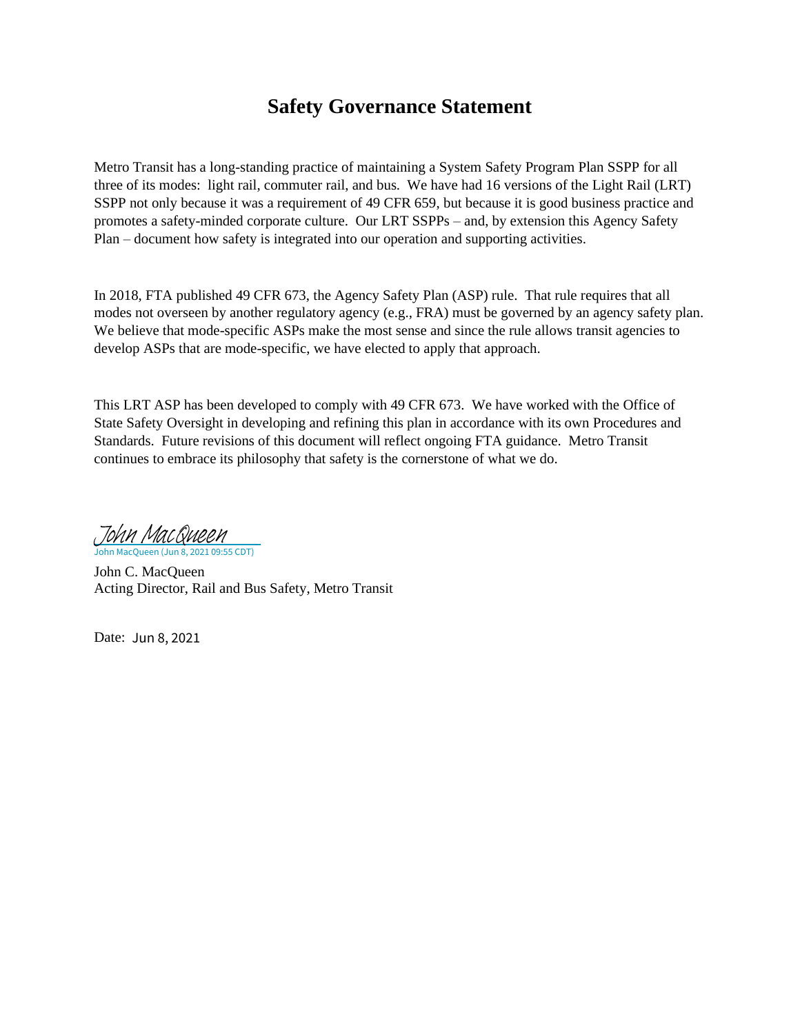# Safety Governance Statement

Metro Transit has a long-standing practice of maintaining a System Safety Program Plan SSPP for all three of its modes: light rail, commuter rail, and bus. We have had 16 versions of the Light Rail (LRT) SSPP not only because it was a requirement of 49 CFR 659, but because it is good business practice and promotes a safety-minded corporate culture. Our LRT SSPPs – and, by extension this Agency Safety Plan – document how safety is integrated into our operation and supporting activities.

In 2018, FTA published 49 CFR 673, the Agency Safety Plan (ASP) rule. That rule requires that all modes not overseen by another regulatory agency (e.g., FRA) must be governed by an agency safety plan. We believe that mode-specific ASPs make the most sense and since the rule allows transit agencies to develop ASPs that are mode-specific, we have elected to apply that approach.

This LRT ASP has been developed to comply with 49 CFR 673. We have worked with the Office of State Safety Oversight in developing and refining this plan in accordance with its own Procedures and Standards. Future revisions of this document will reflect ongoing FTA guidance. Metro Transit continues to embrace its philosophy that safety is the cornerstone of what we do.

John MacQueen
John MacQueen (Jun 8, 2021 09:55 CDT)

John C. MacQueen
Acting Director, Rail and Bus Safety, Metro Transit

Date: Jun 8, 2021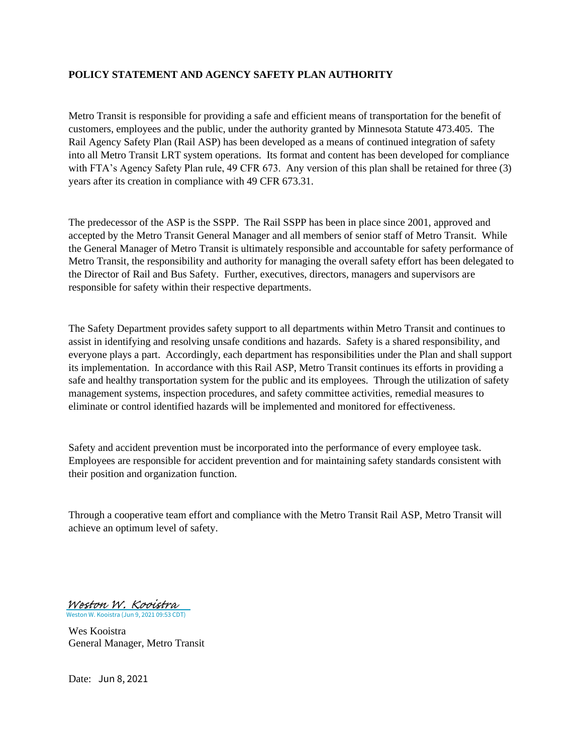## POLICY STATEMENT AND AGENCY SAFETY PLAN AUTHORITY

Metro Transit is responsible for providing a safe and efficient means of transportation for the benefit of customers, employees and the public, under the authority granted by Minnesota Statute 473.405. The Rail Agency Safety Plan (Rail ASP) has been developed as a means of continued integration of safety into all Metro Transit LRT system operations. Its format and content has been developed for compliance with FTA's Agency Safety Plan rule, 49 CFR 673. Any version of this plan shall be retained for three (3) years after its creation in compliance with 49 CFR 673.31.

The predecessor of the ASP is the SSPP. The Rail SSPP has been in place since 2001, approved and accepted by the Metro Transit General Manager and all members of senior staff of Metro Transit. While the General Manager of Metro Transit is ultimately responsible and accountable for safety performance of Metro Transit, the responsibility and authority for managing the overall safety effort has been delegated to the Director of Rail and Bus Safety. Further, executives, directors, managers and supervisors are responsible for safety within their respective departments.

The Safety Department provides safety support to all departments within Metro Transit and continues to assist in identifying and resolving unsafe conditions and hazards. Safety is a shared responsibility, and everyone plays a part. Accordingly, each department has responsibilities under the Plan and shall support its implementation. In accordance with this Rail ASP, Metro Transit continues its efforts in providing a safe and healthy transportation system for the public and its employees. Through the utilization of safety management systems, inspection procedures, and safety committee activities, remedial measures to eliminate or control identified hazards will be implemented and monitored for effectiveness.

Safety and accident prevention must be incorporated into the performance of every employee task. Employees are responsible for accident prevention and for maintaining safety standards consistent with their position and organization function.

Through a cooperative team effort and compliance with the Metro Transit Rail ASP, Metro Transit will achieve an optimum level of safety.

*Weston W. Kooistra*
Weston W. Kooistra (Jun 9, 2021 09:53 CDT)

Wes Kooistra
General Manager, Metro Transit

Date: Jun 8, 2021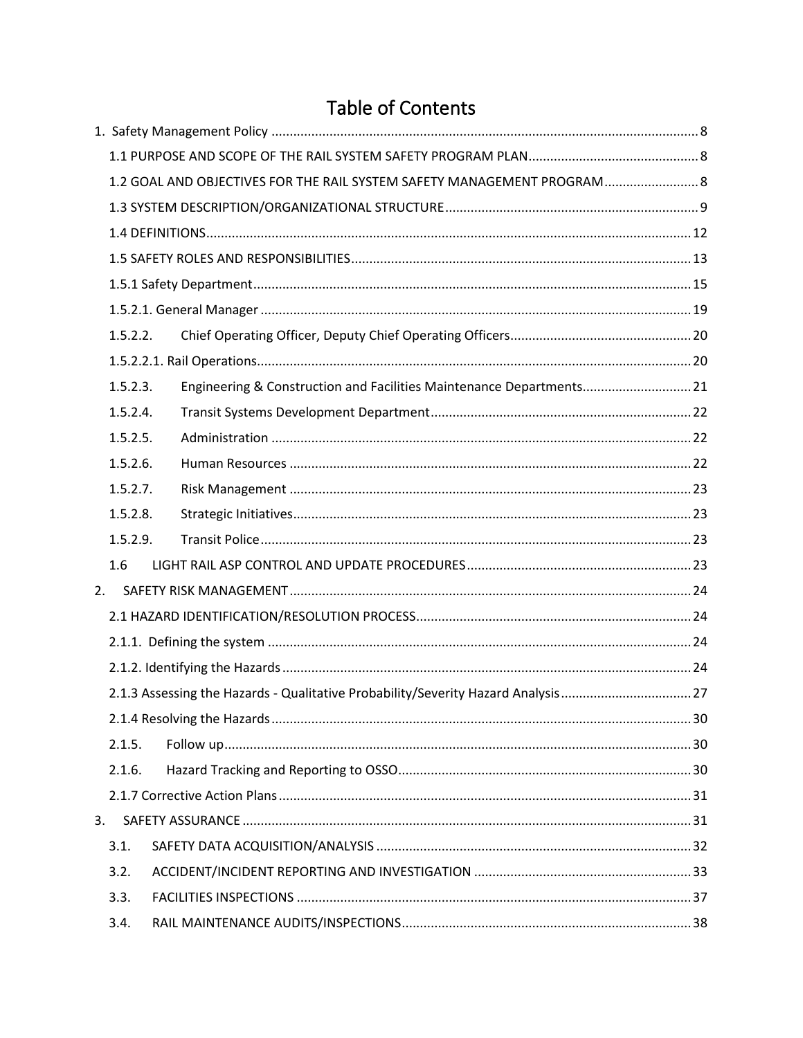# Table of Contents

1. Safety Management Policy ..... 8
   - 1.1 PURPOSE AND SCOPE OF THE RAIL SYSTEM SAFETY PROGRAM PLAN ..... 8
   - 1.2 GOAL AND OBJECTIVES FOR THE RAIL SYSTEM SAFETY MANAGEMENT PROGRAM ..... 8
   - 1.3 SYSTEM DESCRIPTION/ORGANIZATIONAL STRUCTURE ..... 9
   - 1.4 DEFINITIONS ..... 12
   - 1.5 SAFETY ROLES AND RESPONSIBILITIES ..... 13
   - 1.5.1 Safety Department ..... 15
   - 1.5.2.1. General Manager ..... 19
   - 1.5.2.2. Chief Operating Officer, Deputy Chief Operating Officers ..... 20
   - 1.5.2.2.1. Rail Operations ..... 20
   - 1.5.2.3. Engineering & Construction and Facilities Maintenance Departments ..... 21
   - 1.5.2.4. Transit Systems Development Department ..... 22
   - 1.5.2.5. Administration ..... 22
   - 1.5.2.6. Human Resources ..... 22
   - 1.5.2.7. Risk Management ..... 23
   - 1.5.2.8. Strategic Initiatives ..... 23
   - 1.5.2.9. Transit Police ..... 23
   - 1.6 LIGHT RAIL ASP CONTROL AND UPDATE PROCEDURES ..... 23
2. SAFETY RISK MANAGEMENT ..... 24
   - 2.1 HAZARD IDENTIFICATION/RESOLUTION PROCESS ..... 24
   - 2.1.1. Defining the system ..... 24
   - 2.1.2. Identifying the Hazards ..... 24
   - 2.1.3 Assessing the Hazards - Qualitative Probability/Severity Hazard Analysis ..... 27
   - 2.1.4 Resolving the Hazards ..... 30
   - 2.1.5. Follow up ..... 30
   - 2.1.6. Hazard Tracking and Reporting to OSSO ..... 30
   - 2.1.7 Corrective Action Plans ..... 31
3. SAFETY ASSURANCE ..... 31
   - 3.1. SAFETY DATA ACQUISITION/ANALYSIS ..... 32
   - 3.2. ACCIDENT/INCIDENT REPORTING AND INVESTIGATION ..... 33
   - 3.3. FACILITIES INSPECTIONS ..... 37
   - 3.4. RAIL MAINTENANCE AUDITS/INSPECTIONS ..... 38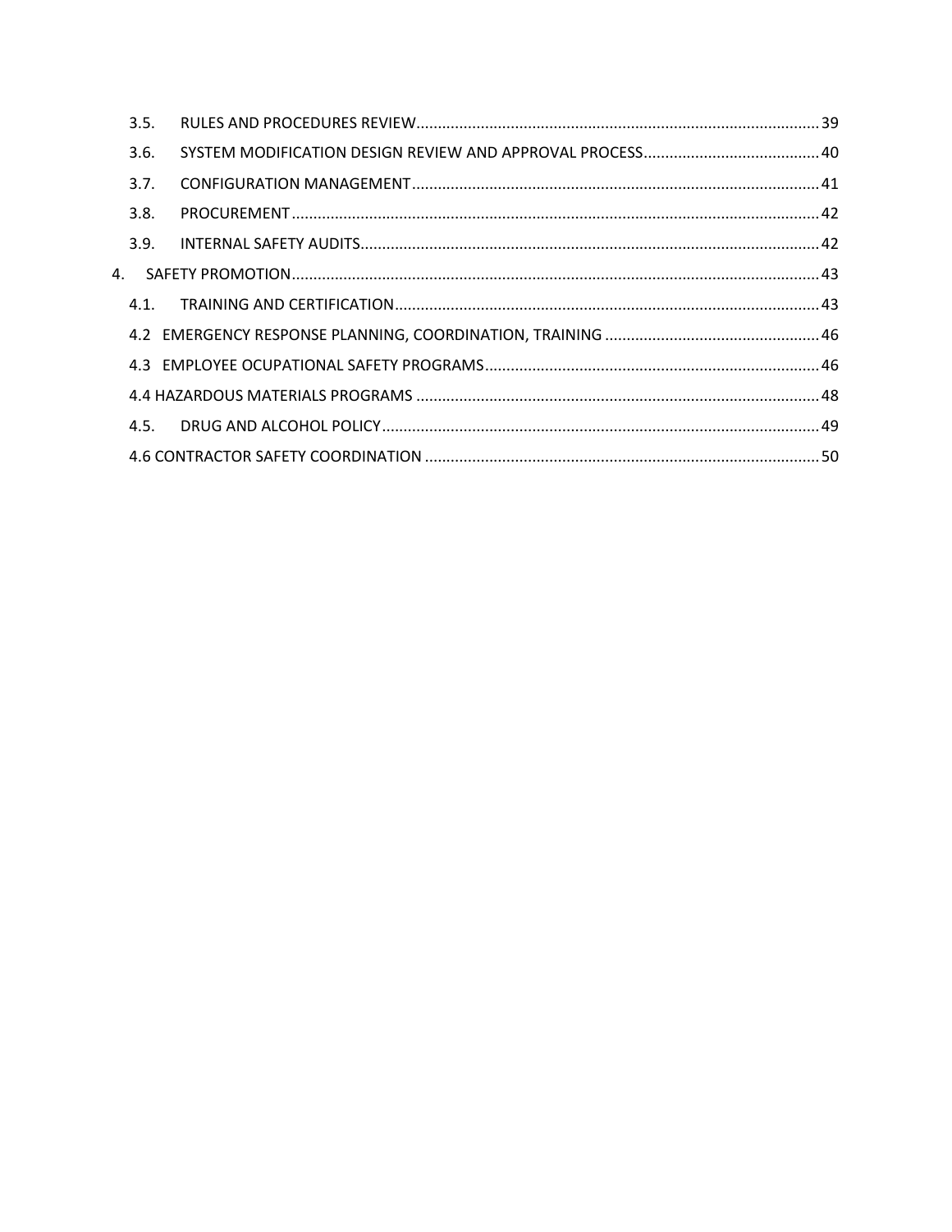3.5. RULES AND PROCEDURES REVIEW ........ 39

3.6. SYSTEM MODIFICATION DESIGN REVIEW AND APPROVAL PROCESS ........ 40

3.7. CONFIGURATION MANAGEMENT ........ 41

3.8. PROCUREMENT ........ 42

3.9. INTERNAL SAFETY AUDITS ........ 42

4. SAFETY PROMOTION ........ 43

4.1. TRAINING AND CERTIFICATION ........ 43

4.2 EMERGENCY RESPONSE PLANNING, COORDINATION, TRAINING ........ 46

4.3 EMPLOYEE OCUPATIONAL SAFETY PROGRAMS ........ 46

4.4 HAZARDOUS MATERIALS PROGRAMS ........ 48

4.5. DRUG AND ALCOHOL POLICY ........ 49

4.6 CONTRACTOR SAFETY COORDINATION ........ 50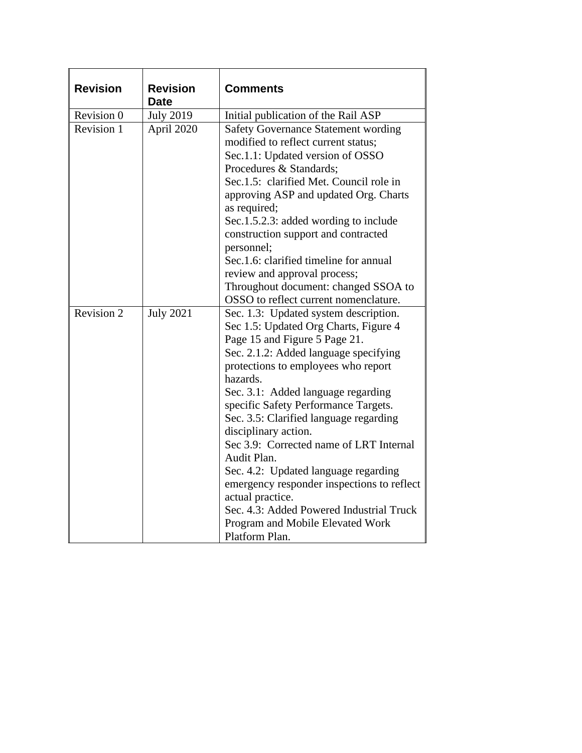| Revision | Revision Date | Comments |
|---|---|---|
| Revision 0 | July 2019 | Initial publication of the Rail ASP |
| Revision 1 | April 2020 | Safety Governance Statement wording modified to reflect current status; Sec.1.1: Updated version of OSSO Procedures & Standards; Sec.1.5: clarified Met. Council role in approving ASP and updated Org. Charts as required; Sec.1.5.2.3: added wording to include construction support and contracted personnel; Sec.1.6: clarified timeline for annual review and approval process; Throughout document: changed SSOA to OSSO to reflect current nomenclature. |
| Revision 2 | July 2021 | Sec. 1.3: Updated system description. Sec 1.5: Updated Org Charts, Figure 4 Page 15 and Figure 5 Page 21. Sec. 2.1.2: Added language specifying protections to employees who report hazards. Sec. 3.1: Added language regarding specific Safety Performance Targets. Sec. 3.5: Clarified language regarding disciplinary action. Sec 3.9: Corrected name of LRT Internal Audit Plan. Sec. 4.2: Updated language regarding emergency responder inspections to reflect actual practice. Sec. 4.3: Added Powered Industrial Truck Program and Mobile Elevated Work Platform Plan. |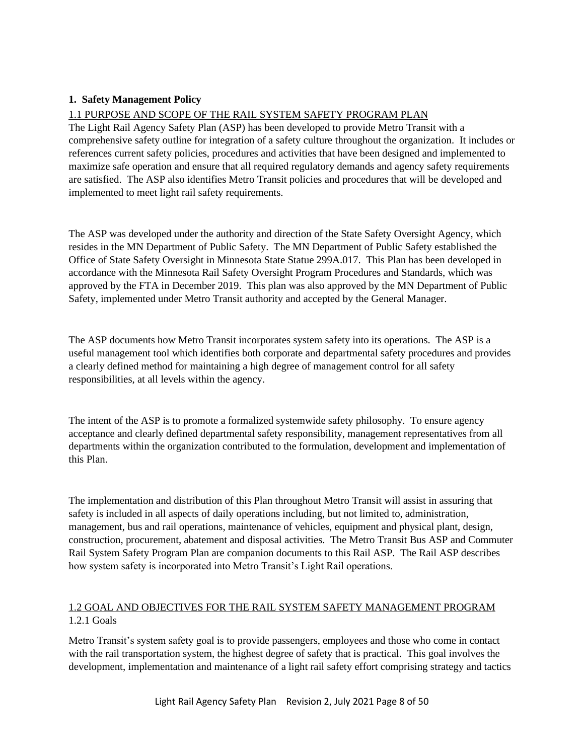# 1. Safety Management Policy

## 1.1 PURPOSE AND SCOPE OF THE RAIL SYSTEM SAFETY PROGRAM PLAN

The Light Rail Agency Safety Plan (ASP) has been developed to provide Metro Transit with a comprehensive safety outline for integration of a safety culture throughout the organization. It includes or references current safety policies, procedures and activities that have been designed and implemented to maximize safe operation and ensure that all required regulatory demands and agency safety requirements are satisfied. The ASP also identifies Metro Transit policies and procedures that will be developed and implemented to meet light rail safety requirements.

The ASP was developed under the authority and direction of the State Safety Oversight Agency, which resides in the MN Department of Public Safety. The MN Department of Public Safety established the Office of State Safety Oversight in Minnesota State Statue 299A.017. This Plan has been developed in accordance with the Minnesota Rail Safety Oversight Program Procedures and Standards, which was approved by the FTA in December 2019. This plan was also approved by the MN Department of Public Safety, implemented under Metro Transit authority and accepted by the General Manager.

The ASP documents how Metro Transit incorporates system safety into its operations. The ASP is a useful management tool which identifies both corporate and departmental safety procedures and provides a clearly defined method for maintaining a high degree of management control for all safety responsibilities, at all levels within the agency.

The intent of the ASP is to promote a formalized systemwide safety philosophy. To ensure agency acceptance and clearly defined departmental safety responsibility, management representatives from all departments within the organization contributed to the formulation, development and implementation of this Plan.

The implementation and distribution of this Plan throughout Metro Transit will assist in assuring that safety is included in all aspects of daily operations including, but not limited to, administration, management, bus and rail operations, maintenance of vehicles, equipment and physical plant, design, construction, procurement, abatement and disposal activities. The Metro Transit Bus ASP and Commuter Rail System Safety Program Plan are companion documents to this Rail ASP. The Rail ASP describes how system safety is incorporated into Metro Transit's Light Rail operations.

## 1.2 GOAL AND OBJECTIVES FOR THE RAIL SYSTEM SAFETY MANAGEMENT PROGRAM

### 1.2.1 Goals

Metro Transit's system safety goal is to provide passengers, employees and those who come in contact with the rail transportation system, the highest degree of safety that is practical. This goal involves the development, implementation and maintenance of a light rail safety effort comprising strategy and tactics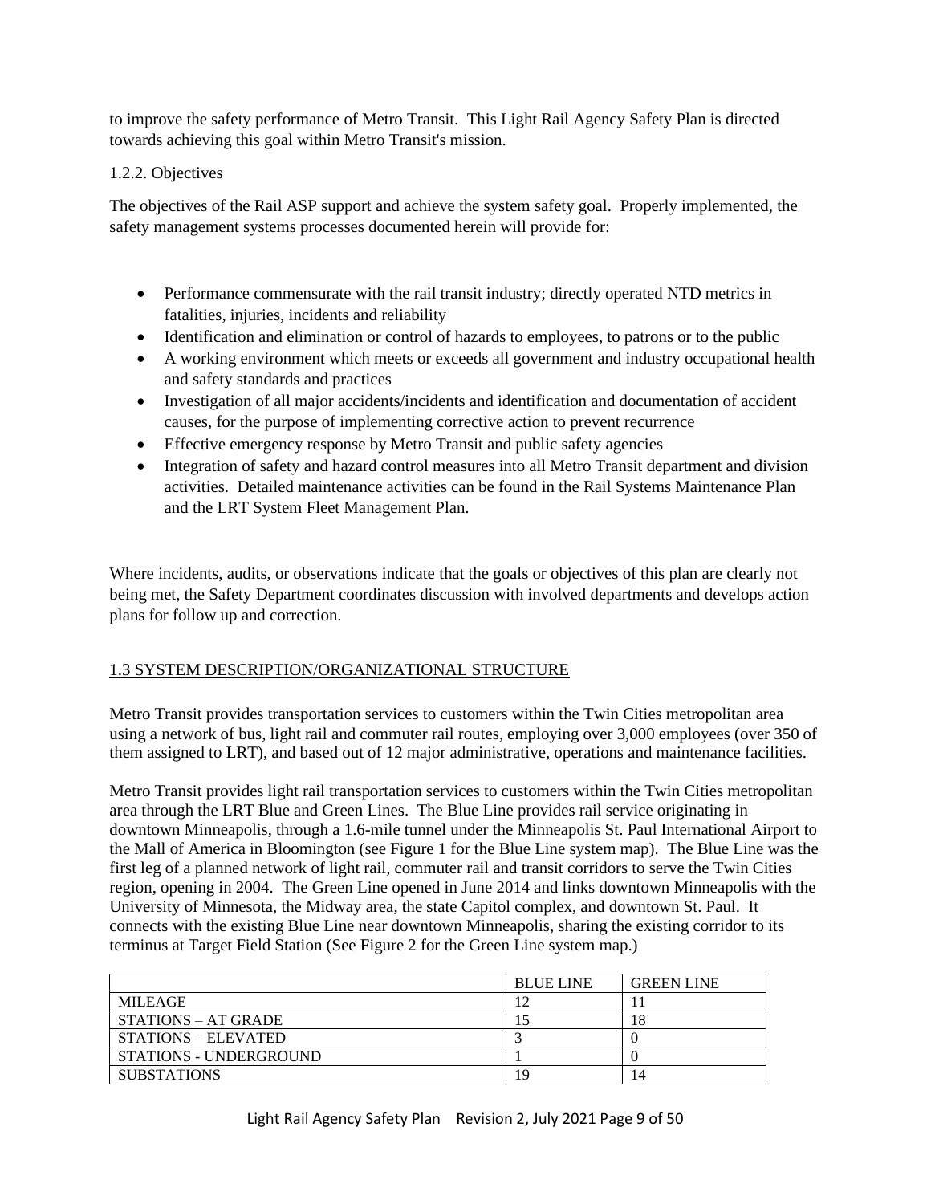to improve the safety performance of Metro Transit. This Light Rail Agency Safety Plan is directed towards achieving this goal within Metro Transit's mission.

1.2.2. Objectives

The objectives of the Rail ASP support and achieve the system safety goal. Properly implemented, the safety management systems processes documented herein will provide for:

- Performance commensurate with the rail transit industry; directly operated NTD metrics in fatalities, injuries, incidents and reliability
- Identification and elimination or control of hazards to employees, to patrons or to the public
- A working environment which meets or exceeds all government and industry occupational health and safety standards and practices
- Investigation of all major accidents/incidents and identification and documentation of accident causes, for the purpose of implementing corrective action to prevent recurrence
- Effective emergency response by Metro Transit and public safety agencies
- Integration of safety and hazard control measures into all Metro Transit department and division activities. Detailed maintenance activities can be found in the Rail Systems Maintenance Plan and the LRT System Fleet Management Plan.

Where incidents, audits, or observations indicate that the goals or objectives of this plan are clearly not being met, the Safety Department coordinates discussion with involved departments and develops action plans for follow up and correction.

## 1.3 SYSTEM DESCRIPTION/ORGANIZATIONAL STRUCTURE

Metro Transit provides transportation services to customers within the Twin Cities metropolitan area using a network of bus, light rail and commuter rail routes, employing over 3,000 employees (over 350 of them assigned to LRT), and based out of 12 major administrative, operations and maintenance facilities.

Metro Transit provides light rail transportation services to customers within the Twin Cities metropolitan area through the LRT Blue and Green Lines. The Blue Line provides rail service originating in downtown Minneapolis, through a 1.6-mile tunnel under the Minneapolis St. Paul International Airport to the Mall of America in Bloomington (see Figure 1 for the Blue Line system map). The Blue Line was the first leg of a planned network of light rail, commuter rail and transit corridors to serve the Twin Cities region, opening in 2004. The Green Line opened in June 2014 and links downtown Minneapolis with the University of Minnesota, the Midway area, the state Capitol complex, and downtown St. Paul. It connects with the existing Blue Line near downtown Minneapolis, sharing the existing corridor to its terminus at Target Field Station (See Figure 2 for the Green Line system map.)

| | BLUE LINE | GREEN LINE |
|---|---|---|
| MILEAGE | 12 | 11 |
| STATIONS – AT GRADE | 15 | 18 |
| STATIONS – ELEVATED | 3 | 0 |
| STATIONS - UNDERGROUND | 1 | 0 |
| SUBSTATIONS | 19 | 14 |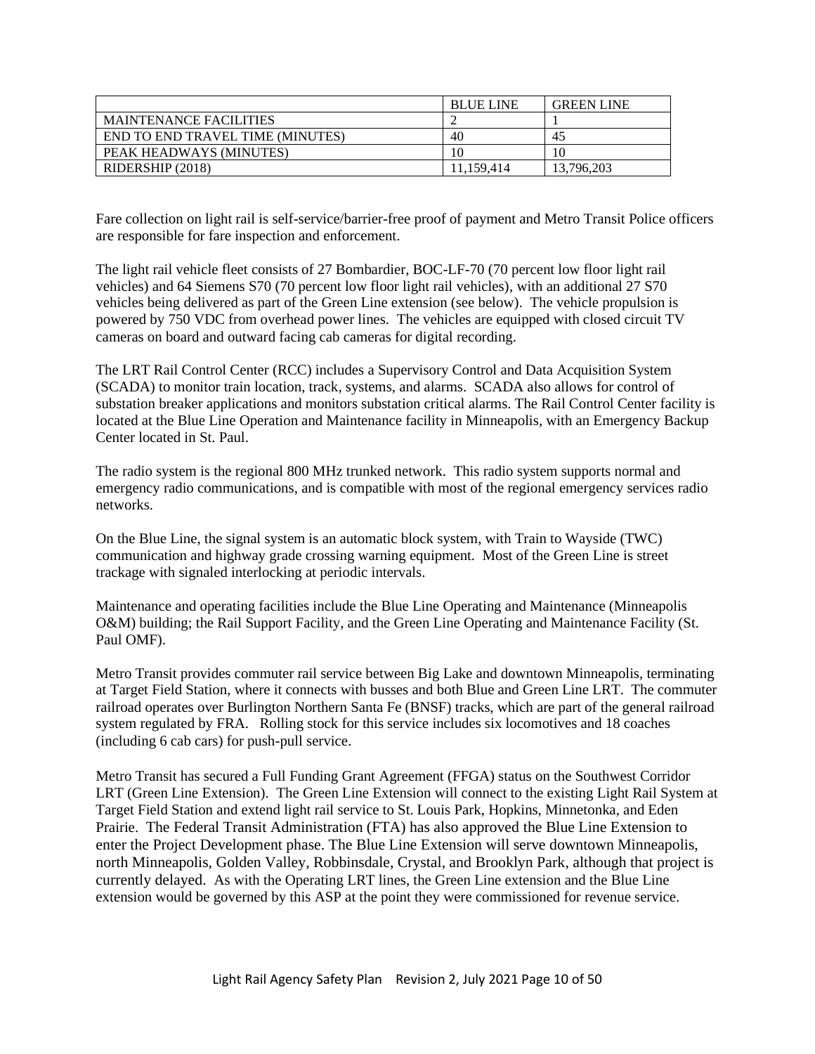| | BLUE LINE | GREEN LINE |
|---|---|---|
| MAINTENANCE FACILITIES | 2 | 1 |
| END TO END TRAVEL TIME (MINUTES) | 40 | 45 |
| PEAK HEADWAYS (MINUTES) | 10 | 10 |
| RIDERSHIP (2018) | 11,159,414 | 13,796,203 |

Fare collection on light rail is self-service/barrier-free proof of payment and Metro Transit Police officers are responsible for fare inspection and enforcement.

The light rail vehicle fleet consists of 27 Bombardier, BOC-LF-70 (70 percent low floor light rail vehicles) and 64 Siemens S70 (70 percent low floor light rail vehicles), with an additional 27 S70 vehicles being delivered as part of the Green Line extension (see below). The vehicle propulsion is powered by 750 VDC from overhead power lines. The vehicles are equipped with closed circuit TV cameras on board and outward facing cab cameras for digital recording.

The LRT Rail Control Center (RCC) includes a Supervisory Control and Data Acquisition System (SCADA) to monitor train location, track, systems, and alarms. SCADA also allows for control of substation breaker applications and monitors substation critical alarms. The Rail Control Center facility is located at the Blue Line Operation and Maintenance facility in Minneapolis, with an Emergency Backup Center located in St. Paul.

The radio system is the regional 800 MHz trunked network. This radio system supports normal and emergency radio communications, and is compatible with most of the regional emergency services radio networks.

On the Blue Line, the signal system is an automatic block system, with Train to Wayside (TWC) communication and highway grade crossing warning equipment. Most of the Green Line is street trackage with signaled interlocking at periodic intervals.

Maintenance and operating facilities include the Blue Line Operating and Maintenance (Minneapolis O&M) building; the Rail Support Facility, and the Green Line Operating and Maintenance Facility (St. Paul OMF).

Metro Transit provides commuter rail service between Big Lake and downtown Minneapolis, terminating at Target Field Station, where it connects with busses and both Blue and Green Line LRT. The commuter railroad operates over Burlington Northern Santa Fe (BNSF) tracks, which are part of the general railroad system regulated by FRA. Rolling stock for this service includes six locomotives and 18 coaches (including 6 cab cars) for push-pull service.

Metro Transit has secured a Full Funding Grant Agreement (FFGA) status on the Southwest Corridor LRT (Green Line Extension). The Green Line Extension will connect to the existing Light Rail System at Target Field Station and extend light rail service to St. Louis Park, Hopkins, Minnetonka, and Eden Prairie. The Federal Transit Administration (FTA) has also approved the Blue Line Extension to enter the Project Development phase. The Blue Line Extension will serve downtown Minneapolis, north Minneapolis, Golden Valley, Robbinsdale, Crystal, and Brooklyn Park, although that project is currently delayed. As with the Operating LRT lines, the Green Line extension and the Blue Line extension would be governed by this ASP at the point they were commissioned for revenue service.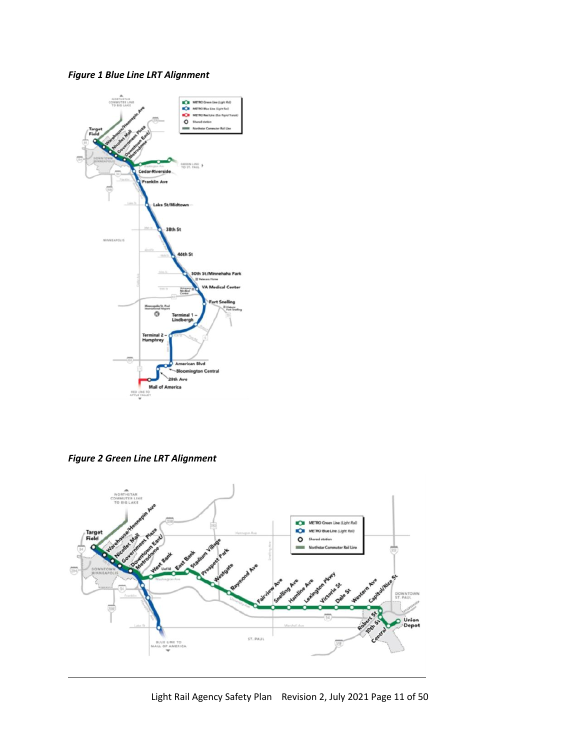***Figure 1 Blue Line LRT Alignment***

***Figure 2 Green Line LRT Alignment***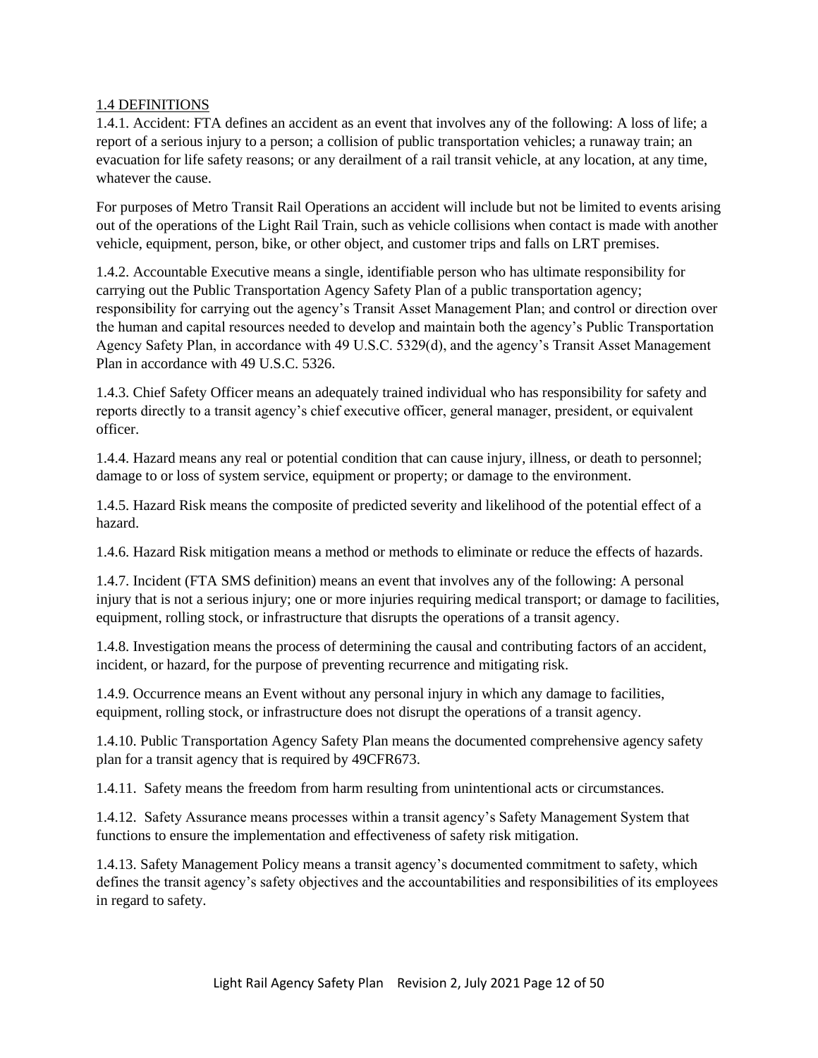## 1.4 DEFINITIONS

1.4.1. Accident: FTA defines an accident as an event that involves any of the following: A loss of life; a report of a serious injury to a person; a collision of public transportation vehicles; a runaway train; an evacuation for life safety reasons; or any derailment of a rail transit vehicle, at any location, at any time, whatever the cause.

For purposes of Metro Transit Rail Operations an accident will include but not be limited to events arising out of the operations of the Light Rail Train, such as vehicle collisions when contact is made with another vehicle, equipment, person, bike, or other object, and customer trips and falls on LRT premises.

1.4.2. Accountable Executive means a single, identifiable person who has ultimate responsibility for carrying out the Public Transportation Agency Safety Plan of a public transportation agency; responsibility for carrying out the agency's Transit Asset Management Plan; and control or direction over the human and capital resources needed to develop and maintain both the agency's Public Transportation Agency Safety Plan, in accordance with 49 U.S.C. 5329(d), and the agency's Transit Asset Management Plan in accordance with 49 U.S.C. 5326.

1.4.3. Chief Safety Officer means an adequately trained individual who has responsibility for safety and reports directly to a transit agency's chief executive officer, general manager, president, or equivalent officer.

1.4.4. Hazard means any real or potential condition that can cause injury, illness, or death to personnel; damage to or loss of system service, equipment or property; or damage to the environment.

1.4.5. Hazard Risk means the composite of predicted severity and likelihood of the potential effect of a hazard.

1.4.6. Hazard Risk mitigation means a method or methods to eliminate or reduce the effects of hazards.

1.4.7. Incident (FTA SMS definition) means an event that involves any of the following: A personal injury that is not a serious injury; one or more injuries requiring medical transport; or damage to facilities, equipment, rolling stock, or infrastructure that disrupts the operations of a transit agency.

1.4.8. Investigation means the process of determining the causal and contributing factors of an accident, incident, or hazard, for the purpose of preventing recurrence and mitigating risk.

1.4.9. Occurrence means an Event without any personal injury in which any damage to facilities, equipment, rolling stock, or infrastructure does not disrupt the operations of a transit agency.

1.4.10. Public Transportation Agency Safety Plan means the documented comprehensive agency safety plan for a transit agency that is required by 49CFR673.

1.4.11. Safety means the freedom from harm resulting from unintentional acts or circumstances.

1.4.12. Safety Assurance means processes within a transit agency's Safety Management System that functions to ensure the implementation and effectiveness of safety risk mitigation.

1.4.13. Safety Management Policy means a transit agency's documented commitment to safety, which defines the transit agency's safety objectives and the accountabilities and responsibilities of its employees in regard to safety.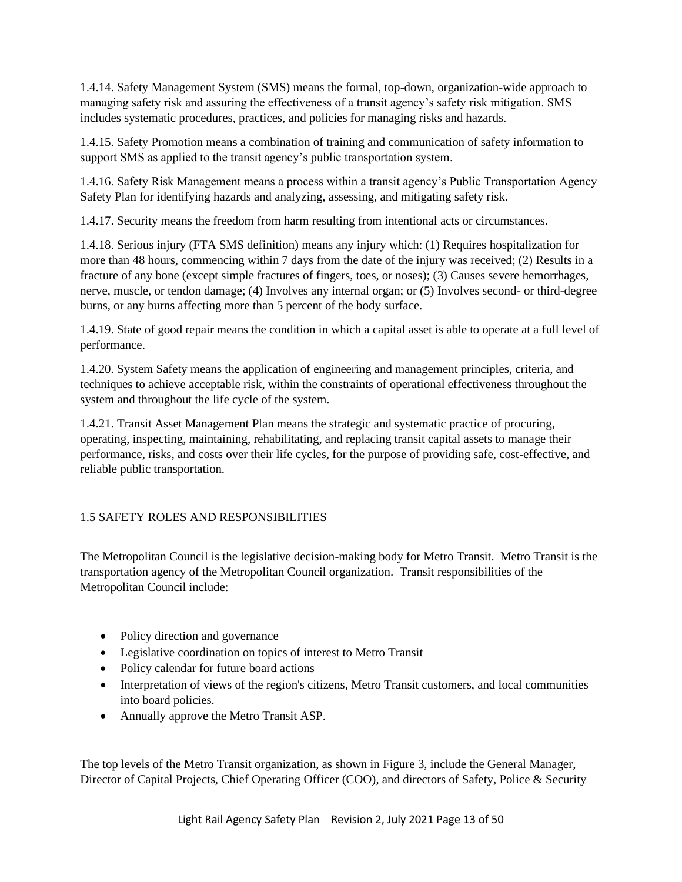1.4.14. Safety Management System (SMS) means the formal, top-down, organization-wide approach to managing safety risk and assuring the effectiveness of a transit agency's safety risk mitigation. SMS includes systematic procedures, practices, and policies for managing risks and hazards.

1.4.15. Safety Promotion means a combination of training and communication of safety information to support SMS as applied to the transit agency's public transportation system.

1.4.16. Safety Risk Management means a process within a transit agency's Public Transportation Agency Safety Plan for identifying hazards and analyzing, assessing, and mitigating safety risk.

1.4.17. Security means the freedom from harm resulting from intentional acts or circumstances.

1.4.18. Serious injury (FTA SMS definition) means any injury which: (1) Requires hospitalization for more than 48 hours, commencing within 7 days from the date of the injury was received; (2) Results in a fracture of any bone (except simple fractures of fingers, toes, or noses); (3) Causes severe hemorrhages, nerve, muscle, or tendon damage; (4) Involves any internal organ; or (5) Involves second- or third-degree burns, or any burns affecting more than 5 percent of the body surface.

1.4.19. State of good repair means the condition in which a capital asset is able to operate at a full level of performance.

1.4.20. System Safety means the application of engineering and management principles, criteria, and techniques to achieve acceptable risk, within the constraints of operational effectiveness throughout the system and throughout the life cycle of the system.

1.4.21. Transit Asset Management Plan means the strategic and systematic practice of procuring, operating, inspecting, maintaining, rehabilitating, and replacing transit capital assets to manage their performance, risks, and costs over their life cycles, for the purpose of providing safe, cost-effective, and reliable public transportation.

## 1.5 SAFETY ROLES AND RESPONSIBILITIES

The Metropolitan Council is the legislative decision-making body for Metro Transit. Metro Transit is the transportation agency of the Metropolitan Council organization. Transit responsibilities of the Metropolitan Council include:

- Policy direction and governance
- Legislative coordination on topics of interest to Metro Transit
- Policy calendar for future board actions
- Interpretation of views of the region's citizens, Metro Transit customers, and local communities into board policies.
- Annually approve the Metro Transit ASP.

The top levels of the Metro Transit organization, as shown in Figure 3, include the General Manager, Director of Capital Projects, Chief Operating Officer (COO), and directors of Safety, Police & Security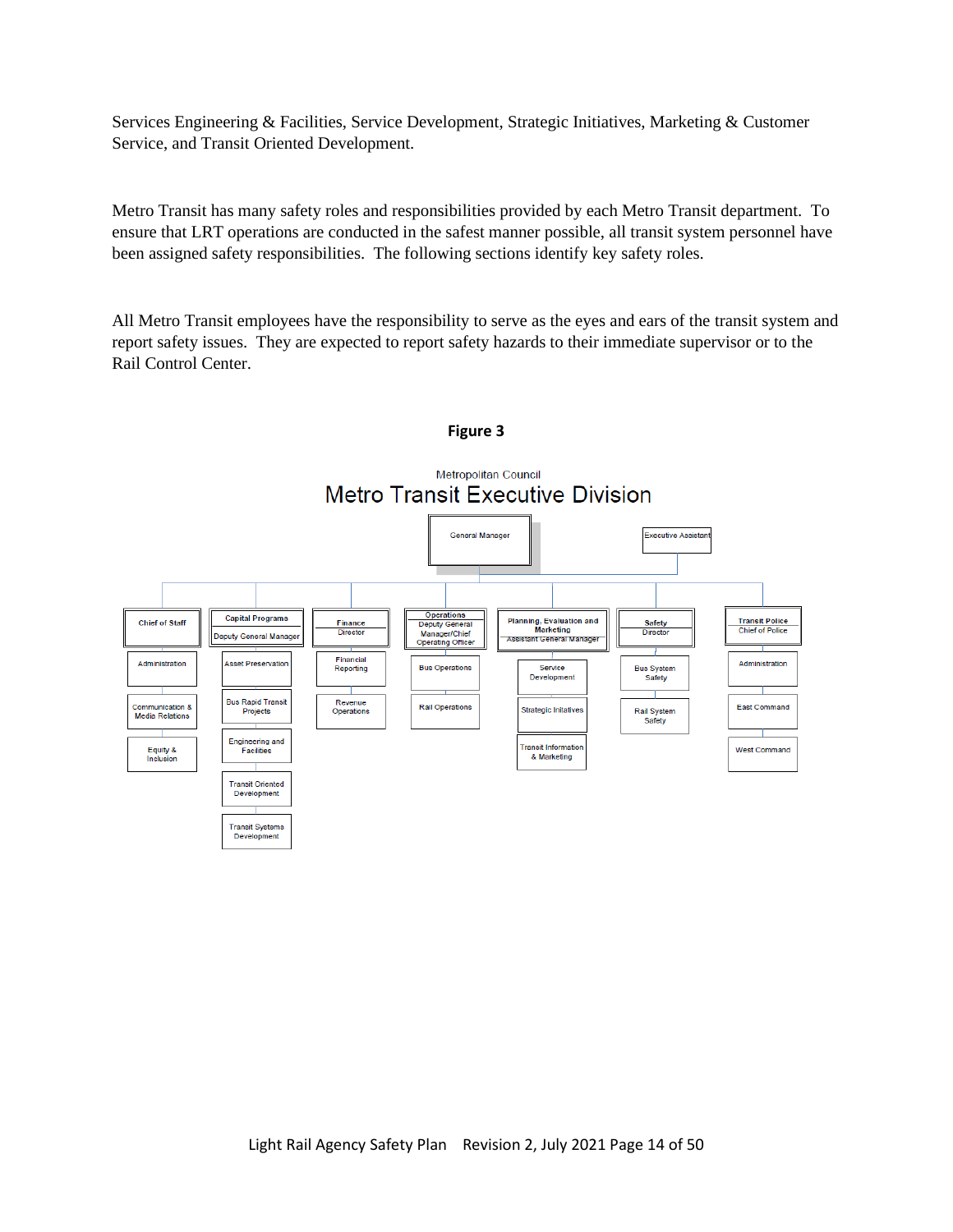Services Engineering & Facilities, Service Development, Strategic Initiatives, Marketing & Customer Service, and Transit Oriented Development.

Metro Transit has many safety roles and responsibilities provided by each Metro Transit department. To ensure that LRT operations are conducted in the safest manner possible, all transit system personnel have been assigned safety responsibilities. The following sections identify key safety roles.

All Metro Transit employees have the responsibility to serve as the eyes and ears of the transit system and report safety issues. They are expected to report safety hazards to their immediate supervisor or to the Rail Control Center.

**Figure 3**

Metropolitan Council

Metro Transit Executive Division

- General Manager
  - Executive Assistant
  - Chief of Staff
    - Administration
    - Communication & Media Relations
    - Equity & Inclusion
  - Capital Programs – Deputy General Manager
    - Asset Preservation
    - Bus Rapid Transit Projects
    - Engineering and Facilities
    - Transit Oriented Development
    - Transit Systems Development
  - Finance – Director
    - Financial Reporting
    - Revenue Operations
  - Operations – Deputy General Manager/Chief Operating Officer
    - Bus Operations
    - Rail Operations
  - Planning, Evaluation and Marketing – Assistant General Manager
    - Service Development
    - Strategic Initiatives
    - Transit Information & Marketing
  - Safety – Director
    - Bus System Safety
    - Rail System Safety
  - Transit Police – Chief of Police
    - Administration
    - East Command
    - West Command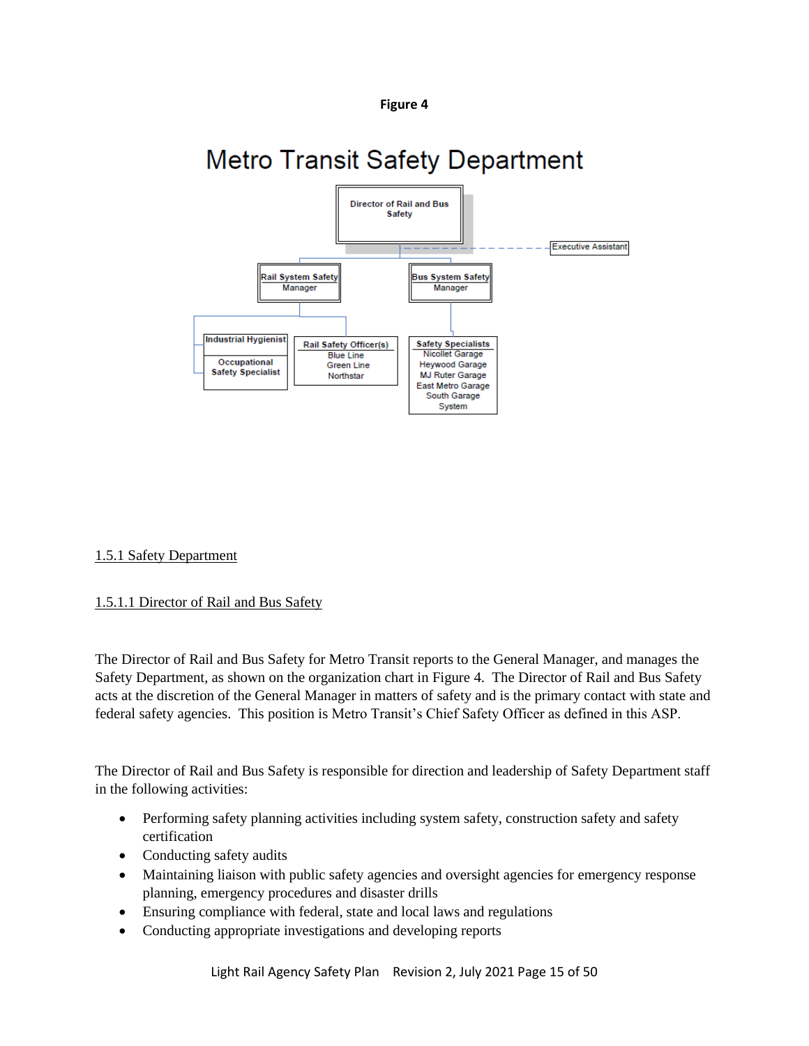**Figure 4**

Metro Transit Safety Department

- Director of Rail and Bus Safety
  - Executive Assistant
  - Rail System Safety Manager
    - Industrial Hygienist
    - Occupational Safety Specialist
    - Rail Safety Officer(s): Blue Line, Green Line, Northstar
  - Bus System Safety Manager
    - Safety Specialists: Nicollet Garage, Heywood Garage, MJ Ruter Garage, East Metro Garage, South Garage, System

1.5.1 Safety Department

1.5.1.1 Director of Rail and Bus Safety

The Director of Rail and Bus Safety for Metro Transit reports to the General Manager, and manages the Safety Department, as shown on the organization chart in Figure 4. The Director of Rail and Bus Safety acts at the discretion of the General Manager in matters of safety and is the primary contact with state and federal safety agencies. This position is Metro Transit's Chief Safety Officer as defined in this ASP.

The Director of Rail and Bus Safety is responsible for direction and leadership of Safety Department staff in the following activities:

- Performing safety planning activities including system safety, construction safety and safety certification
- Conducting safety audits
- Maintaining liaison with public safety agencies and oversight agencies for emergency response planning, emergency procedures and disaster drills
- Ensuring compliance with federal, state and local laws and regulations
- Conducting appropriate investigations and developing reports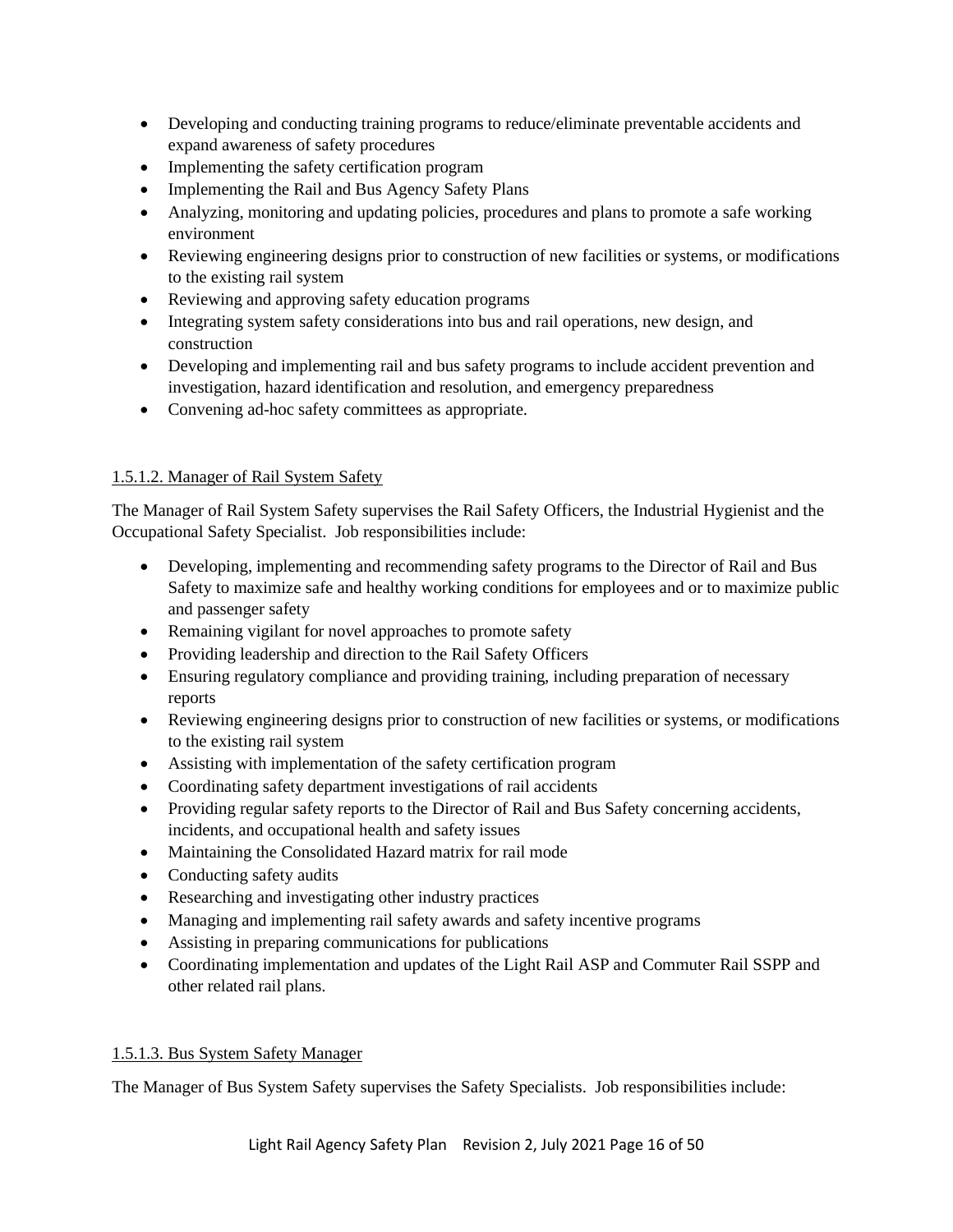- Developing and conducting training programs to reduce/eliminate preventable accidents and expand awareness of safety procedures
- Implementing the safety certification program
- Implementing the Rail and Bus Agency Safety Plans
- Analyzing, monitoring and updating policies, procedures and plans to promote a safe working environment
- Reviewing engineering designs prior to construction of new facilities or systems, or modifications to the existing rail system
- Reviewing and approving safety education programs
- Integrating system safety considerations into bus and rail operations, new design, and construction
- Developing and implementing rail and bus safety programs to include accident prevention and investigation, hazard identification and resolution, and emergency preparedness
- Convening ad-hoc safety committees as appropriate.

#### 1.5.1.2. Manager of Rail System Safety

The Manager of Rail System Safety supervises the Rail Safety Officers, the Industrial Hygienist and the Occupational Safety Specialist. Job responsibilities include:

- Developing, implementing and recommending safety programs to the Director of Rail and Bus Safety to maximize safe and healthy working conditions for employees and or to maximize public and passenger safety
- Remaining vigilant for novel approaches to promote safety
- Providing leadership and direction to the Rail Safety Officers
- Ensuring regulatory compliance and providing training, including preparation of necessary reports
- Reviewing engineering designs prior to construction of new facilities or systems, or modifications to the existing rail system
- Assisting with implementation of the safety certification program
- Coordinating safety department investigations of rail accidents
- Providing regular safety reports to the Director of Rail and Bus Safety concerning accidents, incidents, and occupational health and safety issues
- Maintaining the Consolidated Hazard matrix for rail mode
- Conducting safety audits
- Researching and investigating other industry practices
- Managing and implementing rail safety awards and safety incentive programs
- Assisting in preparing communications for publications
- Coordinating implementation and updates of the Light Rail ASP and Commuter Rail SSPP and other related rail plans.

#### 1.5.1.3. Bus System Safety Manager

The Manager of Bus System Safety supervises the Safety Specialists. Job responsibilities include: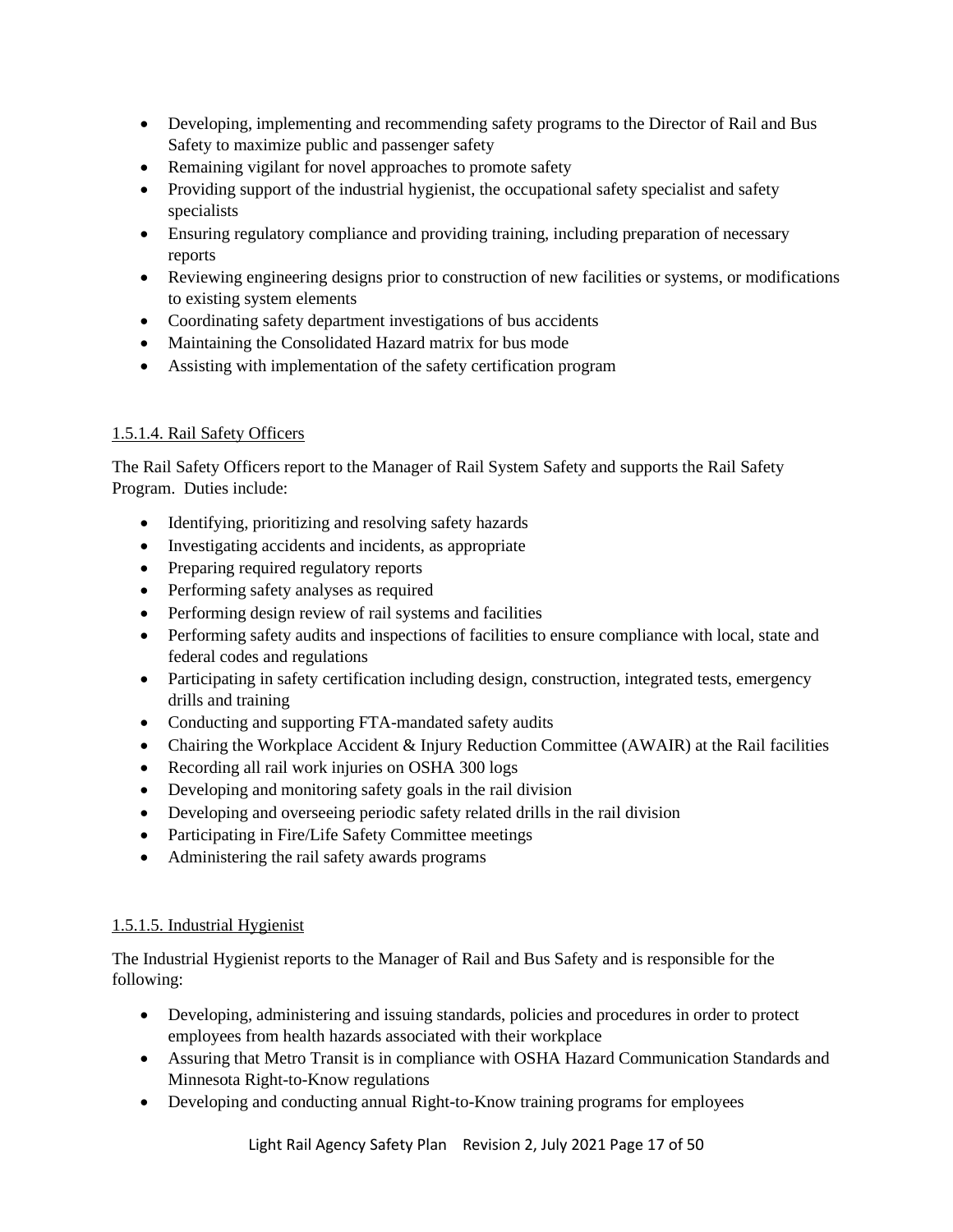- Developing, implementing and recommending safety programs to the Director of Rail and Bus Safety to maximize public and passenger safety
- Remaining vigilant for novel approaches to promote safety
- Providing support of the industrial hygienist, the occupational safety specialist and safety specialists
- Ensuring regulatory compliance and providing training, including preparation of necessary reports
- Reviewing engineering designs prior to construction of new facilities or systems, or modifications to existing system elements
- Coordinating safety department investigations of bus accidents
- Maintaining the Consolidated Hazard matrix for bus mode
- Assisting with implementation of the safety certification program

#### 1.5.1.4. Rail Safety Officers

The Rail Safety Officers report to the Manager of Rail System Safety and supports the Rail Safety Program. Duties include:

- Identifying, prioritizing and resolving safety hazards
- Investigating accidents and incidents, as appropriate
- Preparing required regulatory reports
- Performing safety analyses as required
- Performing design review of rail systems and facilities
- Performing safety audits and inspections of facilities to ensure compliance with local, state and federal codes and regulations
- Participating in safety certification including design, construction, integrated tests, emergency drills and training
- Conducting and supporting FTA-mandated safety audits
- Chairing the Workplace Accident & Injury Reduction Committee (AWAIR) at the Rail facilities
- Recording all rail work injuries on OSHA 300 logs
- Developing and monitoring safety goals in the rail division
- Developing and overseeing periodic safety related drills in the rail division
- Participating in Fire/Life Safety Committee meetings
- Administering the rail safety awards programs

#### 1.5.1.5. Industrial Hygienist

The Industrial Hygienist reports to the Manager of Rail and Bus Safety and is responsible for the following:

- Developing, administering and issuing standards, policies and procedures in order to protect employees from health hazards associated with their workplace
- Assuring that Metro Transit is in compliance with OSHA Hazard Communication Standards and Minnesota Right-to-Know regulations
- Developing and conducting annual Right-to-Know training programs for employees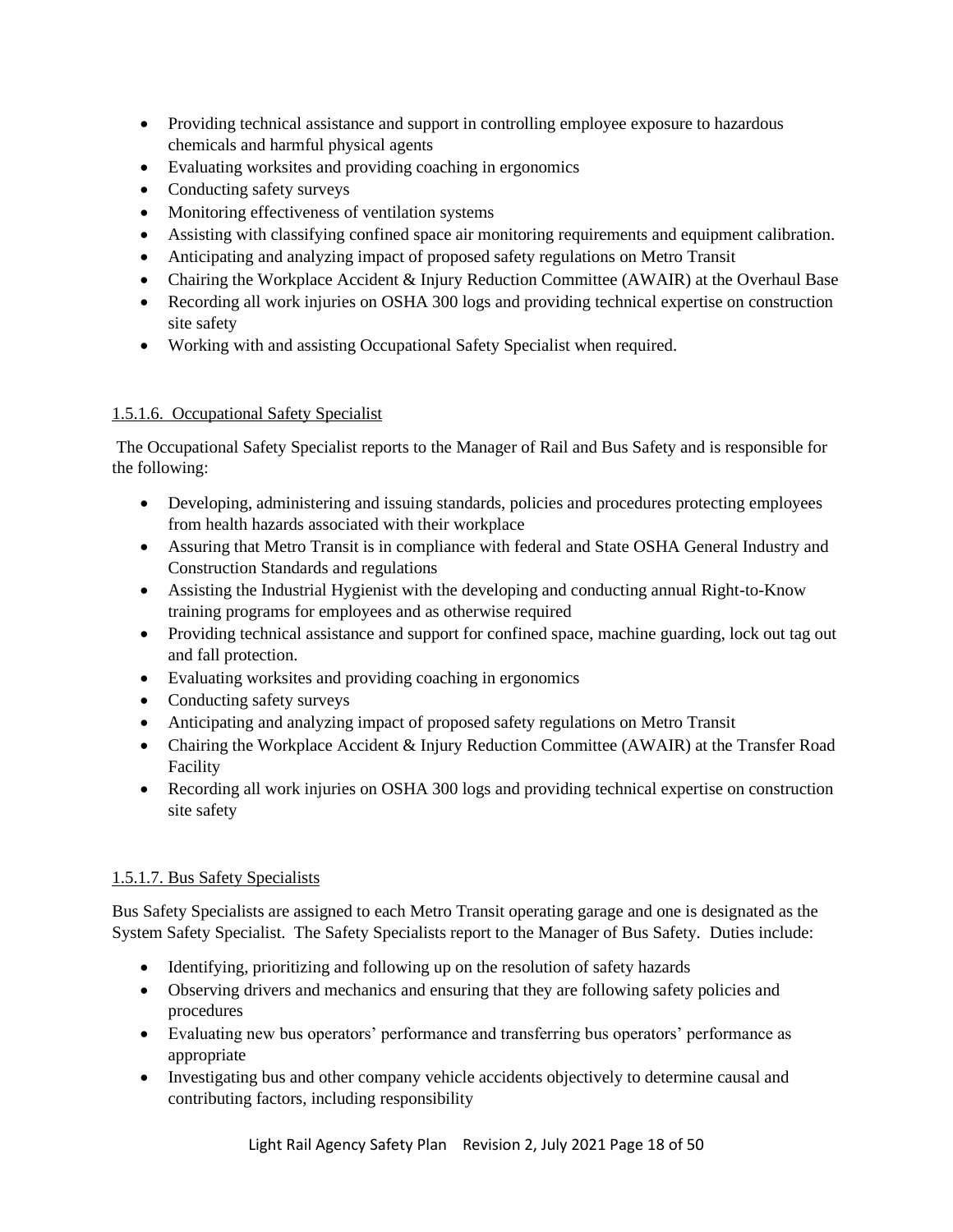- Providing technical assistance and support in controlling employee exposure to hazardous chemicals and harmful physical agents
- Evaluating worksites and providing coaching in ergonomics
- Conducting safety surveys
- Monitoring effectiveness of ventilation systems
- Assisting with classifying confined space air monitoring requirements and equipment calibration.
- Anticipating and analyzing impact of proposed safety regulations on Metro Transit
- Chairing the Workplace Accident & Injury Reduction Committee (AWAIR) at the Overhaul Base
- Recording all work injuries on OSHA 300 logs and providing technical expertise on construction site safety
- Working with and assisting Occupational Safety Specialist when required.

#### 1.5.1.6. Occupational Safety Specialist

The Occupational Safety Specialist reports to the Manager of Rail and Bus Safety and is responsible for the following:

- Developing, administering and issuing standards, policies and procedures protecting employees from health hazards associated with their workplace
- Assuring that Metro Transit is in compliance with federal and State OSHA General Industry and Construction Standards and regulations
- Assisting the Industrial Hygienist with the developing and conducting annual Right-to-Know training programs for employees and as otherwise required
- Providing technical assistance and support for confined space, machine guarding, lock out tag out and fall protection.
- Evaluating worksites and providing coaching in ergonomics
- Conducting safety surveys
- Anticipating and analyzing impact of proposed safety regulations on Metro Transit
- Chairing the Workplace Accident & Injury Reduction Committee (AWAIR) at the Transfer Road Facility
- Recording all work injuries on OSHA 300 logs and providing technical expertise on construction site safety

#### 1.5.1.7. Bus Safety Specialists

Bus Safety Specialists are assigned to each Metro Transit operating garage and one is designated as the System Safety Specialist. The Safety Specialists report to the Manager of Bus Safety. Duties include:

- Identifying, prioritizing and following up on the resolution of safety hazards
- Observing drivers and mechanics and ensuring that they are following safety policies and procedures
- Evaluating new bus operators' performance and transferring bus operators' performance as appropriate
- Investigating bus and other company vehicle accidents objectively to determine causal and contributing factors, including responsibility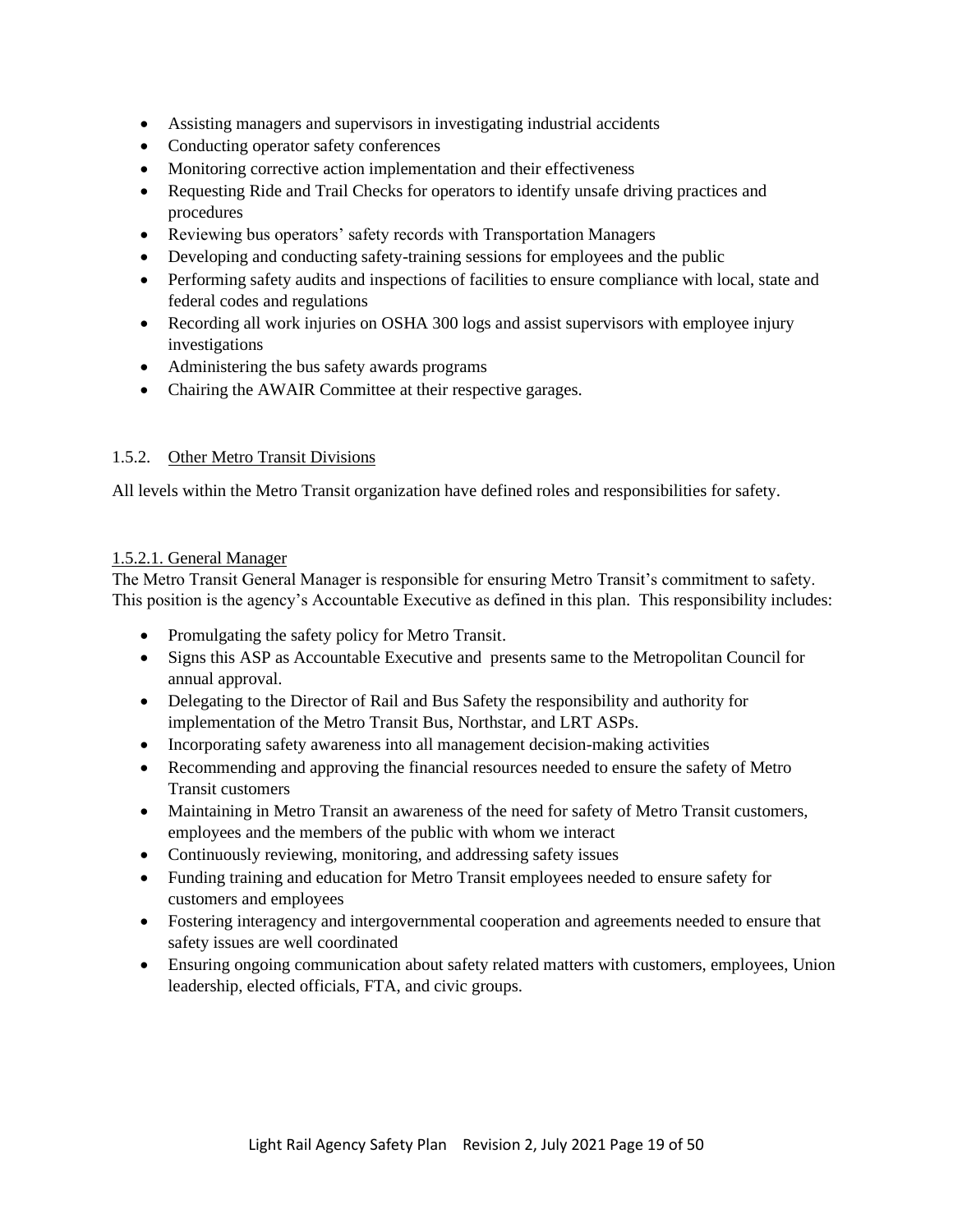- Assisting managers and supervisors in investigating industrial accidents
- Conducting operator safety conferences
- Monitoring corrective action implementation and their effectiveness
- Requesting Ride and Trail Checks for operators to identify unsafe driving practices and procedures
- Reviewing bus operators' safety records with Transportation Managers
- Developing and conducting safety-training sessions for employees and the public
- Performing safety audits and inspections of facilities to ensure compliance with local, state and federal codes and regulations
- Recording all work injuries on OSHA 300 logs and assist supervisors with employee injury investigations
- Administering the bus safety awards programs
- Chairing the AWAIR Committee at their respective garages.

### 1.5.2. Other Metro Transit Divisions

All levels within the Metro Transit organization have defined roles and responsibilities for safety.

#### 1.5.2.1. General Manager

The Metro Transit General Manager is responsible for ensuring Metro Transit's commitment to safety. This position is the agency's Accountable Executive as defined in this plan. This responsibility includes:

- Promulgating the safety policy for Metro Transit.
- Signs this ASP as Accountable Executive and presents same to the Metropolitan Council for annual approval.
- Delegating to the Director of Rail and Bus Safety the responsibility and authority for implementation of the Metro Transit Bus, Northstar, and LRT ASPs.
- Incorporating safety awareness into all management decision-making activities
- Recommending and approving the financial resources needed to ensure the safety of Metro Transit customers
- Maintaining in Metro Transit an awareness of the need for safety of Metro Transit customers, employees and the members of the public with whom we interact
- Continuously reviewing, monitoring, and addressing safety issues
- Funding training and education for Metro Transit employees needed to ensure safety for customers and employees
- Fostering interagency and intergovernmental cooperation and agreements needed to ensure that safety issues are well coordinated
- Ensuring ongoing communication about safety related matters with customers, employees, Union leadership, elected officials, FTA, and civic groups.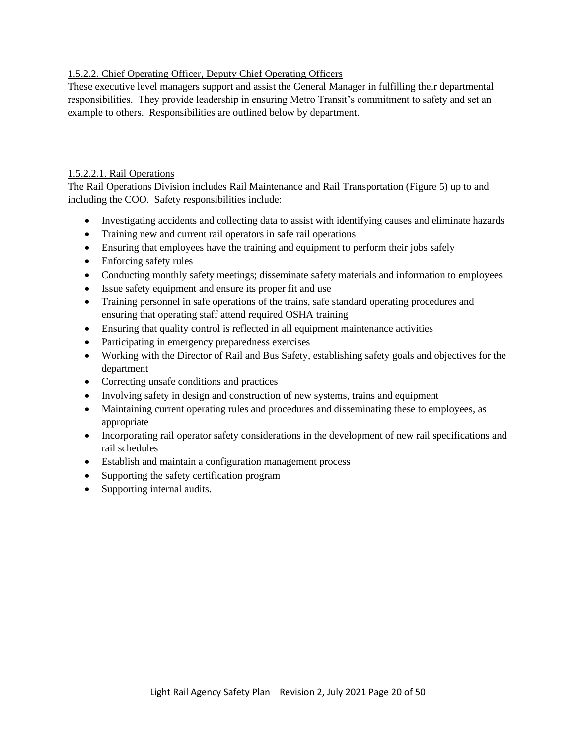#### 1.5.2.2. Chief Operating Officer, Deputy Chief Operating Officers

These executive level managers support and assist the General Manager in fulfilling their departmental responsibilities. They provide leadership in ensuring Metro Transit's commitment to safety and set an example to others. Responsibilities are outlined below by department.

##### 1.5.2.2.1. Rail Operations

The Rail Operations Division includes Rail Maintenance and Rail Transportation (Figure 5) up to and including the COO. Safety responsibilities include:

- Investigating accidents and collecting data to assist with identifying causes and eliminate hazards
- Training new and current rail operators in safe rail operations
- Ensuring that employees have the training and equipment to perform their jobs safely
- Enforcing safety rules
- Conducting monthly safety meetings; disseminate safety materials and information to employees
- Issue safety equipment and ensure its proper fit and use
- Training personnel in safe operations of the trains, safe standard operating procedures and ensuring that operating staff attend required OSHA training
- Ensuring that quality control is reflected in all equipment maintenance activities
- Participating in emergency preparedness exercises
- Working with the Director of Rail and Bus Safety, establishing safety goals and objectives for the department
- Correcting unsafe conditions and practices
- Involving safety in design and construction of new systems, trains and equipment
- Maintaining current operating rules and procedures and disseminating these to employees, as appropriate
- Incorporating rail operator safety considerations in the development of new rail specifications and rail schedules
- Establish and maintain a configuration management process
- Supporting the safety certification program
- Supporting internal audits.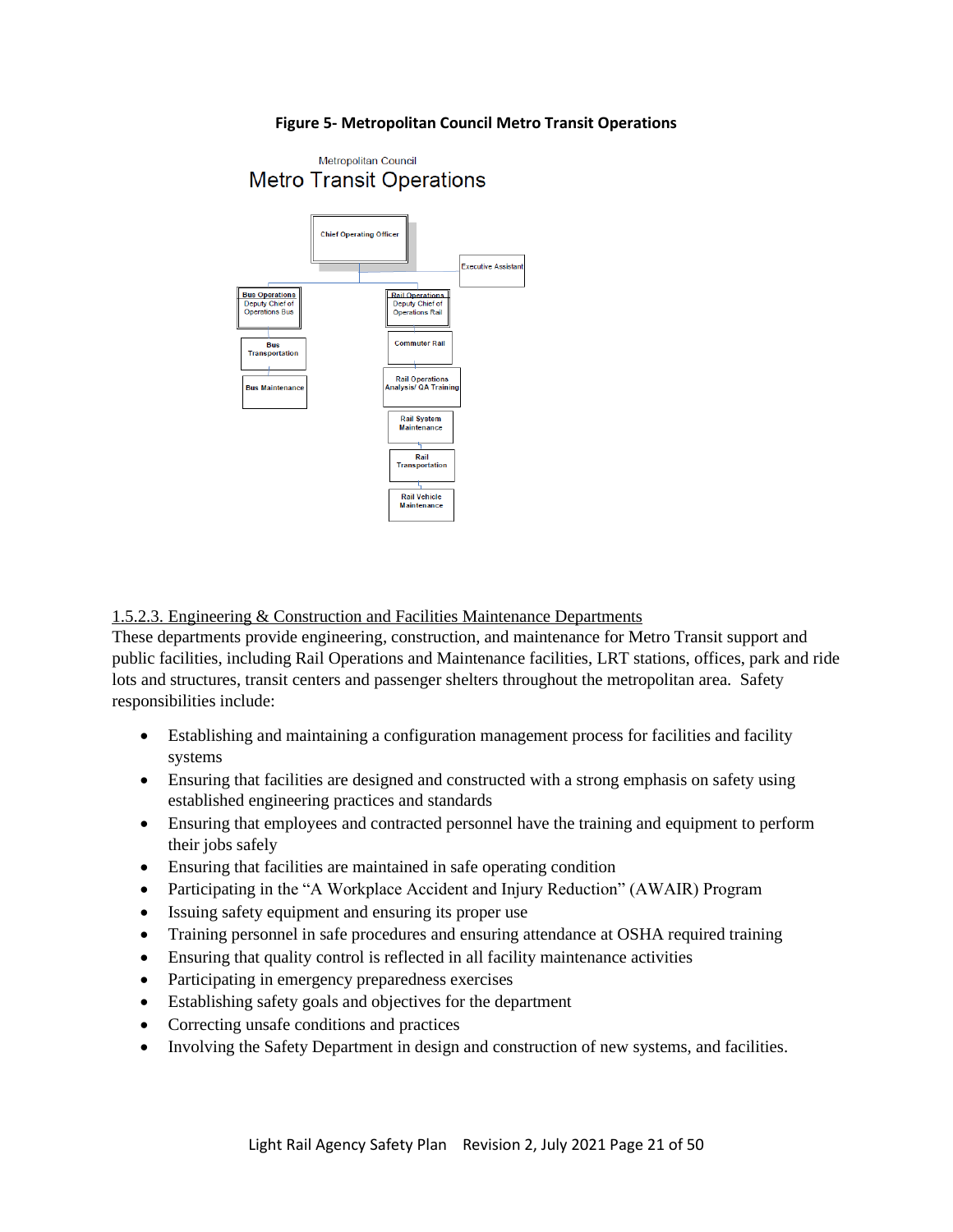**Figure 5- Metropolitan Council Metro Transit Operations**

Metropolitan Council
Metro Transit Operations

- Chief Operating Officer
  - Executive Assistant
  - Bus Operations Deputy Chief of Operations Bus
    - Bus Transportation
    - Bus Maintenance
  - Rail Operations Deputy Chief of Operations Rail
    - Commuter Rail
    - Rail Operations Analysis/ QA Training
    - Rail System Maintenance
    - Rail Transportation
    - Rail Vehicle Maintenance

1.5.2.3. Engineering & Construction and Facilities Maintenance Departments

These departments provide engineering, construction, and maintenance for Metro Transit support and public facilities, including Rail Operations and Maintenance facilities, LRT stations, offices, park and ride lots and structures, transit centers and passenger shelters throughout the metropolitan area. Safety responsibilities include:

- Establishing and maintaining a configuration management process for facilities and facility systems
- Ensuring that facilities are designed and constructed with a strong emphasis on safety using established engineering practices and standards
- Ensuring that employees and contracted personnel have the training and equipment to perform their jobs safely
- Ensuring that facilities are maintained in safe operating condition
- Participating in the "A Workplace Accident and Injury Reduction" (AWAIR) Program
- Issuing safety equipment and ensuring its proper use
- Training personnel in safe procedures and ensuring attendance at OSHA required training
- Ensuring that quality control is reflected in all facility maintenance activities
- Participating in emergency preparedness exercises
- Establishing safety goals and objectives for the department
- Correcting unsafe conditions and practices
- Involving the Safety Department in design and construction of new systems, and facilities.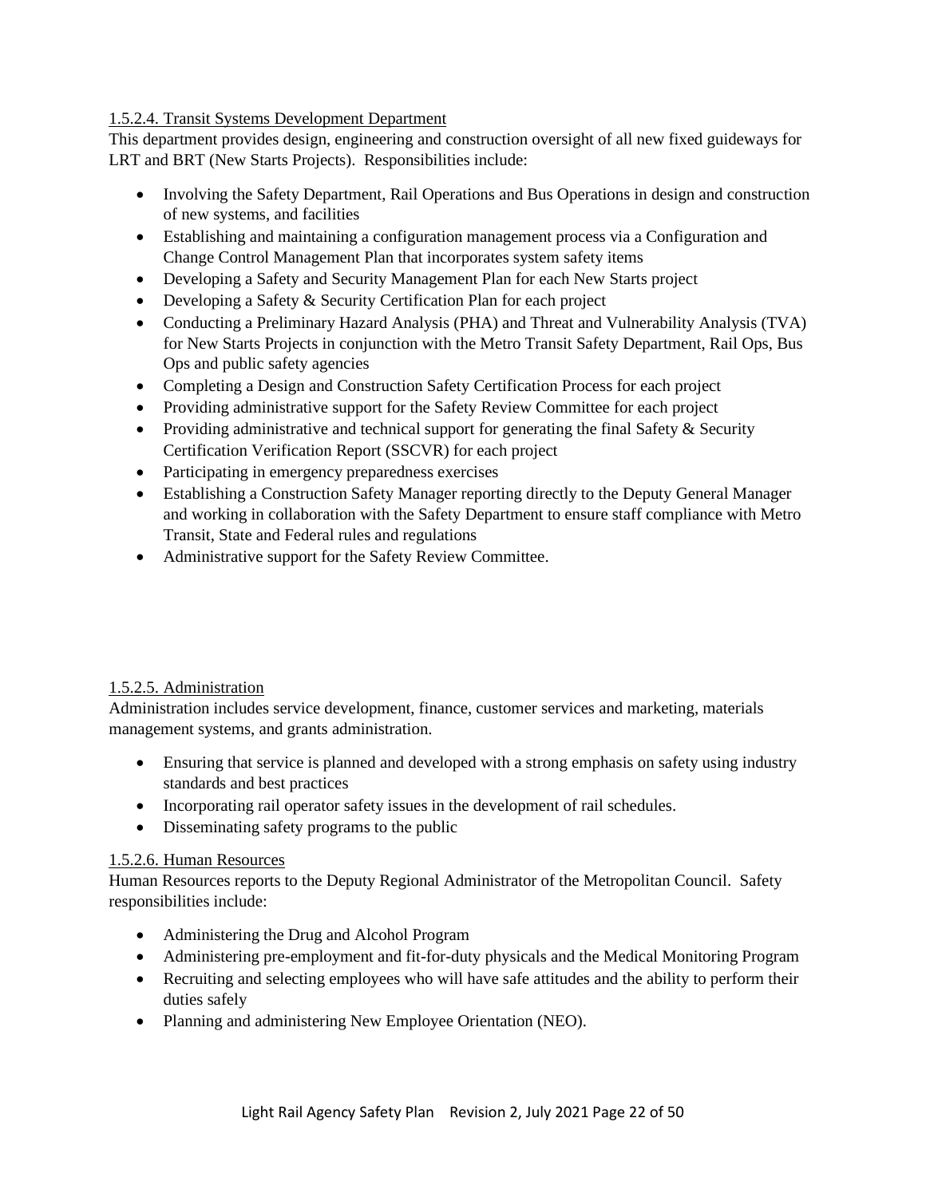#### 1.5.2.4. Transit Systems Development Department

This department provides design, engineering and construction oversight of all new fixed guideways for LRT and BRT (New Starts Projects). Responsibilities include:

- Involving the Safety Department, Rail Operations and Bus Operations in design and construction of new systems, and facilities
- Establishing and maintaining a configuration management process via a Configuration and Change Control Management Plan that incorporates system safety items
- Developing a Safety and Security Management Plan for each New Starts project
- Developing a Safety & Security Certification Plan for each project
- Conducting a Preliminary Hazard Analysis (PHA) and Threat and Vulnerability Analysis (TVA) for New Starts Projects in conjunction with the Metro Transit Safety Department, Rail Ops, Bus Ops and public safety agencies
- Completing a Design and Construction Safety Certification Process for each project
- Providing administrative support for the Safety Review Committee for each project
- Providing administrative and technical support for generating the final Safety & Security Certification Verification Report (SSCVR) for each project
- Participating in emergency preparedness exercises
- Establishing a Construction Safety Manager reporting directly to the Deputy General Manager and working in collaboration with the Safety Department to ensure staff compliance with Metro Transit, State and Federal rules and regulations
- Administrative support for the Safety Review Committee.

#### 1.5.2.5. Administration

Administration includes service development, finance, customer services and marketing, materials management systems, and grants administration.

- Ensuring that service is planned and developed with a strong emphasis on safety using industry standards and best practices
- Incorporating rail operator safety issues in the development of rail schedules.
- Disseminating safety programs to the public

#### 1.5.2.6. Human Resources

Human Resources reports to the Deputy Regional Administrator of the Metropolitan Council. Safety responsibilities include:

- Administering the Drug and Alcohol Program
- Administering pre-employment and fit-for-duty physicals and the Medical Monitoring Program
- Recruiting and selecting employees who will have safe attitudes and the ability to perform their duties safely
- Planning and administering New Employee Orientation (NEO).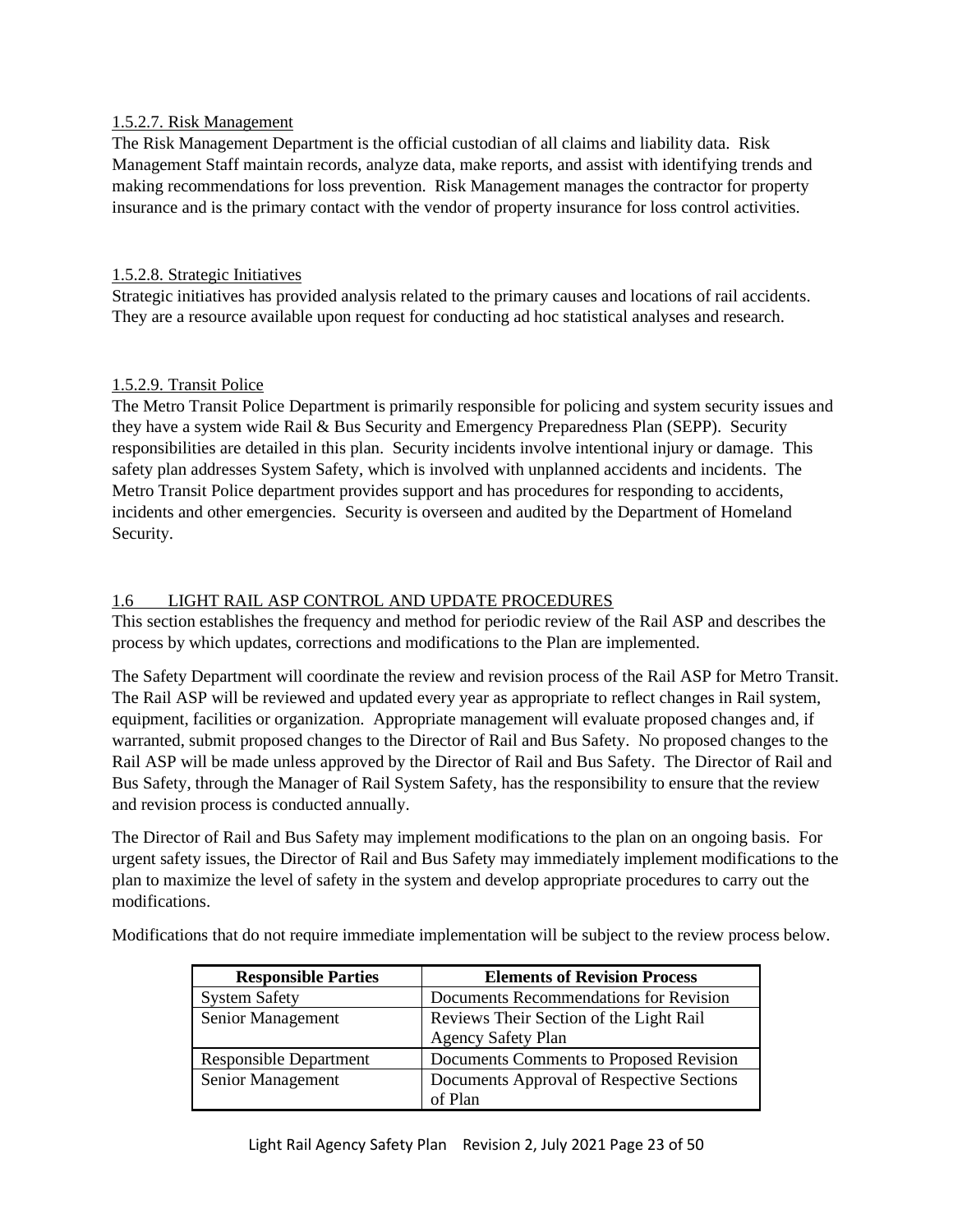#### 1.5.2.7. Risk Management

The Risk Management Department is the official custodian of all claims and liability data. Risk Management Staff maintain records, analyze data, make reports, and assist with identifying trends and making recommendations for loss prevention. Risk Management manages the contractor for property insurance and is the primary contact with the vendor of property insurance for loss control activities.

#### 1.5.2.8. Strategic Initiatives

Strategic initiatives has provided analysis related to the primary causes and locations of rail accidents. They are a resource available upon request for conducting ad hoc statistical analyses and research.

#### 1.5.2.9. Transit Police

The Metro Transit Police Department is primarily responsible for policing and system security issues and they have a system wide Rail & Bus Security and Emergency Preparedness Plan (SEPP). Security responsibilities are detailed in this plan. Security incidents involve intentional injury or damage. This safety plan addresses System Safety, which is involved with unplanned accidents and incidents. The Metro Transit Police department provides support and has procedures for responding to accidents, incidents and other emergencies. Security is overseen and audited by the Department of Homeland Security.

## 1.6 LIGHT RAIL ASP CONTROL AND UPDATE PROCEDURES

This section establishes the frequency and method for periodic review of the Rail ASP and describes the process by which updates, corrections and modifications to the Plan are implemented.

The Safety Department will coordinate the review and revision process of the Rail ASP for Metro Transit. The Rail ASP will be reviewed and updated every year as appropriate to reflect changes in Rail system, equipment, facilities or organization. Appropriate management will evaluate proposed changes and, if warranted, submit proposed changes to the Director of Rail and Bus Safety. No proposed changes to the Rail ASP will be made unless approved by the Director of Rail and Bus Safety. The Director of Rail and Bus Safety, through the Manager of Rail System Safety, has the responsibility to ensure that the review and revision process is conducted annually.

The Director of Rail and Bus Safety may implement modifications to the plan on an ongoing basis. For urgent safety issues, the Director of Rail and Bus Safety may immediately implement modifications to the plan to maximize the level of safety in the system and develop appropriate procedures to carry out the modifications.

Modifications that do not require immediate implementation will be subject to the review process below.

| Responsible Parties | Elements of Revision Process |
|---|---|
| System Safety | Documents Recommendations for Revision |
| Senior Management | Reviews Their Section of the Light Rail Agency Safety Plan |
| Responsible Department | Documents Comments to Proposed Revision |
| Senior Management | Documents Approval of Respective Sections of Plan |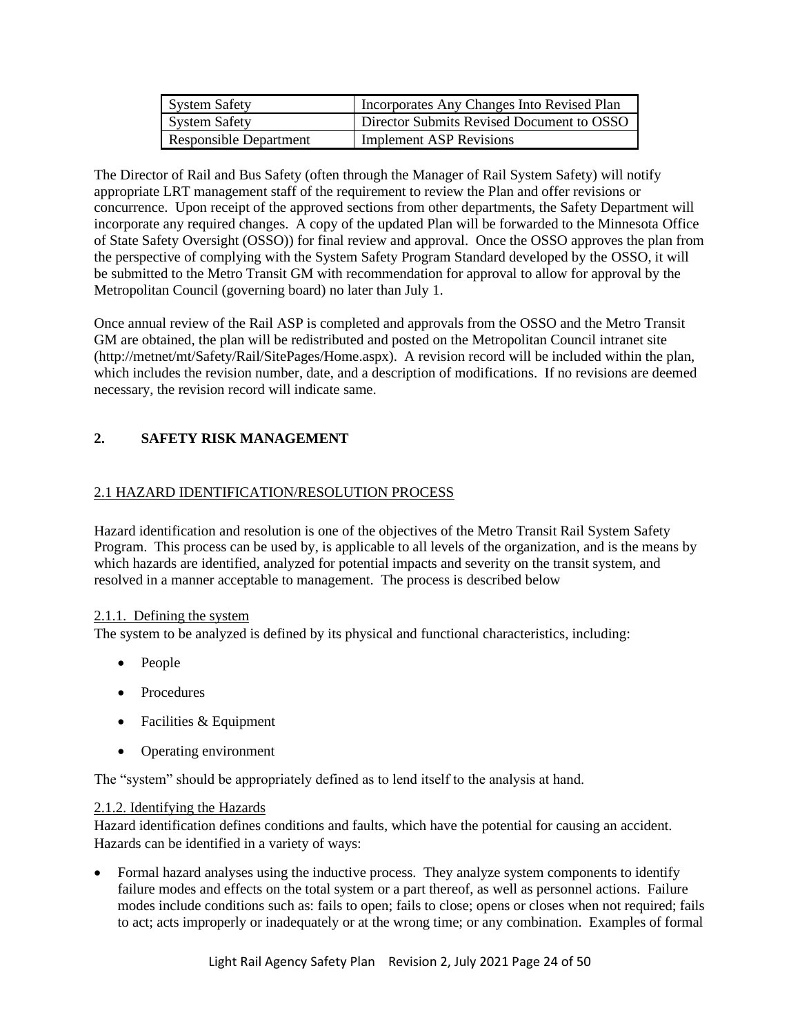| System Safety | Incorporates Any Changes Into Revised Plan |
|---|---|
| System Safety | Director Submits Revised Document to OSSO |
| Responsible Department | Implement ASP Revisions |

The Director of Rail and Bus Safety (often through the Manager of Rail System Safety) will notify appropriate LRT management staff of the requirement to review the Plan and offer revisions or concurrence. Upon receipt of the approved sections from other departments, the Safety Department will incorporate any required changes. A copy of the updated Plan will be forwarded to the Minnesota Office of State Safety Oversight (OSSO)) for final review and approval. Once the OSSO approves the plan from the perspective of complying with the System Safety Program Standard developed by the OSSO, it will be submitted to the Metro Transit GM with recommendation for approval to allow for approval by the Metropolitan Council (governing board) no later than July 1.

Once annual review of the Rail ASP is completed and approvals from the OSSO and the Metro Transit GM are obtained, the plan will be redistributed and posted on the Metropolitan Council intranet site (http://metnet/mt/Safety/Rail/SitePages/Home.aspx). A revision record will be included within the plan, which includes the revision number, date, and a description of modifications. If no revisions are deemed necessary, the revision record will indicate same.

## 2. SAFETY RISK MANAGEMENT

### 2.1 HAZARD IDENTIFICATION/RESOLUTION PROCESS

Hazard identification and resolution is one of the objectives of the Metro Transit Rail System Safety Program. This process can be used by, is applicable to all levels of the organization, and is the means by which hazards are identified, analyzed for potential impacts and severity on the transit system, and resolved in a manner acceptable to management. The process is described below

#### 2.1.1. Defining the system

The system to be analyzed is defined by its physical and functional characteristics, including:

- People
- Procedures
- Facilities & Equipment
- Operating environment

The "system" should be appropriately defined as to lend itself to the analysis at hand.

#### 2.1.2. Identifying the Hazards

Hazard identification defines conditions and faults, which have the potential for causing an accident. Hazards can be identified in a variety of ways:

- Formal hazard analyses using the inductive process. They analyze system components to identify failure modes and effects on the total system or a part thereof, as well as personnel actions. Failure modes include conditions such as: fails to open; fails to close; opens or closes when not required; fails to act; acts improperly or inadequately or at the wrong time; or any combination. Examples of formal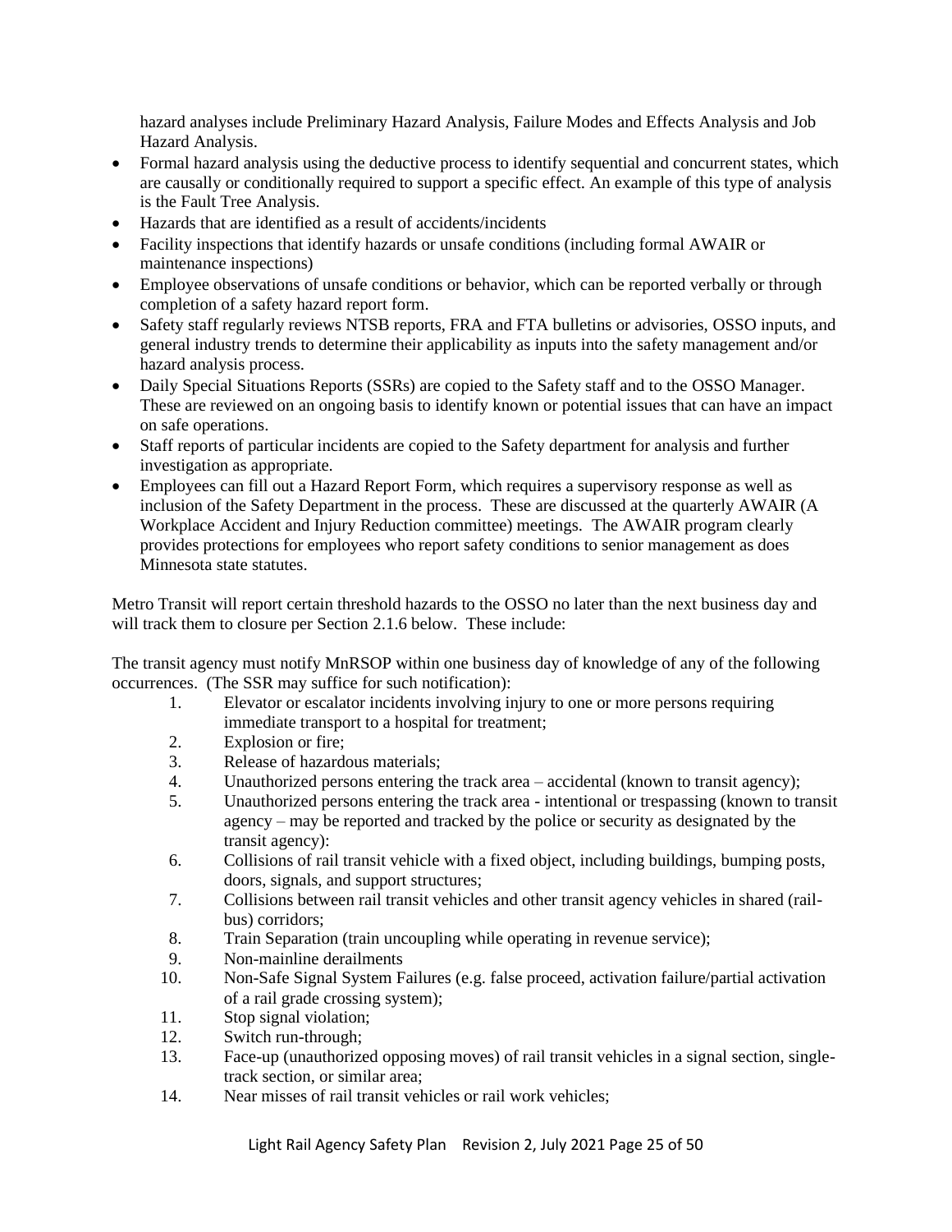hazard analyses include Preliminary Hazard Analysis, Failure Modes and Effects Analysis and Job Hazard Analysis.

- Formal hazard analysis using the deductive process to identify sequential and concurrent states, which are causally or conditionally required to support a specific effect. An example of this type of analysis is the Fault Tree Analysis.
- Hazards that are identified as a result of accidents/incidents
- Facility inspections that identify hazards or unsafe conditions (including formal AWAIR or maintenance inspections)
- Employee observations of unsafe conditions or behavior, which can be reported verbally or through completion of a safety hazard report form.
- Safety staff regularly reviews NTSB reports, FRA and FTA bulletins or advisories, OSSO inputs, and general industry trends to determine their applicability as inputs into the safety management and/or hazard analysis process.
- Daily Special Situations Reports (SSRs) are copied to the Safety staff and to the OSSO Manager. These are reviewed on an ongoing basis to identify known or potential issues that can have an impact on safe operations.
- Staff reports of particular incidents are copied to the Safety department for analysis and further investigation as appropriate.
- Employees can fill out a Hazard Report Form, which requires a supervisory response as well as inclusion of the Safety Department in the process. These are discussed at the quarterly AWAIR (A Workplace Accident and Injury Reduction committee) meetings. The AWAIR program clearly provides protections for employees who report safety conditions to senior management as does Minnesota state statutes.

Metro Transit will report certain threshold hazards to the OSSO no later than the next business day and will track them to closure per Section 2.1.6 below. These include:

The transit agency must notify MnRSOP within one business day of knowledge of any of the following occurrences. (The SSR may suffice for such notification):

1. Elevator or escalator incidents involving injury to one or more persons requiring immediate transport to a hospital for treatment;
2. Explosion or fire;
3. Release of hazardous materials;
4. Unauthorized persons entering the track area – accidental (known to transit agency);
5. Unauthorized persons entering the track area - intentional or trespassing (known to transit agency – may be reported and tracked by the police or security as designated by the transit agency):
6. Collisions of rail transit vehicle with a fixed object, including buildings, bumping posts, doors, signals, and support structures;
7. Collisions between rail transit vehicles and other transit agency vehicles in shared (rail-bus) corridors;
8. Train Separation (train uncoupling while operating in revenue service);
9. Non-mainline derailments
10. Non-Safe Signal System Failures (e.g. false proceed, activation failure/partial activation of a rail grade crossing system);
11. Stop signal violation;
12. Switch run-through;
13. Face-up (unauthorized opposing moves) of rail transit vehicles in a signal section, single-track section, or similar area;
14. Near misses of rail transit vehicles or rail work vehicles;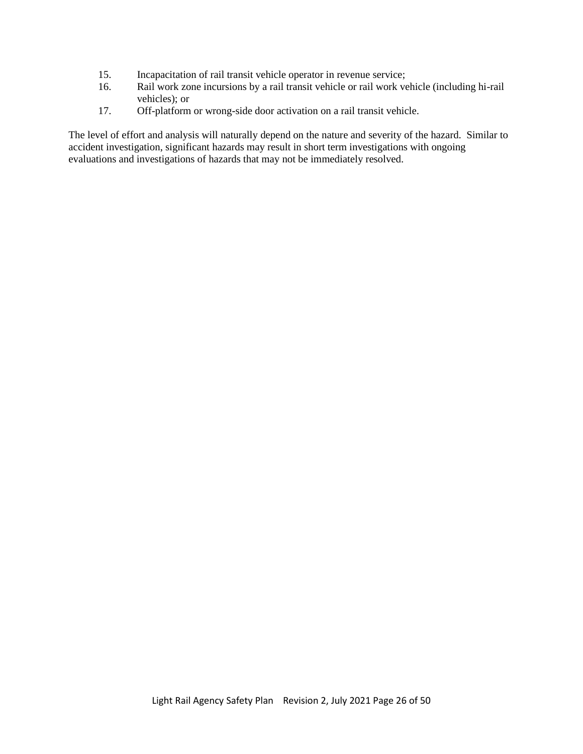15. Incapacitation of rail transit vehicle operator in revenue service;
16. Rail work zone incursions by a rail transit vehicle or rail work vehicle (including hi-rail vehicles); or
17. Off-platform or wrong-side door activation on a rail transit vehicle.

The level of effort and analysis will naturally depend on the nature and severity of the hazard. Similar to accident investigation, significant hazards may result in short term investigations with ongoing evaluations and investigations of hazards that may not be immediately resolved.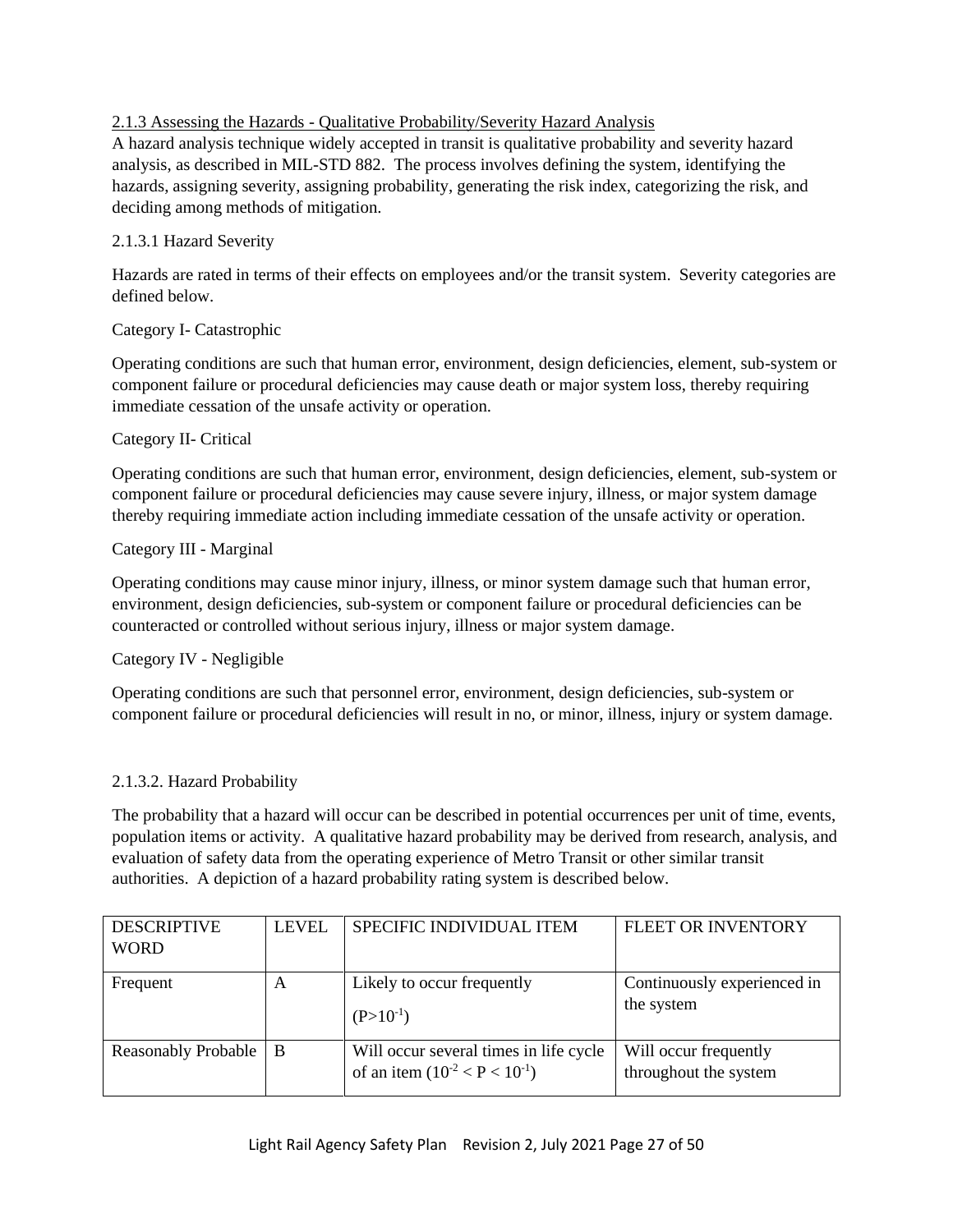### 2.1.3 Assessing the Hazards - Qualitative Probability/Severity Hazard Analysis

A hazard analysis technique widely accepted in transit is qualitative probability and severity hazard analysis, as described in MIL-STD 882. The process involves defining the system, identifying the hazards, assigning severity, assigning probability, generating the risk index, categorizing the risk, and deciding among methods of mitigation.

#### 2.1.3.1 Hazard Severity

Hazards are rated in terms of their effects on employees and/or the transit system. Severity categories are defined below.

Category I- Catastrophic

Operating conditions are such that human error, environment, design deficiencies, element, sub-system or component failure or procedural deficiencies may cause death or major system loss, thereby requiring immediate cessation of the unsafe activity or operation.

Category II- Critical

Operating conditions are such that human error, environment, design deficiencies, element, sub-system or component failure or procedural deficiencies may cause severe injury, illness, or major system damage thereby requiring immediate action including immediate cessation of the unsafe activity or operation.

Category III - Marginal

Operating conditions may cause minor injury, illness, or minor system damage such that human error, environment, design deficiencies, sub-system or component failure or procedural deficiencies can be counteracted or controlled without serious injury, illness or major system damage.

Category IV - Negligible

Operating conditions are such that personnel error, environment, design deficiencies, sub-system or component failure or procedural deficiencies will result in no, or minor, illness, injury or system damage.

#### 2.1.3.2. Hazard Probability

The probability that a hazard will occur can be described in potential occurrences per unit of time, events, population items or activity. A qualitative hazard probability may be derived from research, analysis, and evaluation of safety data from the operating experience of Metro Transit or other similar transit authorities. A depiction of a hazard probability rating system is described below.

| DESCRIPTIVE WORD | LEVEL | SPECIFIC INDIVIDUAL ITEM | FLEET OR INVENTORY |
|---|---|---|---|
| Frequent | A | Likely to occur frequently ($P>10^{-1}$) | Continuously experienced in the system |
| Reasonably Probable | B | Will occur several times in life cycle of an item ($10^{-2} < P < 10^{-1}$) | Will occur frequently throughout the system |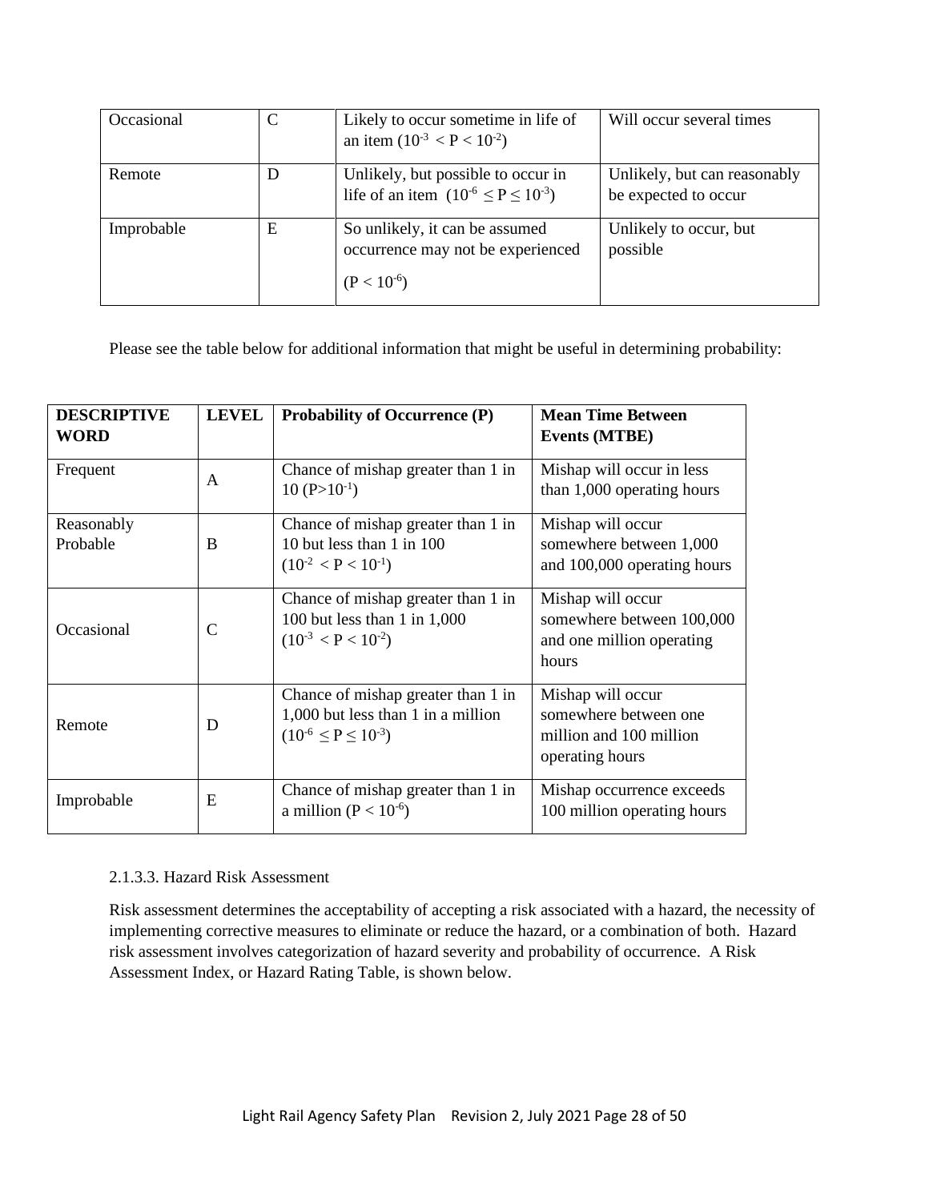| Occasional | C | Likely to occur sometime in life of an item ($10^{-3} < P < 10^{-2}$) | Will occur several times |
|---|---|---|---|
| Remote | D | Unlikely, but possible to occur in life of an item ($10^{-6} \leq P \leq 10^{-3}$) | Unlikely, but can reasonably be expected to occur |
| Improbable | E | So unlikely, it can be assumed occurrence may not be experienced ($P < 10^{-6}$) | Unlikely to occur, but possible |

Please see the table below for additional information that might be useful in determining probability:

| **DESCRIPTIVE WORD** | **LEVEL** | **Probability of Occurrence (P)** | **Mean Time Between Events (MTBE)** |
|---|---|---|---|
| Frequent | A | Chance of mishap greater than 1 in 10 ($P>10^{-1}$) | Mishap will occur in less than 1,000 operating hours |
| Reasonably Probable | B | Chance of mishap greater than 1 in 10 but less than 1 in 100 ($10^{-2} < P < 10^{-1}$) | Mishap will occur somewhere between 1,000 and 100,000 operating hours |
| Occasional | C | Chance of mishap greater than 1 in 100 but less than 1 in 1,000 ($10^{-3} < P < 10^{-2}$) | Mishap will occur somewhere between 100,000 and one million operating hours |
| Remote | D | Chance of mishap greater than 1 in 1,000 but less than 1 in a million ($10^{-6} \leq P \leq 10^{-3}$) | Mishap will occur somewhere between one million and 100 million operating hours |
| Improbable | E | Chance of mishap greater than 1 in a million ($P < 10^{-6}$) | Mishap occurrence exceeds 100 million operating hours |

2.1.3.3. Hazard Risk Assessment

Risk assessment determines the acceptability of accepting a risk associated with a hazard, the necessity of implementing corrective measures to eliminate or reduce the hazard, or a combination of both. Hazard risk assessment involves categorization of hazard severity and probability of occurrence. A Risk Assessment Index, or Hazard Rating Table, is shown below.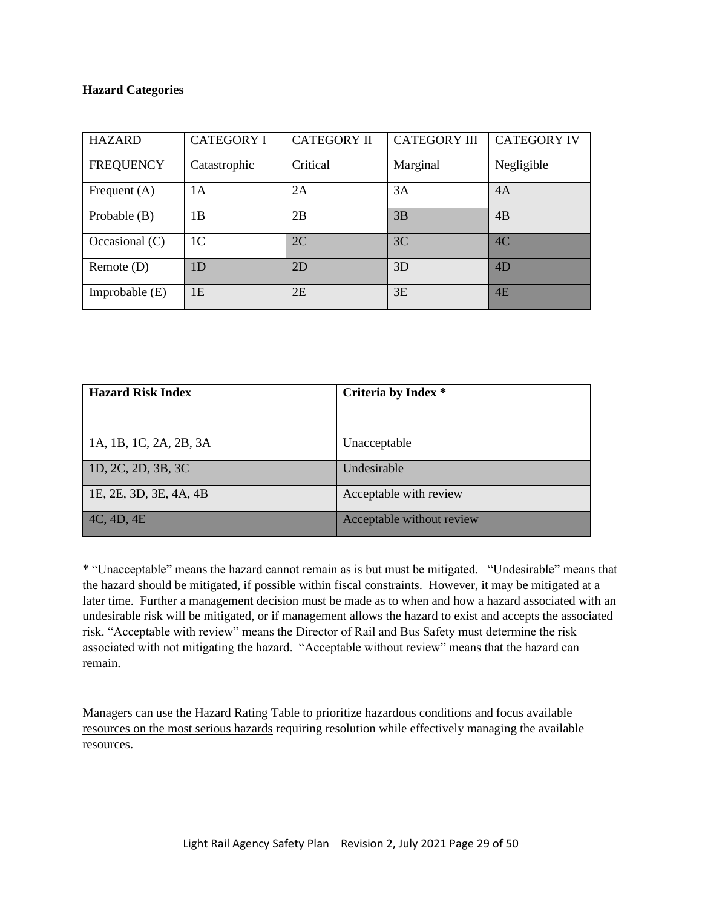**Hazard Categories**

| HAZARD FREQUENCY | CATEGORY I Catastrophic | CATEGORY II Critical | CATEGORY III Marginal | CATEGORY IV Negligible |
|---|---|---|---|---|
| Frequent (A) | 1A | 2A | 3A | 4A |
| Probable (B) | 1B | 2B | 3B | 4B |
| Occasional (C) | 1C | 2C | 3C | 4C |
| Remote (D) | 1D | 2D | 3D | 4D |
| Improbable (E) | 1E | 2E | 3E | 4E |

| **Hazard Risk Index** | **Criteria by Index *** |
|---|---|
| 1A, 1B, 1C, 2A, 2B, 3A | Unacceptable |
| 1D, 2C, 2D, 3B, 3C | Undesirable |
| 1E, 2E, 3D, 3E, 4A, 4B | Acceptable with review |
| 4C, 4D, 4E | Acceptable without review |

* "Unacceptable" means the hazard cannot remain as is but must be mitigated. "Undesirable" means that the hazard should be mitigated, if possible within fiscal constraints. However, it may be mitigated at a later time. Further a management decision must be made as to when and how a hazard associated with an undesirable risk will be mitigated, or if management allows the hazard to exist and accepts the associated risk. "Acceptable with review" means the Director of Rail and Bus Safety must determine the risk associated with not mitigating the hazard. "Acceptable without review" means that the hazard can remain.

<u>Managers can use the Hazard Rating Table to prioritize hazardous conditions and focus available resources on the most serious hazards</u> requiring resolution while effectively managing the available resources.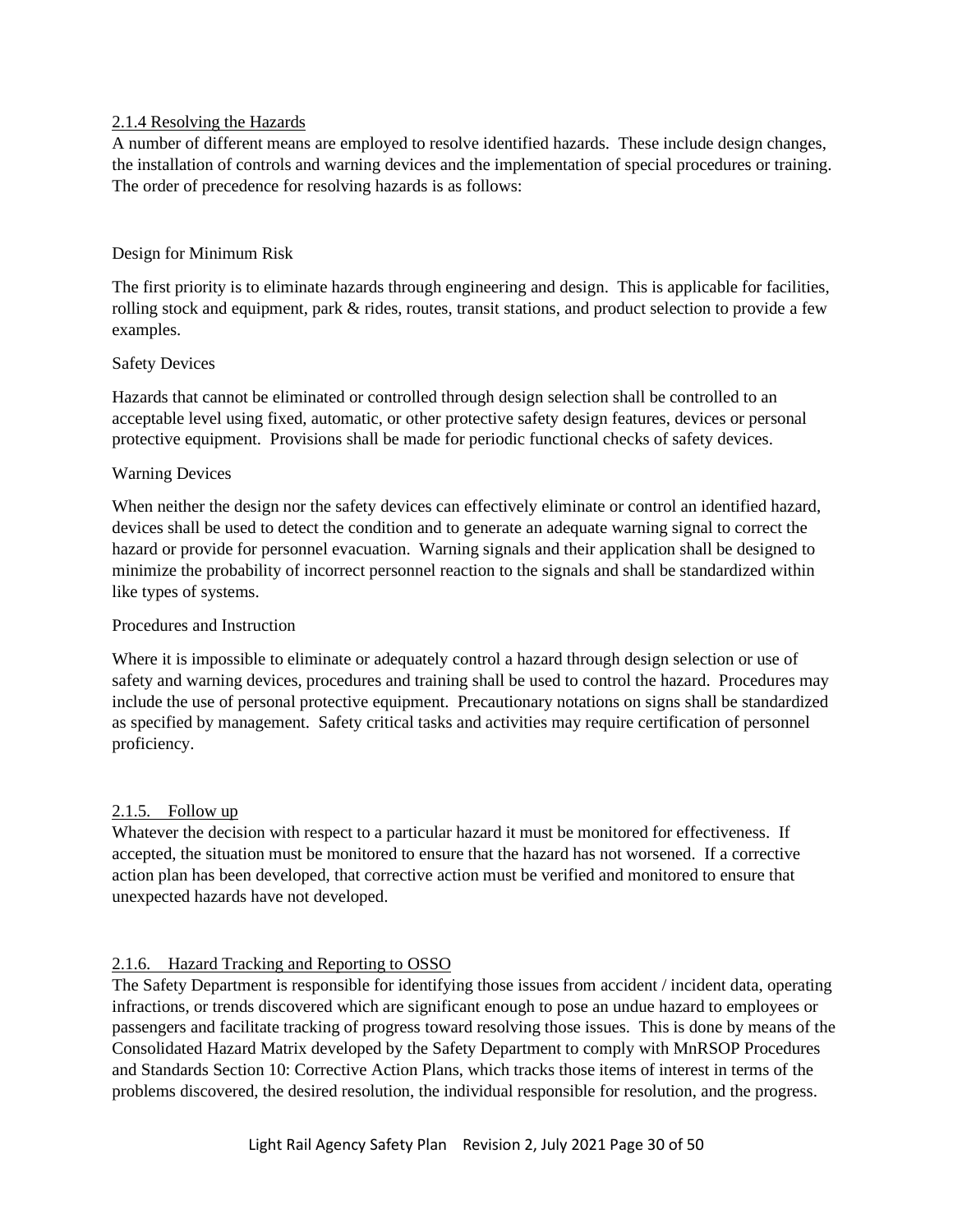### 2.1.4 Resolving the Hazards

A number of different means are employed to resolve identified hazards. These include design changes, the installation of controls and warning devices and the implementation of special procedures or training. The order of precedence for resolving hazards is as follows:

#### Design for Minimum Risk

The first priority is to eliminate hazards through engineering and design. This is applicable for facilities, rolling stock and equipment, park & rides, routes, transit stations, and product selection to provide a few examples.

#### Safety Devices

Hazards that cannot be eliminated or controlled through design selection shall be controlled to an acceptable level using fixed, automatic, or other protective safety design features, devices or personal protective equipment. Provisions shall be made for periodic functional checks of safety devices.

#### Warning Devices

When neither the design nor the safety devices can effectively eliminate or control an identified hazard, devices shall be used to detect the condition and to generate an adequate warning signal to correct the hazard or provide for personnel evacuation. Warning signals and their application shall be designed to minimize the probability of incorrect personnel reaction to the signals and shall be standardized within like types of systems.

#### Procedures and Instruction

Where it is impossible to eliminate or adequately control a hazard through design selection or use of safety and warning devices, procedures and training shall be used to control the hazard. Procedures may include the use of personal protective equipment. Precautionary notations on signs shall be standardized as specified by management. Safety critical tasks and activities may require certification of personnel proficiency.

### 2.1.5. Follow up

Whatever the decision with respect to a particular hazard it must be monitored for effectiveness. If accepted, the situation must be monitored to ensure that the hazard has not worsened. If a corrective action plan has been developed, that corrective action must be verified and monitored to ensure that unexpected hazards have not developed.

### 2.1.6. Hazard Tracking and Reporting to OSSO

The Safety Department is responsible for identifying those issues from accident / incident data, operating infractions, or trends discovered which are significant enough to pose an undue hazard to employees or passengers and facilitate tracking of progress toward resolving those issues. This is done by means of the Consolidated Hazard Matrix developed by the Safety Department to comply with MnRSOP Procedures and Standards Section 10: Corrective Action Plans, which tracks those items of interest in terms of the problems discovered, the desired resolution, the individual responsible for resolution, and the progress.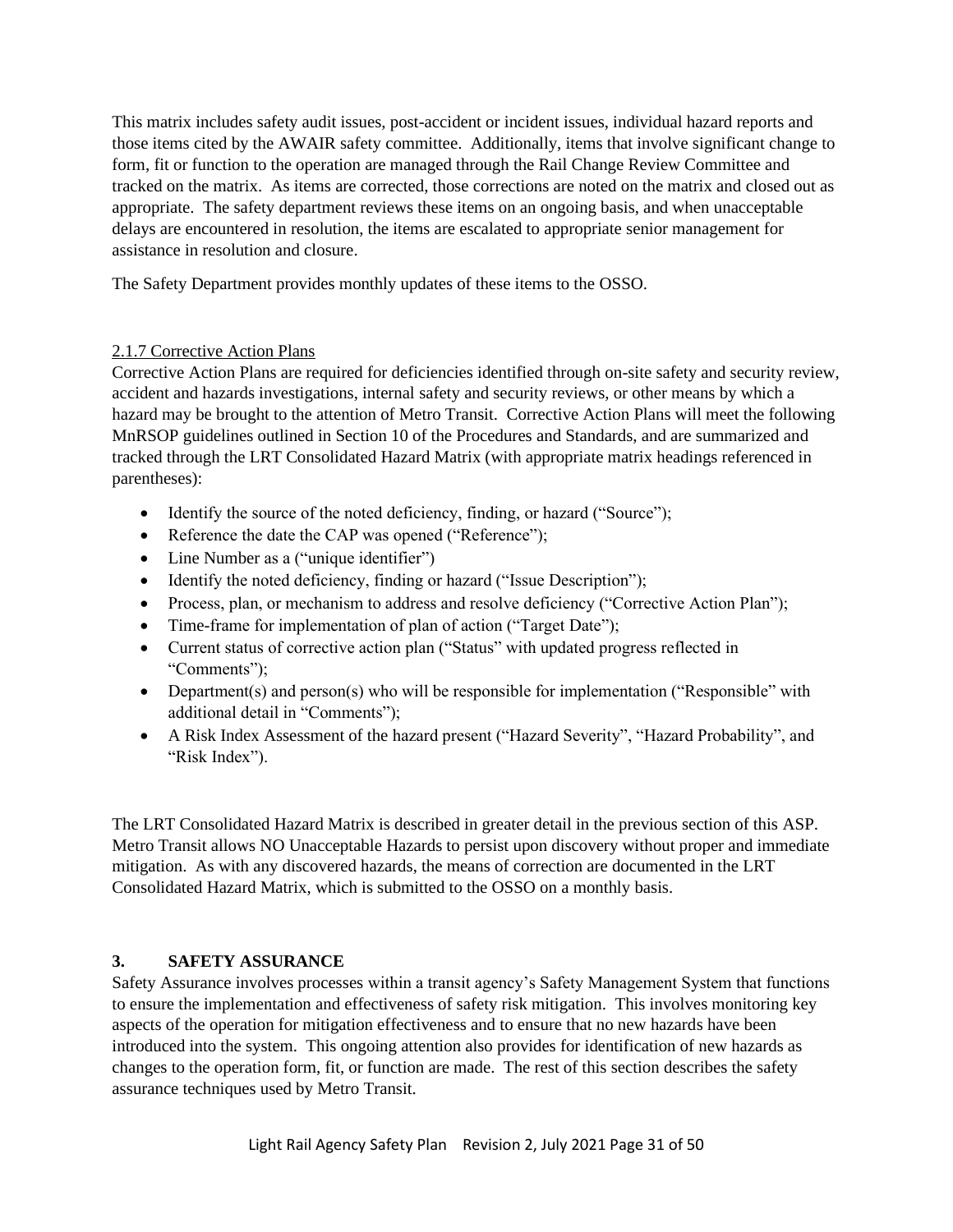This matrix includes safety audit issues, post-accident or incident issues, individual hazard reports and those items cited by the AWAIR safety committee. Additionally, items that involve significant change to form, fit or function to the operation are managed through the Rail Change Review Committee and tracked on the matrix. As items are corrected, those corrections are noted on the matrix and closed out as appropriate. The safety department reviews these items on an ongoing basis, and when unacceptable delays are encountered in resolution, the items are escalated to appropriate senior management for assistance in resolution and closure.

The Safety Department provides monthly updates of these items to the OSSO.

### 2.1.7 Corrective Action Plans

Corrective Action Plans are required for deficiencies identified through on-site safety and security review, accident and hazards investigations, internal safety and security reviews, or other means by which a hazard may be brought to the attention of Metro Transit. Corrective Action Plans will meet the following MnRSOP guidelines outlined in Section 10 of the Procedures and Standards, and are summarized and tracked through the LRT Consolidated Hazard Matrix (with appropriate matrix headings referenced in parentheses):

- Identify the source of the noted deficiency, finding, or hazard ("Source");
- Reference the date the CAP was opened ("Reference");
- Line Number as a ("unique identifier")
- Identify the noted deficiency, finding or hazard ("Issue Description");
- Process, plan, or mechanism to address and resolve deficiency ("Corrective Action Plan");
- Time-frame for implementation of plan of action ("Target Date");
- Current status of corrective action plan ("Status" with updated progress reflected in "Comments");
- Department(s) and person(s) who will be responsible for implementation ("Responsible" with additional detail in "Comments");
- A Risk Index Assessment of the hazard present ("Hazard Severity", "Hazard Probability", and "Risk Index").

The LRT Consolidated Hazard Matrix is described in greater detail in the previous section of this ASP. Metro Transit allows NO Unacceptable Hazards to persist upon discovery without proper and immediate mitigation. As with any discovered hazards, the means of correction are documented in the LRT Consolidated Hazard Matrix, which is submitted to the OSSO on a monthly basis.

## 3. SAFETY ASSURANCE

Safety Assurance involves processes within a transit agency's Safety Management System that functions to ensure the implementation and effectiveness of safety risk mitigation. This involves monitoring key aspects of the operation for mitigation effectiveness and to ensure that no new hazards have been introduced into the system. This ongoing attention also provides for identification of new hazards as changes to the operation form, fit, or function are made. The rest of this section describes the safety assurance techniques used by Metro Transit.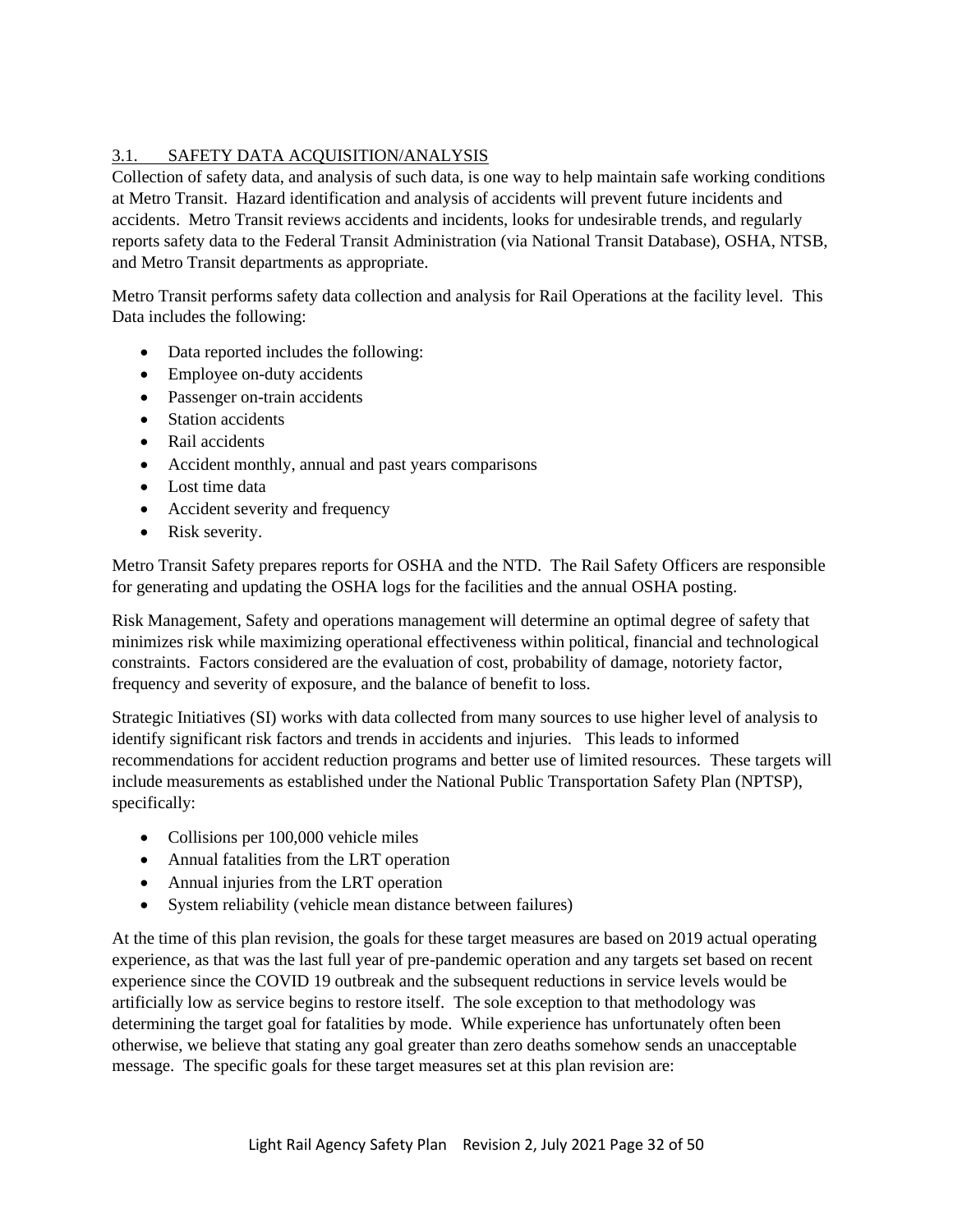## 3.1. SAFETY DATA ACQUISITION/ANALYSIS

Collection of safety data, and analysis of such data, is one way to help maintain safe working conditions at Metro Transit. Hazard identification and analysis of accidents will prevent future incidents and accidents. Metro Transit reviews accidents and incidents, looks for undesirable trends, and regularly reports safety data to the Federal Transit Administration (via National Transit Database), OSHA, NTSB, and Metro Transit departments as appropriate.

Metro Transit performs safety data collection and analysis for Rail Operations at the facility level. This Data includes the following:

- Data reported includes the following:
- Employee on-duty accidents
- Passenger on-train accidents
- Station accidents
- Rail accidents
- Accident monthly, annual and past years comparisons
- Lost time data
- Accident severity and frequency
- Risk severity.

Metro Transit Safety prepares reports for OSHA and the NTD. The Rail Safety Officers are responsible for generating and updating the OSHA logs for the facilities and the annual OSHA posting.

Risk Management, Safety and operations management will determine an optimal degree of safety that minimizes risk while maximizing operational effectiveness within political, financial and technological constraints. Factors considered are the evaluation of cost, probability of damage, notoriety factor, frequency and severity of exposure, and the balance of benefit to loss.

Strategic Initiatives (SI) works with data collected from many sources to use higher level of analysis to identify significant risk factors and trends in accidents and injuries. This leads to informed recommendations for accident reduction programs and better use of limited resources. These targets will include measurements as established under the National Public Transportation Safety Plan (NPTSP), specifically:

- Collisions per 100,000 vehicle miles
- Annual fatalities from the LRT operation
- Annual injuries from the LRT operation
- System reliability (vehicle mean distance between failures)

At the time of this plan revision, the goals for these target measures are based on 2019 actual operating experience, as that was the last full year of pre-pandemic operation and any targets set based on recent experience since the COVID 19 outbreak and the subsequent reductions in service levels would be artificially low as service begins to restore itself. The sole exception to that methodology was determining the target goal for fatalities by mode. While experience has unfortunately often been otherwise, we believe that stating any goal greater than zero deaths somehow sends an unacceptable message. The specific goals for these target measures set at this plan revision are: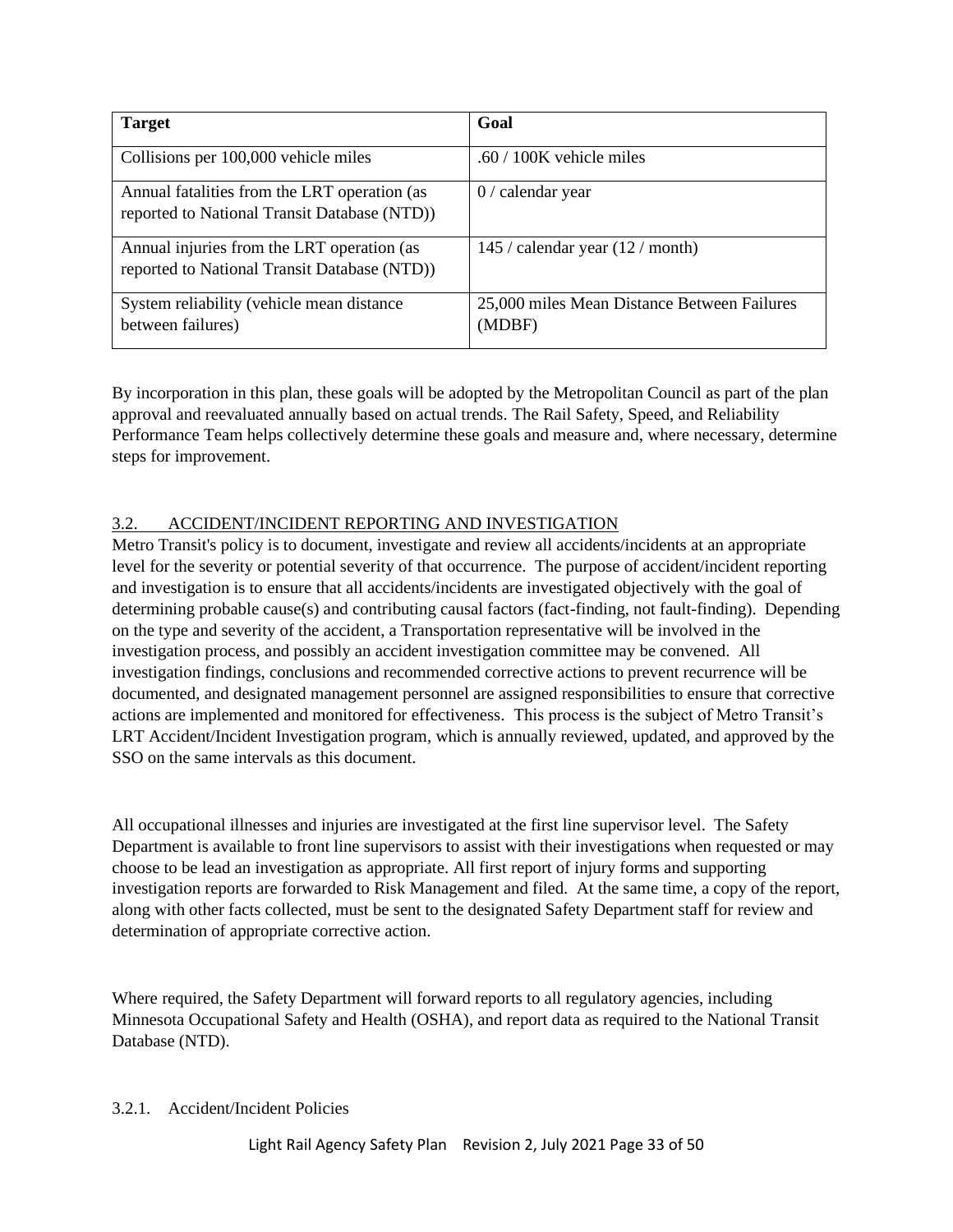| Target | Goal |
|---|---|
| Collisions per 100,000 vehicle miles | .60 / 100K vehicle miles |
| Annual fatalities from the LRT operation (as reported to National Transit Database (NTD)) | 0 / calendar year |
| Annual injuries from the LRT operation (as reported to National Transit Database (NTD)) | 145 / calendar year (12 / month) |
| System reliability (vehicle mean distance between failures) | 25,000 miles Mean Distance Between Failures (MDBF) |

By incorporation in this plan, these goals will be adopted by the Metropolitan Council as part of the plan approval and reevaluated annually based on actual trends. The Rail Safety, Speed, and Reliability Performance Team helps collectively determine these goals and measure and, where necessary, determine steps for improvement.

## 3.2. ACCIDENT/INCIDENT REPORTING AND INVESTIGATION

Metro Transit's policy is to document, investigate and review all accidents/incidents at an appropriate level for the severity or potential severity of that occurrence. The purpose of accident/incident reporting and investigation is to ensure that all accidents/incidents are investigated objectively with the goal of determining probable cause(s) and contributing causal factors (fact-finding, not fault-finding). Depending on the type and severity of the accident, a Transportation representative will be involved in the investigation process, and possibly an accident investigation committee may be convened. All investigation findings, conclusions and recommended corrective actions to prevent recurrence will be documented, and designated management personnel are assigned responsibilities to ensure that corrective actions are implemented and monitored for effectiveness. This process is the subject of Metro Transit's LRT Accident/Incident Investigation program, which is annually reviewed, updated, and approved by the SSO on the same intervals as this document.

All occupational illnesses and injuries are investigated at the first line supervisor level. The Safety Department is available to front line supervisors to assist with their investigations when requested or may choose to be lead an investigation as appropriate. All first report of injury forms and supporting investigation reports are forwarded to Risk Management and filed. At the same time, a copy of the report, along with other facts collected, must be sent to the designated Safety Department staff for review and determination of appropriate corrective action.

Where required, the Safety Department will forward reports to all regulatory agencies, including Minnesota Occupational Safety and Health (OSHA), and report data as required to the National Transit Database (NTD).

### 3.2.1. Accident/Incident Policies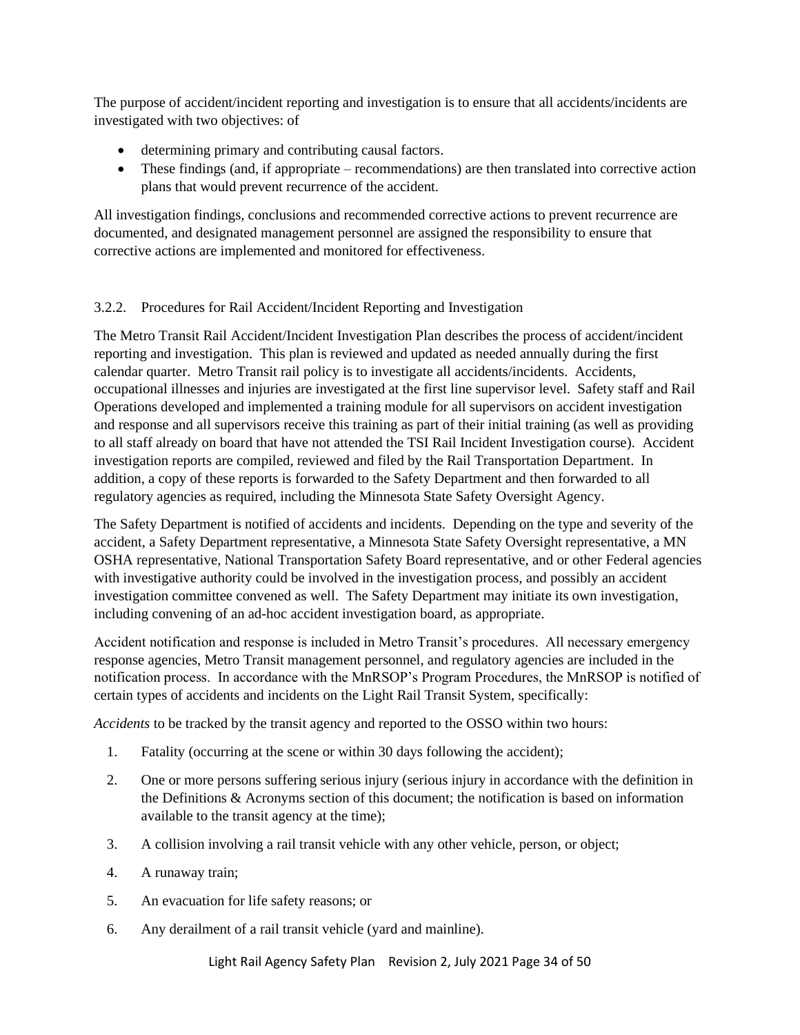The purpose of accident/incident reporting and investigation is to ensure that all accidents/incidents are investigated with two objectives: of

- determining primary and contributing causal factors.
- These findings (and, if appropriate – recommendations) are then translated into corrective action plans that would prevent recurrence of the accident.

All investigation findings, conclusions and recommended corrective actions to prevent recurrence are documented, and designated management personnel are assigned the responsibility to ensure that corrective actions are implemented and monitored for effectiveness.

### 3.2.2. Procedures for Rail Accident/Incident Reporting and Investigation

The Metro Transit Rail Accident/Incident Investigation Plan describes the process of accident/incident reporting and investigation. This plan is reviewed and updated as needed annually during the first calendar quarter. Metro Transit rail policy is to investigate all accidents/incidents. Accidents, occupational illnesses and injuries are investigated at the first line supervisor level. Safety staff and Rail Operations developed and implemented a training module for all supervisors on accident investigation and response and all supervisors receive this training as part of their initial training (as well as providing to all staff already on board that have not attended the TSI Rail Incident Investigation course). Accident investigation reports are compiled, reviewed and filed by the Rail Transportation Department. In addition, a copy of these reports is forwarded to the Safety Department and then forwarded to all regulatory agencies as required, including the Minnesota State Safety Oversight Agency.

The Safety Department is notified of accidents and incidents. Depending on the type and severity of the accident, a Safety Department representative, a Minnesota State Safety Oversight representative, a MN OSHA representative, National Transportation Safety Board representative, and or other Federal agencies with investigative authority could be involved in the investigation process, and possibly an accident investigation committee convened as well. The Safety Department may initiate its own investigation, including convening of an ad-hoc accident investigation board, as appropriate.

Accident notification and response is included in Metro Transit's procedures. All necessary emergency response agencies, Metro Transit management personnel, and regulatory agencies are included in the notification process. In accordance with the MnRSOP's Program Procedures, the MnRSOP is notified of certain types of accidents and incidents on the Light Rail Transit System, specifically:

*Accidents* to be tracked by the transit agency and reported to the OSSO within two hours:

1. Fatality (occurring at the scene or within 30 days following the accident);
2. One or more persons suffering serious injury (serious injury in accordance with the definition in the Definitions & Acronyms section of this document; the notification is based on information available to the transit agency at the time);
3. A collision involving a rail transit vehicle with any other vehicle, person, or object;
4. A runaway train;
5. An evacuation for life safety reasons; or
6. Any derailment of a rail transit vehicle (yard and mainline).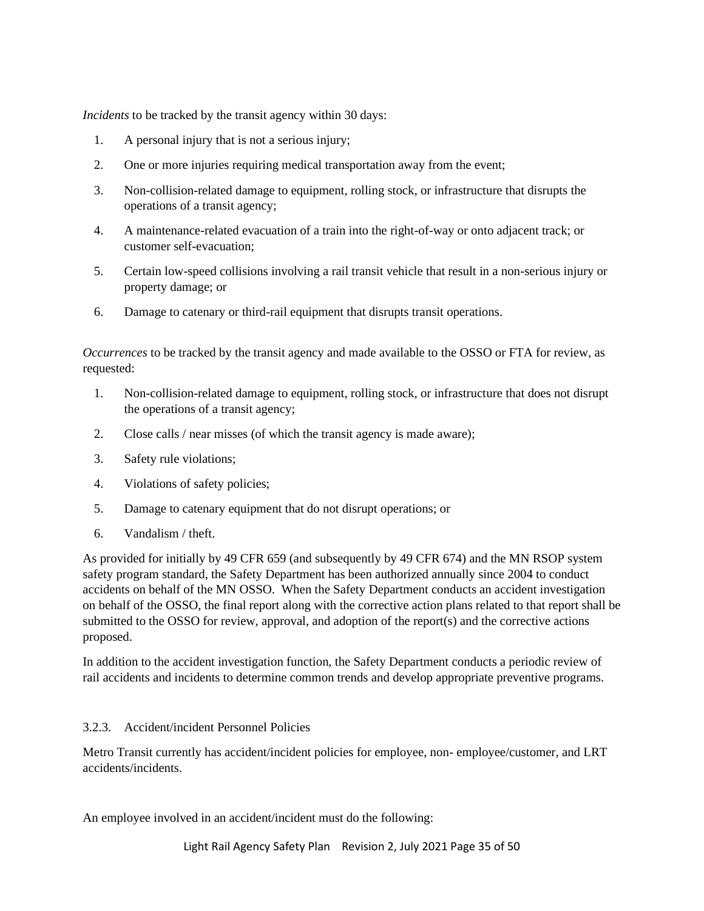*Incidents* to be tracked by the transit agency within 30 days:

1. A personal injury that is not a serious injury;
2. One or more injuries requiring medical transportation away from the event;
3. Non-collision-related damage to equipment, rolling stock, or infrastructure that disrupts the operations of a transit agency;
4. A maintenance-related evacuation of a train into the right-of-way or onto adjacent track; or customer self-evacuation;
5. Certain low-speed collisions involving a rail transit vehicle that result in a non-serious injury or property damage; or
6. Damage to catenary or third-rail equipment that disrupts transit operations.

*Occurrences* to be tracked by the transit agency and made available to the OSSO or FTA for review, as requested:

1. Non-collision-related damage to equipment, rolling stock, or infrastructure that does not disrupt the operations of a transit agency;
2. Close calls / near misses (of which the transit agency is made aware);
3. Safety rule violations;
4. Violations of safety policies;
5. Damage to catenary equipment that do not disrupt operations; or
6. Vandalism / theft.

As provided for initially by 49 CFR 659 (and subsequently by 49 CFR 674) and the MN RSOP system safety program standard, the Safety Department has been authorized annually since 2004 to conduct accidents on behalf of the MN OSSO. When the Safety Department conducts an accident investigation on behalf of the OSSO, the final report along with the corrective action plans related to that report shall be submitted to the OSSO for review, approval, and adoption of the report(s) and the corrective actions proposed.

In addition to the accident investigation function, the Safety Department conducts a periodic review of rail accidents and incidents to determine common trends and develop appropriate preventive programs.

### 3.2.3. Accident/incident Personnel Policies

Metro Transit currently has accident/incident policies for employee, non- employee/customer, and LRT accidents/incidents.

An employee involved in an accident/incident must do the following: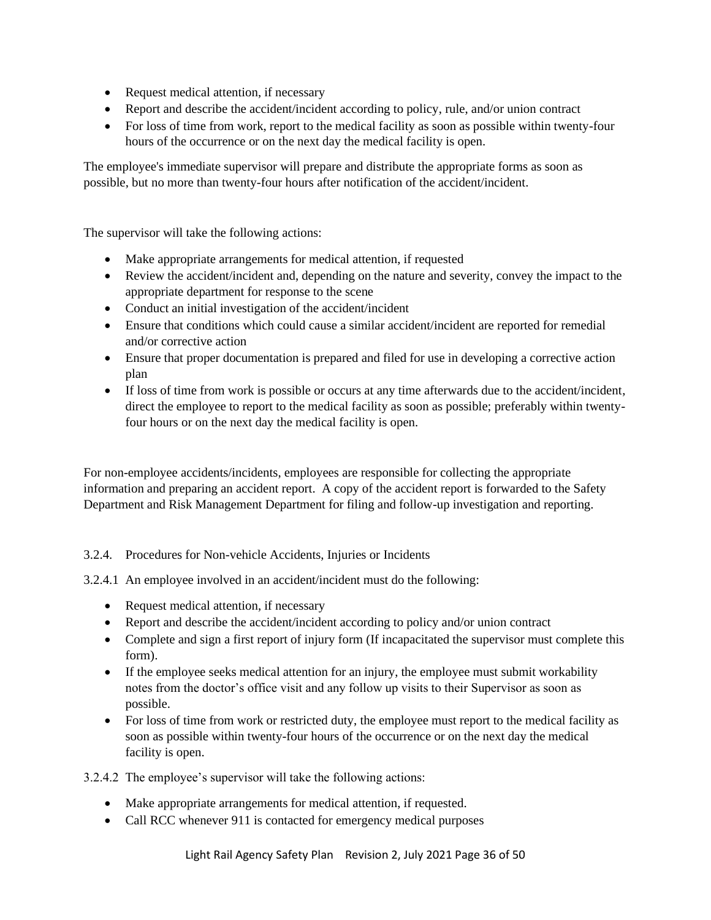- Request medical attention, if necessary
- Report and describe the accident/incident according to policy, rule, and/or union contract
- For loss of time from work, report to the medical facility as soon as possible within twenty-four hours of the occurrence or on the next day the medical facility is open.

The employee's immediate supervisor will prepare and distribute the appropriate forms as soon as possible, but no more than twenty-four hours after notification of the accident/incident.

The supervisor will take the following actions:

- Make appropriate arrangements for medical attention, if requested
- Review the accident/incident and, depending on the nature and severity, convey the impact to the appropriate department for response to the scene
- Conduct an initial investigation of the accident/incident
- Ensure that conditions which could cause a similar accident/incident are reported for remedial and/or corrective action
- Ensure that proper documentation is prepared and filed for use in developing a corrective action plan
- If loss of time from work is possible or occurs at any time afterwards due to the accident/incident, direct the employee to report to the medical facility as soon as possible; preferably within twenty-four hours or on the next day the medical facility is open.

For non-employee accidents/incidents, employees are responsible for collecting the appropriate information and preparing an accident report. A copy of the accident report is forwarded to the Safety Department and Risk Management Department for filing and follow-up investigation and reporting.

### 3.2.4. Procedures for Non-vehicle Accidents, Injuries or Incidents

3.2.4.1 An employee involved in an accident/incident must do the following:

- Request medical attention, if necessary
- Report and describe the accident/incident according to policy and/or union contract
- Complete and sign a first report of injury form (If incapacitated the supervisor must complete this form).
- If the employee seeks medical attention for an injury, the employee must submit workability notes from the doctor's office visit and any follow up visits to their Supervisor as soon as possible.
- For loss of time from work or restricted duty, the employee must report to the medical facility as soon as possible within twenty-four hours of the occurrence or on the next day the medical facility is open.

3.2.4.2 The employee's supervisor will take the following actions:

- Make appropriate arrangements for medical attention, if requested.
- Call RCC whenever 911 is contacted for emergency medical purposes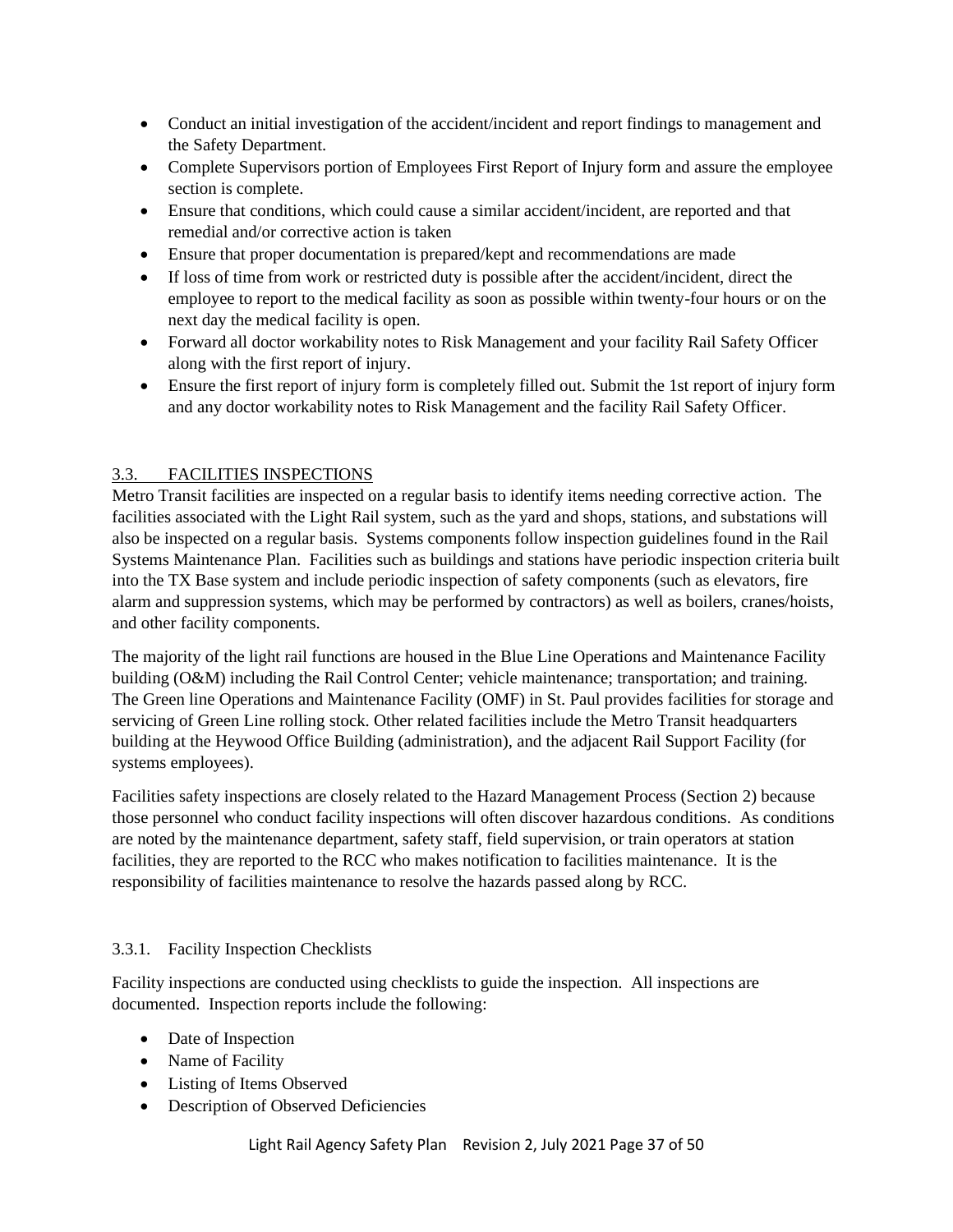- Conduct an initial investigation of the accident/incident and report findings to management and the Safety Department.
- Complete Supervisors portion of Employees First Report of Injury form and assure the employee section is complete.
- Ensure that conditions, which could cause a similar accident/incident, are reported and that remedial and/or corrective action is taken
- Ensure that proper documentation is prepared/kept and recommendations are made
- If loss of time from work or restricted duty is possible after the accident/incident, direct the employee to report to the medical facility as soon as possible within twenty-four hours or on the next day the medical facility is open.
- Forward all doctor workability notes to Risk Management and your facility Rail Safety Officer along with the first report of injury.
- Ensure the first report of injury form is completely filled out. Submit the 1st report of injury form and any doctor workability notes to Risk Management and the facility Rail Safety Officer.

## 3.3. FACILITIES INSPECTIONS

Metro Transit facilities are inspected on a regular basis to identify items needing corrective action. The facilities associated with the Light Rail system, such as the yard and shops, stations, and substations will also be inspected on a regular basis. Systems components follow inspection guidelines found in the Rail Systems Maintenance Plan. Facilities such as buildings and stations have periodic inspection criteria built into the TX Base system and include periodic inspection of safety components (such as elevators, fire alarm and suppression systems, which may be performed by contractors) as well as boilers, cranes/hoists, and other facility components.

The majority of the light rail functions are housed in the Blue Line Operations and Maintenance Facility building (O&M) including the Rail Control Center; vehicle maintenance; transportation; and training. The Green line Operations and Maintenance Facility (OMF) in St. Paul provides facilities for storage and servicing of Green Line rolling stock. Other related facilities include the Metro Transit headquarters building at the Heywood Office Building (administration), and the adjacent Rail Support Facility (for systems employees).

Facilities safety inspections are closely related to the Hazard Management Process (Section 2) because those personnel who conduct facility inspections will often discover hazardous conditions. As conditions are noted by the maintenance department, safety staff, field supervision, or train operators at station facilities, they are reported to the RCC who makes notification to facilities maintenance. It is the responsibility of facilities maintenance to resolve the hazards passed along by RCC.

### 3.3.1. Facility Inspection Checklists

Facility inspections are conducted using checklists to guide the inspection. All inspections are documented. Inspection reports include the following:

- Date of Inspection
- Name of Facility
- Listing of Items Observed
- Description of Observed Deficiencies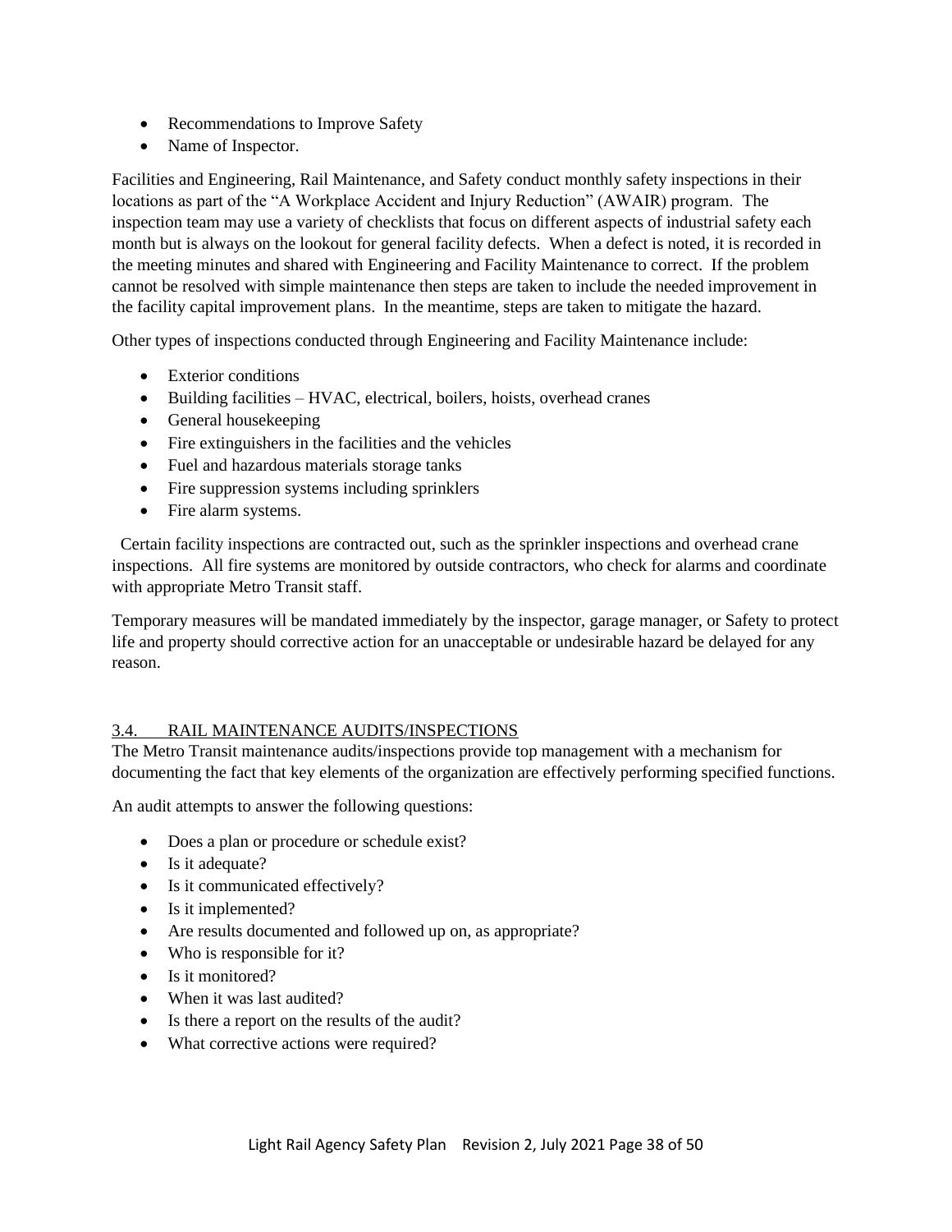- Recommendations to Improve Safety
- Name of Inspector.

Facilities and Engineering, Rail Maintenance, and Safety conduct monthly safety inspections in their locations as part of the "A Workplace Accident and Injury Reduction" (AWAIR) program. The inspection team may use a variety of checklists that focus on different aspects of industrial safety each month but is always on the lookout for general facility defects. When a defect is noted, it is recorded in the meeting minutes and shared with Engineering and Facility Maintenance to correct. If the problem cannot be resolved with simple maintenance then steps are taken to include the needed improvement in the facility capital improvement plans. In the meantime, steps are taken to mitigate the hazard.

Other types of inspections conducted through Engineering and Facility Maintenance include:

- Exterior conditions
- Building facilities – HVAC, electrical, boilers, hoists, overhead cranes
- General housekeeping
- Fire extinguishers in the facilities and the vehicles
- Fuel and hazardous materials storage tanks
- Fire suppression systems including sprinklers
- Fire alarm systems.

Certain facility inspections are contracted out, such as the sprinkler inspections and overhead crane inspections. All fire systems are monitored by outside contractors, who check for alarms and coordinate with appropriate Metro Transit staff.

Temporary measures will be mandated immediately by the inspector, garage manager, or Safety to protect life and property should corrective action for an unacceptable or undesirable hazard be delayed for any reason.

## 3.4. RAIL MAINTENANCE AUDITS/INSPECTIONS

The Metro Transit maintenance audits/inspections provide top management with a mechanism for documenting the fact that key elements of the organization are effectively performing specified functions.

An audit attempts to answer the following questions:

- Does a plan or procedure or schedule exist?
- Is it adequate?
- Is it communicated effectively?
- Is it implemented?
- Are results documented and followed up on, as appropriate?
- Who is responsible for it?
- Is it monitored?
- When it was last audited?
- Is there a report on the results of the audit?
- What corrective actions were required?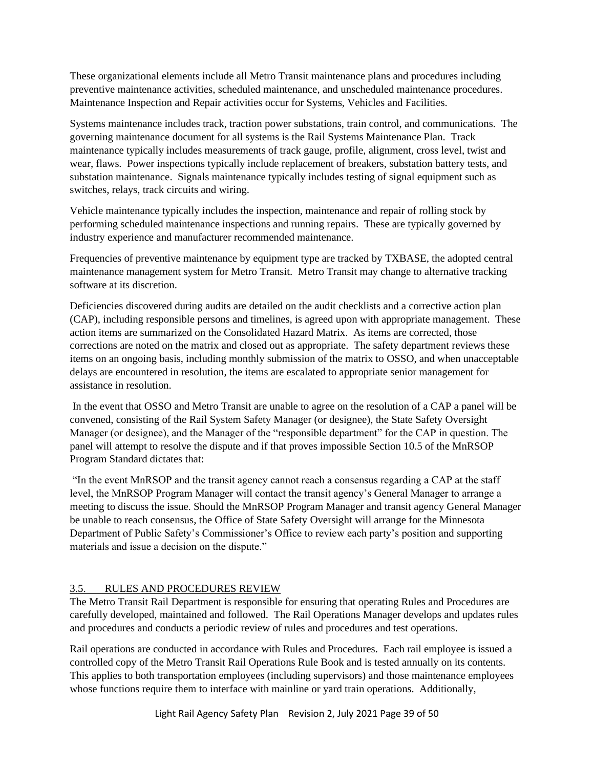These organizational elements include all Metro Transit maintenance plans and procedures including preventive maintenance activities, scheduled maintenance, and unscheduled maintenance procedures. Maintenance Inspection and Repair activities occur for Systems, Vehicles and Facilities.

Systems maintenance includes track, traction power substations, train control, and communications. The governing maintenance document for all systems is the Rail Systems Maintenance Plan. Track maintenance typically includes measurements of track gauge, profile, alignment, cross level, twist and wear, flaws. Power inspections typically include replacement of breakers, substation battery tests, and substation maintenance. Signals maintenance typically includes testing of signal equipment such as switches, relays, track circuits and wiring.

Vehicle maintenance typically includes the inspection, maintenance and repair of rolling stock by performing scheduled maintenance inspections and running repairs. These are typically governed by industry experience and manufacturer recommended maintenance.

Frequencies of preventive maintenance by equipment type are tracked by TXBASE, the adopted central maintenance management system for Metro Transit. Metro Transit may change to alternative tracking software at its discretion.

Deficiencies discovered during audits are detailed on the audit checklists and a corrective action plan (CAP), including responsible persons and timelines, is agreed upon with appropriate management. These action items are summarized on the Consolidated Hazard Matrix. As items are corrected, those corrections are noted on the matrix and closed out as appropriate. The safety department reviews these items on an ongoing basis, including monthly submission of the matrix to OSSO, and when unacceptable delays are encountered in resolution, the items are escalated to appropriate senior management for assistance in resolution.

In the event that OSSO and Metro Transit are unable to agree on the resolution of a CAP a panel will be convened, consisting of the Rail System Safety Manager (or designee), the State Safety Oversight Manager (or designee), and the Manager of the "responsible department" for the CAP in question. The panel will attempt to resolve the dispute and if that proves impossible Section 10.5 of the MnRSOP Program Standard dictates that:

"In the event MnRSOP and the transit agency cannot reach a consensus regarding a CAP at the staff level, the MnRSOP Program Manager will contact the transit agency's General Manager to arrange a meeting to discuss the issue. Should the MnRSOP Program Manager and transit agency General Manager be unable to reach consensus, the Office of State Safety Oversight will arrange for the Minnesota Department of Public Safety's Commissioner's Office to review each party's position and supporting materials and issue a decision on the dispute."

## 3.5. RULES AND PROCEDURES REVIEW

The Metro Transit Rail Department is responsible for ensuring that operating Rules and Procedures are carefully developed, maintained and followed. The Rail Operations Manager develops and updates rules and procedures and conducts a periodic review of rules and procedures and test operations.

Rail operations are conducted in accordance with Rules and Procedures. Each rail employee is issued a controlled copy of the Metro Transit Rail Operations Rule Book and is tested annually on its contents. This applies to both transportation employees (including supervisors) and those maintenance employees whose functions require them to interface with mainline or yard train operations. Additionally,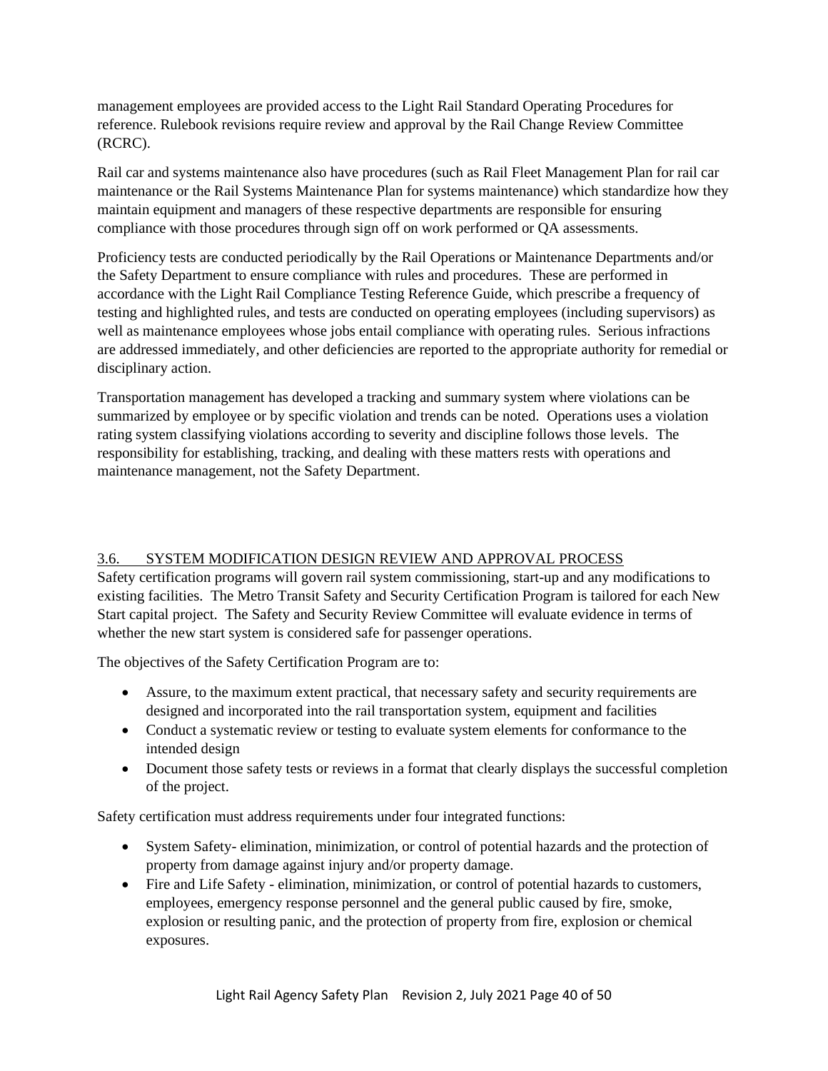management employees are provided access to the Light Rail Standard Operating Procedures for reference. Rulebook revisions require review and approval by the Rail Change Review Committee (RCRC).

Rail car and systems maintenance also have procedures (such as Rail Fleet Management Plan for rail car maintenance or the Rail Systems Maintenance Plan for systems maintenance) which standardize how they maintain equipment and managers of these respective departments are responsible for ensuring compliance with those procedures through sign off on work performed or QA assessments.

Proficiency tests are conducted periodically by the Rail Operations or Maintenance Departments and/or the Safety Department to ensure compliance with rules and procedures. These are performed in accordance with the Light Rail Compliance Testing Reference Guide, which prescribe a frequency of testing and highlighted rules, and tests are conducted on operating employees (including supervisors) as well as maintenance employees whose jobs entail compliance with operating rules. Serious infractions are addressed immediately, and other deficiencies are reported to the appropriate authority for remedial or disciplinary action.

Transportation management has developed a tracking and summary system where violations can be summarized by employee or by specific violation and trends can be noted. Operations uses a violation rating system classifying violations according to severity and discipline follows those levels. The responsibility for establishing, tracking, and dealing with these matters rests with operations and maintenance management, not the Safety Department.

## 3.6. SYSTEM MODIFICATION DESIGN REVIEW AND APPROVAL PROCESS

Safety certification programs will govern rail system commissioning, start-up and any modifications to existing facilities. The Metro Transit Safety and Security Certification Program is tailored for each New Start capital project. The Safety and Security Review Committee will evaluate evidence in terms of whether the new start system is considered safe for passenger operations.

The objectives of the Safety Certification Program are to:

- Assure, to the maximum extent practical, that necessary safety and security requirements are designed and incorporated into the rail transportation system, equipment and facilities
- Conduct a systematic review or testing to evaluate system elements for conformance to the intended design
- Document those safety tests or reviews in a format that clearly displays the successful completion of the project.

Safety certification must address requirements under four integrated functions:

- System Safety- elimination, minimization, or control of potential hazards and the protection of property from damage against injury and/or property damage.
- Fire and Life Safety - elimination, minimization, or control of potential hazards to customers, employees, emergency response personnel and the general public caused by fire, smoke, explosion or resulting panic, and the protection of property from fire, explosion or chemical exposures.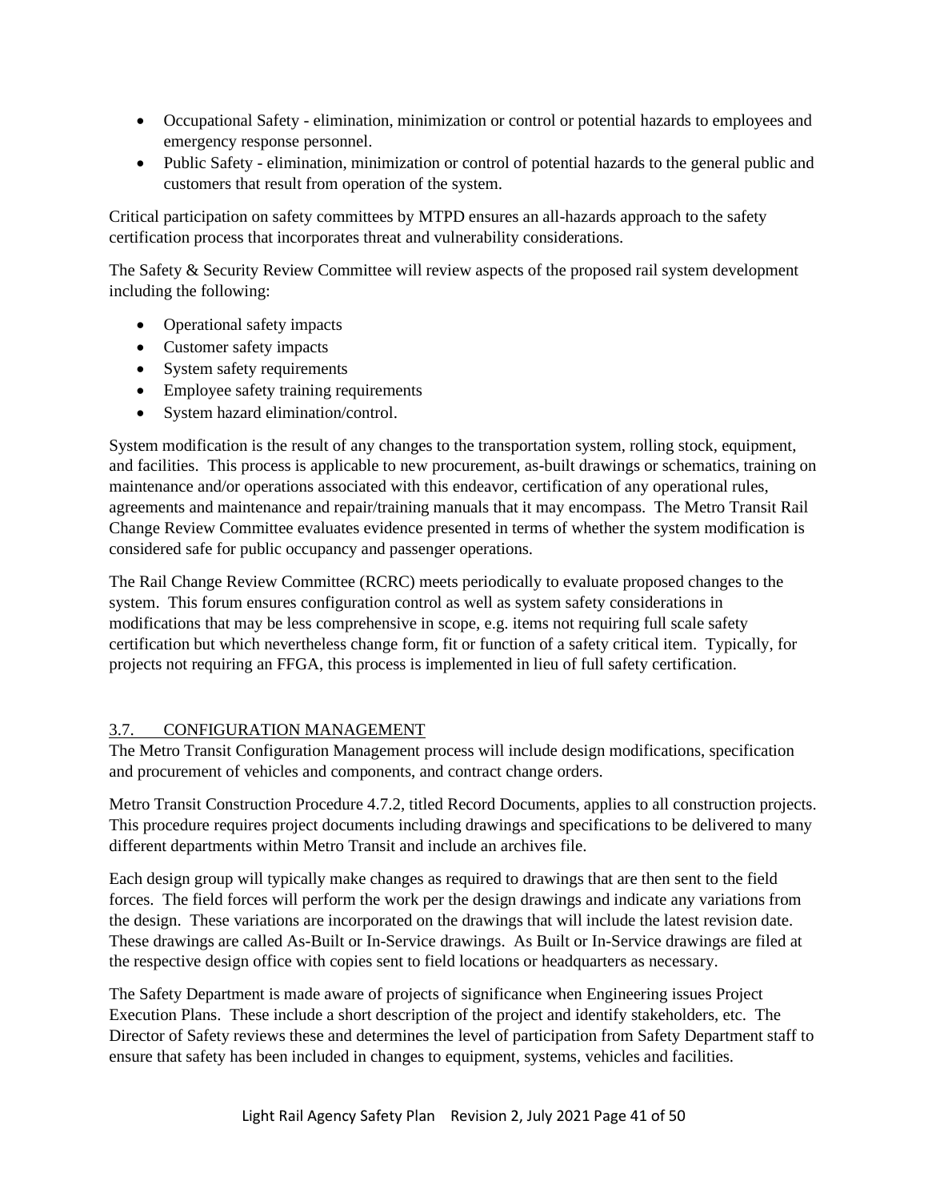- Occupational Safety - elimination, minimization or control or potential hazards to employees and emergency response personnel.
- Public Safety - elimination, minimization or control of potential hazards to the general public and customers that result from operation of the system.

Critical participation on safety committees by MTPD ensures an all-hazards approach to the safety certification process that incorporates threat and vulnerability considerations.

The Safety & Security Review Committee will review aspects of the proposed rail system development including the following:

- Operational safety impacts
- Customer safety impacts
- System safety requirements
- Employee safety training requirements
- System hazard elimination/control.

System modification is the result of any changes to the transportation system, rolling stock, equipment, and facilities. This process is applicable to new procurement, as-built drawings or schematics, training on maintenance and/or operations associated with this endeavor, certification of any operational rules, agreements and maintenance and repair/training manuals that it may encompass. The Metro Transit Rail Change Review Committee evaluates evidence presented in terms of whether the system modification is considered safe for public occupancy and passenger operations.

The Rail Change Review Committee (RCRC) meets periodically to evaluate proposed changes to the system. This forum ensures configuration control as well as system safety considerations in modifications that may be less comprehensive in scope, e.g. items not requiring full scale safety certification but which nevertheless change form, fit or function of a safety critical item. Typically, for projects not requiring an FFGA, this process is implemented in lieu of full safety certification.

## 3.7. CONFIGURATION MANAGEMENT

The Metro Transit Configuration Management process will include design modifications, specification and procurement of vehicles and components, and contract change orders.

Metro Transit Construction Procedure 4.7.2, titled Record Documents, applies to all construction projects. This procedure requires project documents including drawings and specifications to be delivered to many different departments within Metro Transit and include an archives file.

Each design group will typically make changes as required to drawings that are then sent to the field forces. The field forces will perform the work per the design drawings and indicate any variations from the design. These variations are incorporated on the drawings that will include the latest revision date. These drawings are called As-Built or In-Service drawings. As Built or In-Service drawings are filed at the respective design office with copies sent to field locations or headquarters as necessary.

The Safety Department is made aware of projects of significance when Engineering issues Project Execution Plans. These include a short description of the project and identify stakeholders, etc. The Director of Safety reviews these and determines the level of participation from Safety Department staff to ensure that safety has been included in changes to equipment, systems, vehicles and facilities.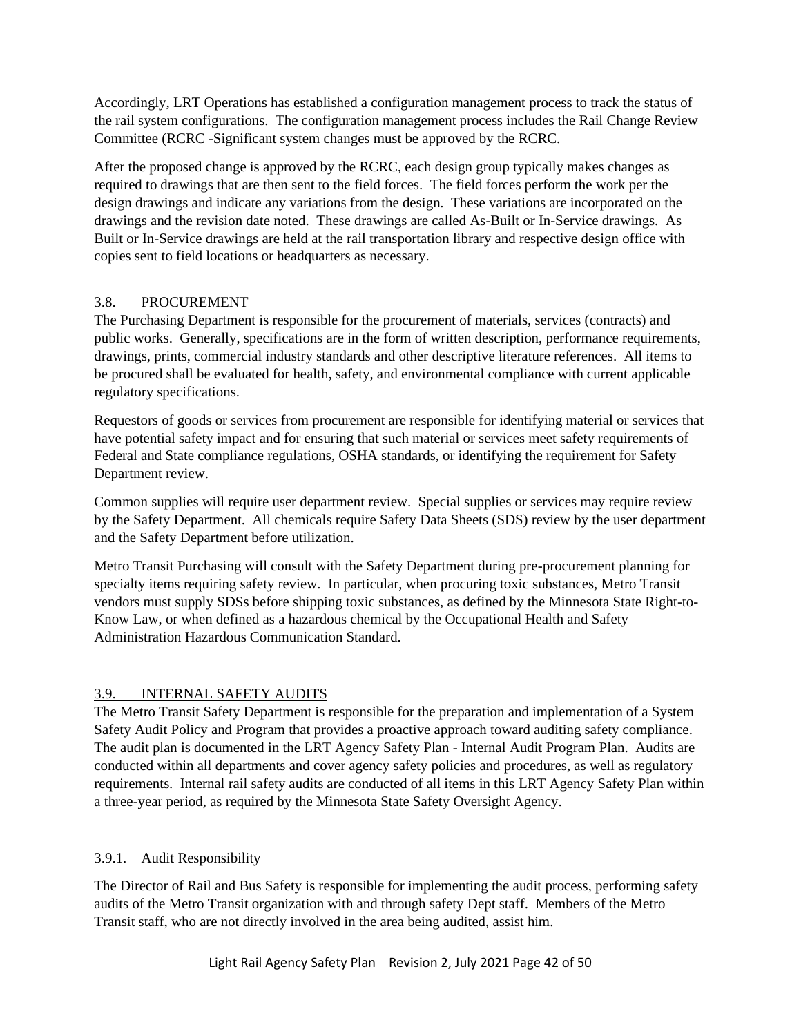Accordingly, LRT Operations has established a configuration management process to track the status of the rail system configurations. The configuration management process includes the Rail Change Review Committee (RCRC -Significant system changes must be approved by the RCRC.

After the proposed change is approved by the RCRC, each design group typically makes changes as required to drawings that are then sent to the field forces. The field forces perform the work per the design drawings and indicate any variations from the design. These variations are incorporated on the drawings and the revision date noted. These drawings are called As-Built or In-Service drawings. As Built or In-Service drawings are held at the rail transportation library and respective design office with copies sent to field locations or headquarters as necessary.

## 3.8. PROCUREMENT

The Purchasing Department is responsible for the procurement of materials, services (contracts) and public works. Generally, specifications are in the form of written description, performance requirements, drawings, prints, commercial industry standards and other descriptive literature references. All items to be procured shall be evaluated for health, safety, and environmental compliance with current applicable regulatory specifications.

Requestors of goods or services from procurement are responsible for identifying material or services that have potential safety impact and for ensuring that such material or services meet safety requirements of Federal and State compliance regulations, OSHA standards, or identifying the requirement for Safety Department review.

Common supplies will require user department review. Special supplies or services may require review by the Safety Department. All chemicals require Safety Data Sheets (SDS) review by the user department and the Safety Department before utilization.

Metro Transit Purchasing will consult with the Safety Department during pre-procurement planning for specialty items requiring safety review. In particular, when procuring toxic substances, Metro Transit vendors must supply SDSs before shipping toxic substances, as defined by the Minnesota State Right-to-Know Law, or when defined as a hazardous chemical by the Occupational Health and Safety Administration Hazardous Communication Standard.

## 3.9. INTERNAL SAFETY AUDITS

The Metro Transit Safety Department is responsible for the preparation and implementation of a System Safety Audit Policy and Program that provides a proactive approach toward auditing safety compliance. The audit plan is documented in the LRT Agency Safety Plan - Internal Audit Program Plan. Audits are conducted within all departments and cover agency safety policies and procedures, as well as regulatory requirements. Internal rail safety audits are conducted of all items in this LRT Agency Safety Plan within a three-year period, as required by the Minnesota State Safety Oversight Agency.

### 3.9.1. Audit Responsibility

The Director of Rail and Bus Safety is responsible for implementing the audit process, performing safety audits of the Metro Transit organization with and through safety Dept staff. Members of the Metro Transit staff, who are not directly involved in the area being audited, assist him.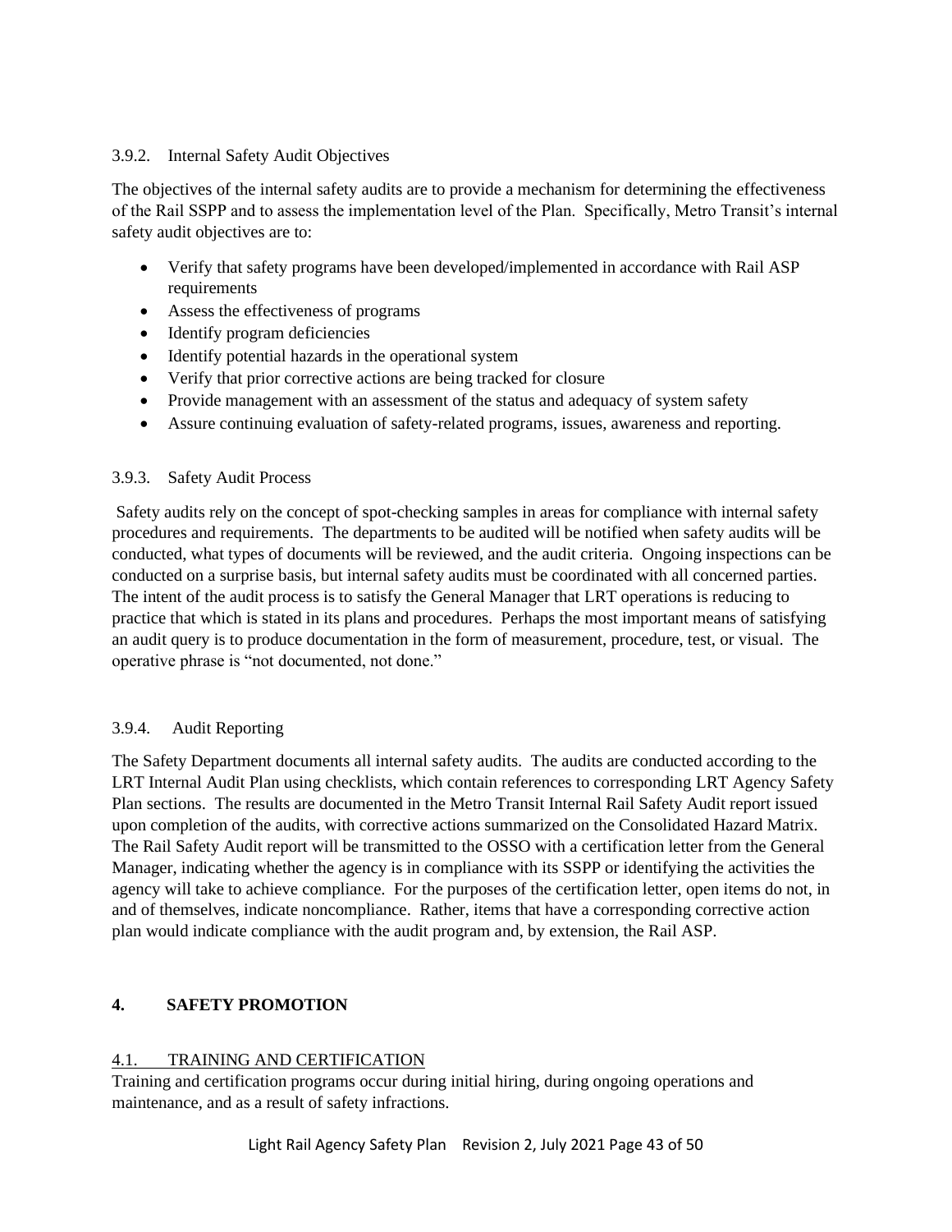### 3.9.2. Internal Safety Audit Objectives

The objectives of the internal safety audits are to provide a mechanism for determining the effectiveness of the Rail SSPP and to assess the implementation level of the Plan. Specifically, Metro Transit's internal safety audit objectives are to:

- Verify that safety programs have been developed/implemented in accordance with Rail ASP requirements
- Assess the effectiveness of programs
- Identify program deficiencies
- Identify potential hazards in the operational system
- Verify that prior corrective actions are being tracked for closure
- Provide management with an assessment of the status and adequacy of system safety
- Assure continuing evaluation of safety-related programs, issues, awareness and reporting.

### 3.9.3. Safety Audit Process

Safety audits rely on the concept of spot-checking samples in areas for compliance with internal safety procedures and requirements. The departments to be audited will be notified when safety audits will be conducted, what types of documents will be reviewed, and the audit criteria. Ongoing inspections can be conducted on a surprise basis, but internal safety audits must be coordinated with all concerned parties. The intent of the audit process is to satisfy the General Manager that LRT operations is reducing to practice that which is stated in its plans and procedures. Perhaps the most important means of satisfying an audit query is to produce documentation in the form of measurement, procedure, test, or visual. The operative phrase is "not documented, not done."

### 3.9.4. Audit Reporting

The Safety Department documents all internal safety audits. The audits are conducted according to the LRT Internal Audit Plan using checklists, which contain references to corresponding LRT Agency Safety Plan sections. The results are documented in the Metro Transit Internal Rail Safety Audit report issued upon completion of the audits, with corrective actions summarized on the Consolidated Hazard Matrix. The Rail Safety Audit report will be transmitted to the OSSO with a certification letter from the General Manager, indicating whether the agency is in compliance with its SSPP or identifying the activities the agency will take to achieve compliance. For the purposes of the certification letter, open items do not, in and of themselves, indicate noncompliance. Rather, items that have a corresponding corrective action plan would indicate compliance with the audit program and, by extension, the Rail ASP.

# 4. SAFETY PROMOTION

## 4.1. TRAINING AND CERTIFICATION

Training and certification programs occur during initial hiring, during ongoing operations and maintenance, and as a result of safety infractions.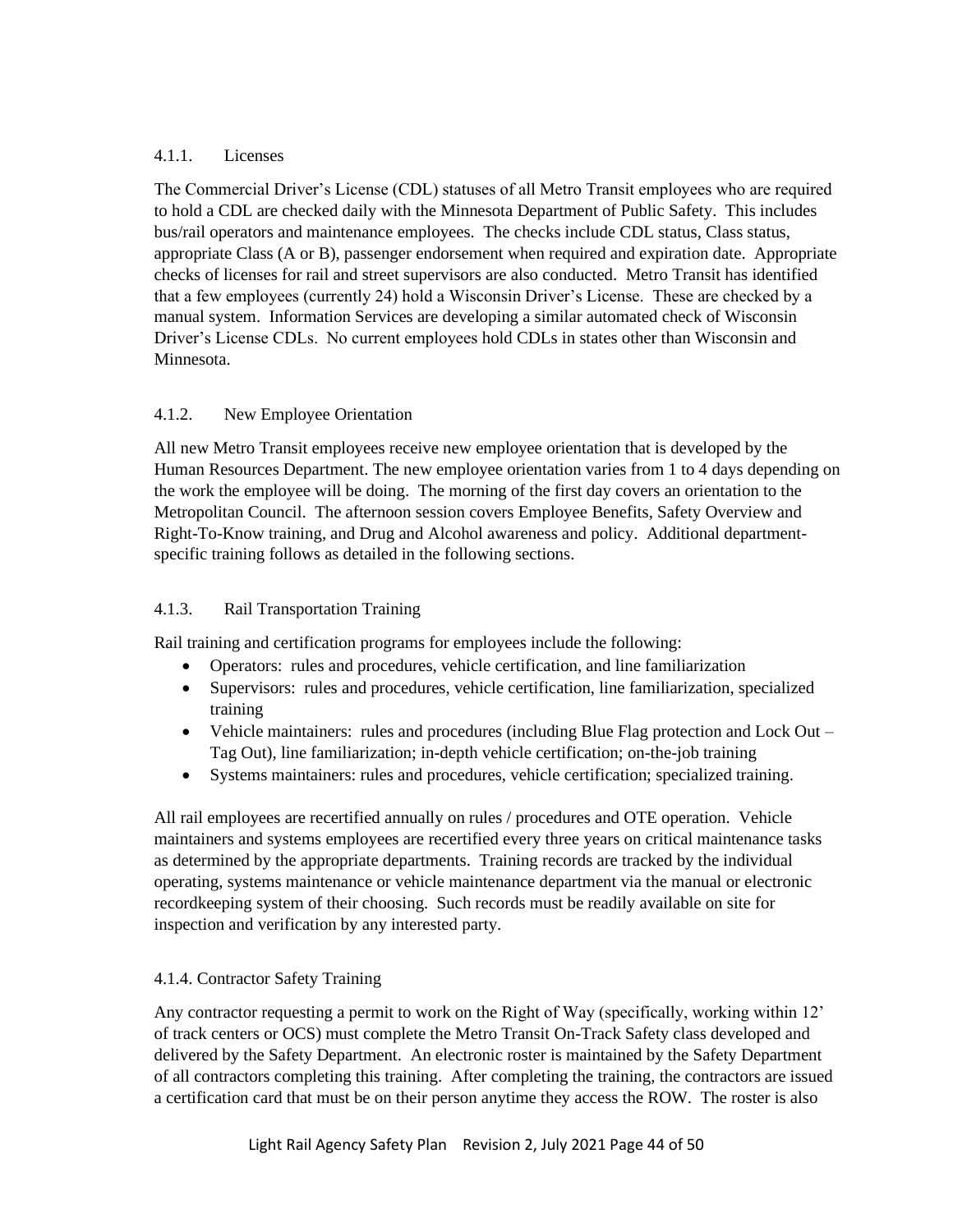### 4.1.1. Licenses

The Commercial Driver's License (CDL) statuses of all Metro Transit employees who are required to hold a CDL are checked daily with the Minnesota Department of Public Safety. This includes bus/rail operators and maintenance employees. The checks include CDL status, Class status, appropriate Class (A or B), passenger endorsement when required and expiration date. Appropriate checks of licenses for rail and street supervisors are also conducted. Metro Transit has identified that a few employees (currently 24) hold a Wisconsin Driver's License. These are checked by a manual system. Information Services are developing a similar automated check of Wisconsin Driver's License CDLs. No current employees hold CDLs in states other than Wisconsin and Minnesota.

### 4.1.2. New Employee Orientation

All new Metro Transit employees receive new employee orientation that is developed by the Human Resources Department. The new employee orientation varies from 1 to 4 days depending on the work the employee will be doing. The morning of the first day covers an orientation to the Metropolitan Council. The afternoon session covers Employee Benefits, Safety Overview and Right-To-Know training, and Drug and Alcohol awareness and policy. Additional department-specific training follows as detailed in the following sections.

### 4.1.3. Rail Transportation Training

Rail training and certification programs for employees include the following:

- Operators: rules and procedures, vehicle certification, and line familiarization
- Supervisors: rules and procedures, vehicle certification, line familiarization, specialized training
- Vehicle maintainers: rules and procedures (including Blue Flag protection and Lock Out – Tag Out), line familiarization; in-depth vehicle certification; on-the-job training
- Systems maintainers: rules and procedures, vehicle certification; specialized training.

All rail employees are recertified annually on rules / procedures and OTE operation. Vehicle maintainers and systems employees are recertified every three years on critical maintenance tasks as determined by the appropriate departments. Training records are tracked by the individual operating, systems maintenance or vehicle maintenance department via the manual or electronic recordkeeping system of their choosing. Such records must be readily available on site for inspection and verification by any interested party.

### 4.1.4. Contractor Safety Training

Any contractor requesting a permit to work on the Right of Way (specifically, working within 12' of track centers or OCS) must complete the Metro Transit On-Track Safety class developed and delivered by the Safety Department. An electronic roster is maintained by the Safety Department of all contractors completing this training. After completing the training, the contractors are issued a certification card that must be on their person anytime they access the ROW. The roster is also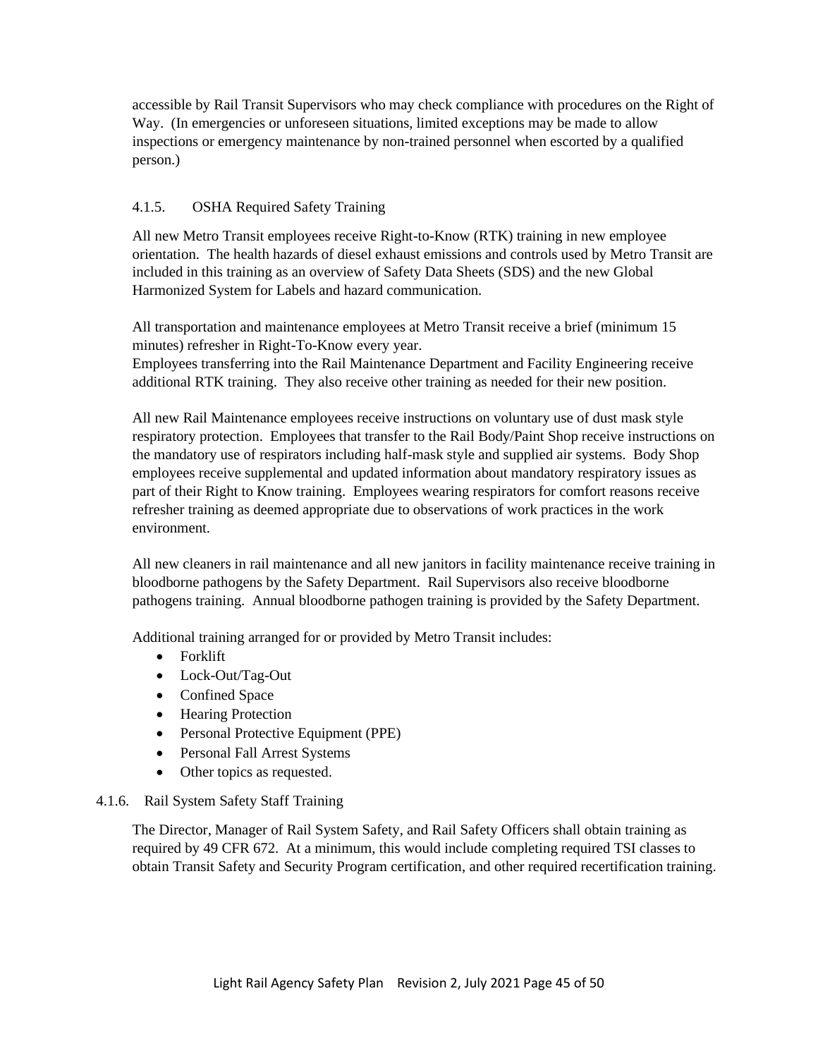accessible by Rail Transit Supervisors who may check compliance with procedures on the Right of Way. (In emergencies or unforeseen situations, limited exceptions may be made to allow inspections or emergency maintenance by non-trained personnel when escorted by a qualified person.)

#### 4.1.5. OSHA Required Safety Training

All new Metro Transit employees receive Right-to-Know (RTK) training in new employee orientation. The health hazards of diesel exhaust emissions and controls used by Metro Transit are included in this training as an overview of Safety Data Sheets (SDS) and the new Global Harmonized System for Labels and hazard communication.

All transportation and maintenance employees at Metro Transit receive a brief (minimum 15 minutes) refresher in Right-To-Know every year.
Employees transferring into the Rail Maintenance Department and Facility Engineering receive additional RTK training. They also receive other training as needed for their new position.

All new Rail Maintenance employees receive instructions on voluntary use of dust mask style respiratory protection. Employees that transfer to the Rail Body/Paint Shop receive instructions on the mandatory use of respirators including half-mask style and supplied air systems. Body Shop employees receive supplemental and updated information about mandatory respiratory issues as part of their Right to Know training. Employees wearing respirators for comfort reasons receive refresher training as deemed appropriate due to observations of work practices in the work environment.

All new cleaners in rail maintenance and all new janitors in facility maintenance receive training in bloodborne pathogens by the Safety Department. Rail Supervisors also receive bloodborne pathogens training. Annual bloodborne pathogen training is provided by the Safety Department.

Additional training arranged for or provided by Metro Transit includes:

- Forklift
- Lock-Out/Tag-Out
- Confined Space
- Hearing Protection
- Personal Protective Equipment (PPE)
- Personal Fall Arrest Systems
- Other topics as requested.

#### 4.1.6. Rail System Safety Staff Training

The Director, Manager of Rail System Safety, and Rail Safety Officers shall obtain training as required by 49 CFR 672. At a minimum, this would include completing required TSI classes to obtain Transit Safety and Security Program certification, and other required recertification training.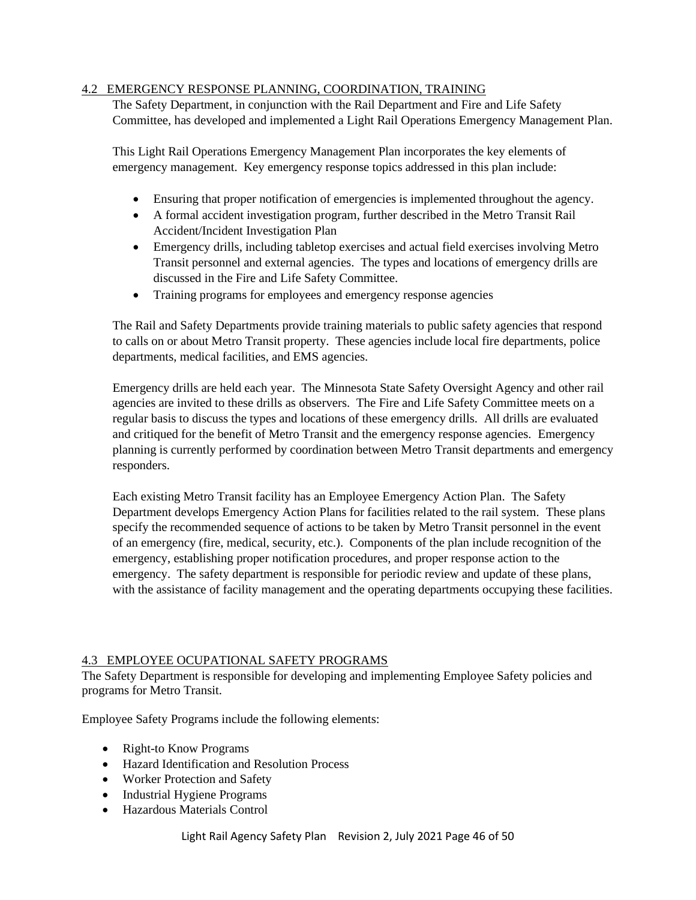## 4.2 EMERGENCY RESPONSE PLANNING, COORDINATION, TRAINING

The Safety Department, in conjunction with the Rail Department and Fire and Life Safety Committee, has developed and implemented a Light Rail Operations Emergency Management Plan.

This Light Rail Operations Emergency Management Plan incorporates the key elements of emergency management. Key emergency response topics addressed in this plan include:

- Ensuring that proper notification of emergencies is implemented throughout the agency.
- A formal accident investigation program, further described in the Metro Transit Rail Accident/Incident Investigation Plan
- Emergency drills, including tabletop exercises and actual field exercises involving Metro Transit personnel and external agencies. The types and locations of emergency drills are discussed in the Fire and Life Safety Committee.
- Training programs for employees and emergency response agencies

The Rail and Safety Departments provide training materials to public safety agencies that respond to calls on or about Metro Transit property. These agencies include local fire departments, police departments, medical facilities, and EMS agencies.

Emergency drills are held each year. The Minnesota State Safety Oversight Agency and other rail agencies are invited to these drills as observers. The Fire and Life Safety Committee meets on a regular basis to discuss the types and locations of these emergency drills. All drills are evaluated and critiqued for the benefit of Metro Transit and the emergency response agencies. Emergency planning is currently performed by coordination between Metro Transit departments and emergency responders.

Each existing Metro Transit facility has an Employee Emergency Action Plan. The Safety Department develops Emergency Action Plans for facilities related to the rail system. These plans specify the recommended sequence of actions to be taken by Metro Transit personnel in the event of an emergency (fire, medical, security, etc.). Components of the plan include recognition of the emergency, establishing proper notification procedures, and proper response action to the emergency. The safety department is responsible for periodic review and update of these plans, with the assistance of facility management and the operating departments occupying these facilities.

## 4.3 EMPLOYEE OCUPATIONAL SAFETY PROGRAMS

The Safety Department is responsible for developing and implementing Employee Safety policies and programs for Metro Transit.

Employee Safety Programs include the following elements:

- Right-to Know Programs
- Hazard Identification and Resolution Process
- Worker Protection and Safety
- Industrial Hygiene Programs
- Hazardous Materials Control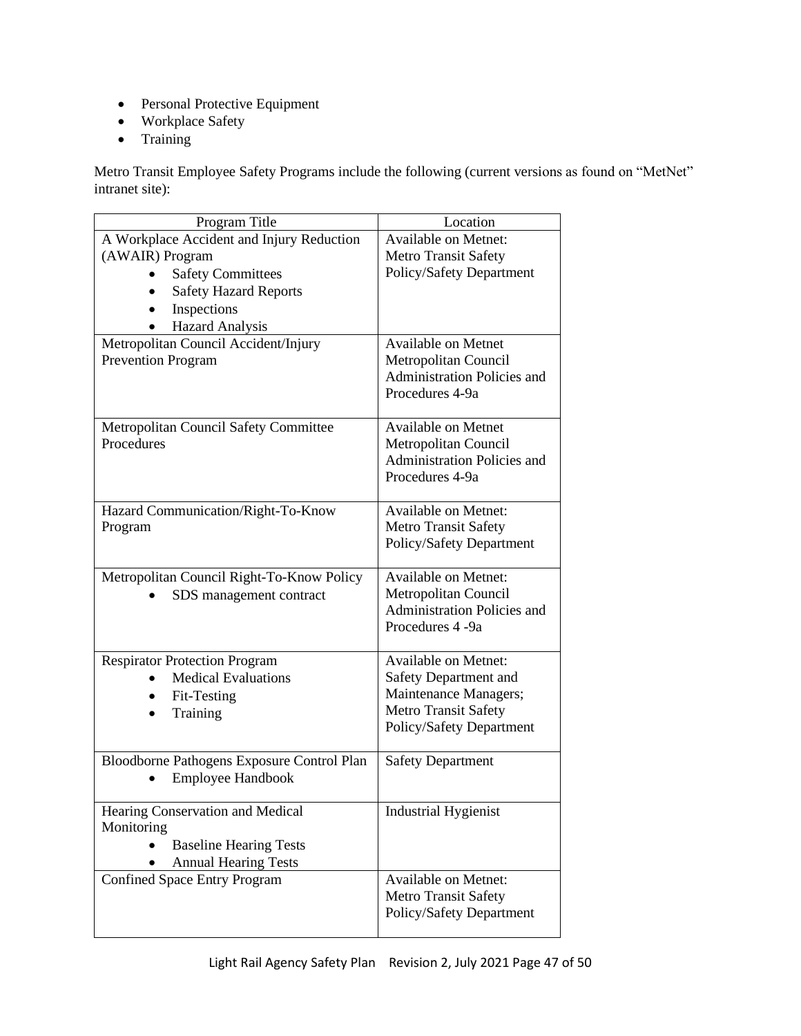- Personal Protective Equipment
- Workplace Safety
- Training

Metro Transit Employee Safety Programs include the following (current versions as found on "MetNet" intranet site):

| Program Title | Location |
|---|---|
| A Workplace Accident and Injury Reduction (AWAIR) Program<br>• Safety Committees<br>• Safety Hazard Reports<br>• Inspections<br>• Hazard Analysis | Available on Metnet: Metro Transit Safety Policy/Safety Department |
| Metropolitan Council Accident/Injury Prevention Program | Available on Metnet Metropolitan Council Administration Policies and Procedures 4-9a |
| Metropolitan Council Safety Committee Procedures | Available on Metnet Metropolitan Council Administration Policies and Procedures 4-9a |
| Hazard Communication/Right-To-Know Program | Available on Metnet: Metro Transit Safety Policy/Safety Department |
| Metropolitan Council Right-To-Know Policy<br>• SDS management contract | Available on Metnet: Metropolitan Council Administration Policies and Procedures 4 -9a |
| Respirator Protection Program<br>• Medical Evaluations<br>• Fit-Testing<br>• Training | Available on Metnet: Safety Department and Maintenance Managers; Metro Transit Safety Policy/Safety Department |
| Bloodborne Pathogens Exposure Control Plan<br>• Employee Handbook | Safety Department |
| Hearing Conservation and Medical Monitoring<br>• Baseline Hearing Tests<br>• Annual Hearing Tests | Industrial Hygienist |
| Confined Space Entry Program | Available on Metnet: Metro Transit Safety Policy/Safety Department |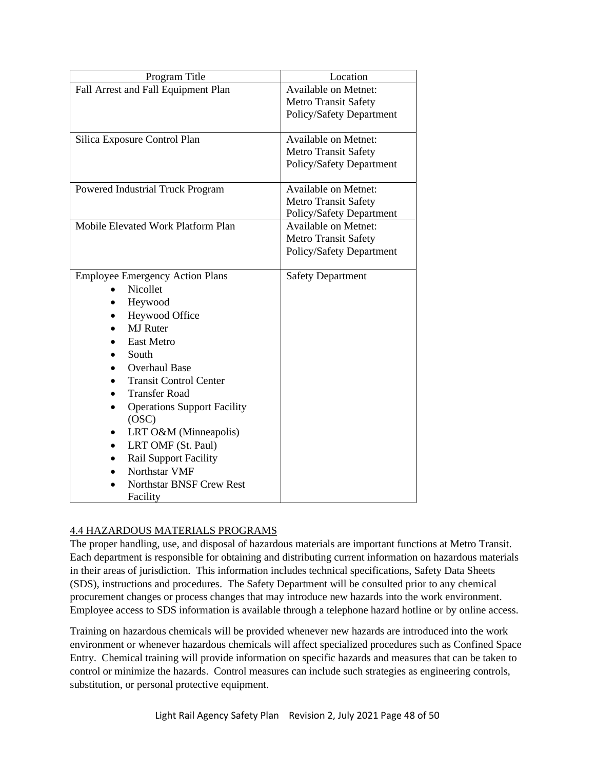| Program Title | Location |
| --- | --- |
| Fall Arrest and Fall Equipment Plan | Available on Metnet: Metro Transit Safety Policy/Safety Department |
| Silica Exposure Control Plan | Available on Metnet: Metro Transit Safety Policy/Safety Department |
| Powered Industrial Truck Program | Available on Metnet: Metro Transit Safety Policy/Safety Department |
| Mobile Elevated Work Platform Plan | Available on Metnet: Metro Transit Safety Policy/Safety Department |
| Employee Emergency Action Plans<br>• Nicollet<br>• Heywood<br>• Heywood Office<br>• MJ Ruter<br>• East Metro<br>• South<br>• Overhaul Base<br>• Transit Control Center<br>• Transfer Road<br>• Operations Support Facility (OSC)<br>• LRT O&M (Minneapolis)<br>• LRT OMF (St. Paul)<br>• Rail Support Facility<br>• Northstar VMF<br>• Northstar BNSF Crew Rest Facility | Safety Department |

4.4 HAZARDOUS MATERIALS PROGRAMS

The proper handling, use, and disposal of hazardous materials are important functions at Metro Transit. Each department is responsible for obtaining and distributing current information on hazardous materials in their areas of jurisdiction. This information includes technical specifications, Safety Data Sheets (SDS), instructions and procedures. The Safety Department will be consulted prior to any chemical procurement changes or process changes that may introduce new hazards into the work environment. Employee access to SDS information is available through a telephone hazard hotline or by online access.

Training on hazardous chemicals will be provided whenever new hazards are introduced into the work environment or whenever hazardous chemicals will affect specialized procedures such as Confined Space Entry. Chemical training will provide information on specific hazards and measures that can be taken to control or minimize the hazards. Control measures can include such strategies as engineering controls, substitution, or personal protective equipment.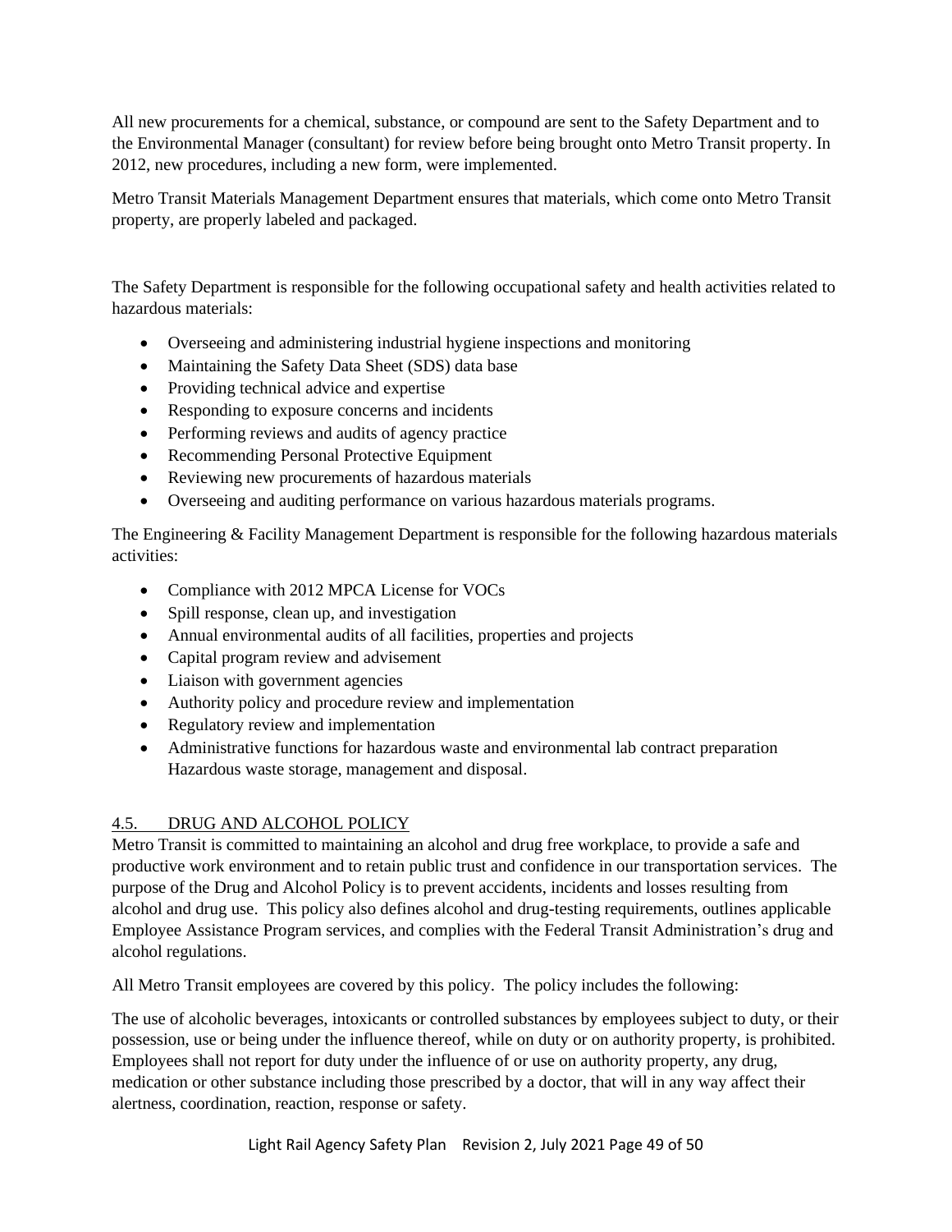All new procurements for a chemical, substance, or compound are sent to the Safety Department and to the Environmental Manager (consultant) for review before being brought onto Metro Transit property. In 2012, new procedures, including a new form, were implemented.

Metro Transit Materials Management Department ensures that materials, which come onto Metro Transit property, are properly labeled and packaged.

The Safety Department is responsible for the following occupational safety and health activities related to hazardous materials:

- Overseeing and administering industrial hygiene inspections and monitoring
- Maintaining the Safety Data Sheet (SDS) data base
- Providing technical advice and expertise
- Responding to exposure concerns and incidents
- Performing reviews and audits of agency practice
- Recommending Personal Protective Equipment
- Reviewing new procurements of hazardous materials
- Overseeing and auditing performance on various hazardous materials programs.

The Engineering & Facility Management Department is responsible for the following hazardous materials activities:

- Compliance with 2012 MPCA License for VOCs
- Spill response, clean up, and investigation
- Annual environmental audits of all facilities, properties and projects
- Capital program review and advisement
- Liaison with government agencies
- Authority policy and procedure review and implementation
- Regulatory review and implementation
- Administrative functions for hazardous waste and environmental lab contract preparation Hazardous waste storage, management and disposal.

## 4.5. DRUG AND ALCOHOL POLICY

Metro Transit is committed to maintaining an alcohol and drug free workplace, to provide a safe and productive work environment and to retain public trust and confidence in our transportation services. The purpose of the Drug and Alcohol Policy is to prevent accidents, incidents and losses resulting from alcohol and drug use. This policy also defines alcohol and drug-testing requirements, outlines applicable Employee Assistance Program services, and complies with the Federal Transit Administration's drug and alcohol regulations.

All Metro Transit employees are covered by this policy. The policy includes the following:

The use of alcoholic beverages, intoxicants or controlled substances by employees subject to duty, or their possession, use or being under the influence thereof, while on duty or on authority property, is prohibited. Employees shall not report for duty under the influence of or use on authority property, any drug, medication or other substance including those prescribed by a doctor, that will in any way affect their alertness, coordination, reaction, response or safety.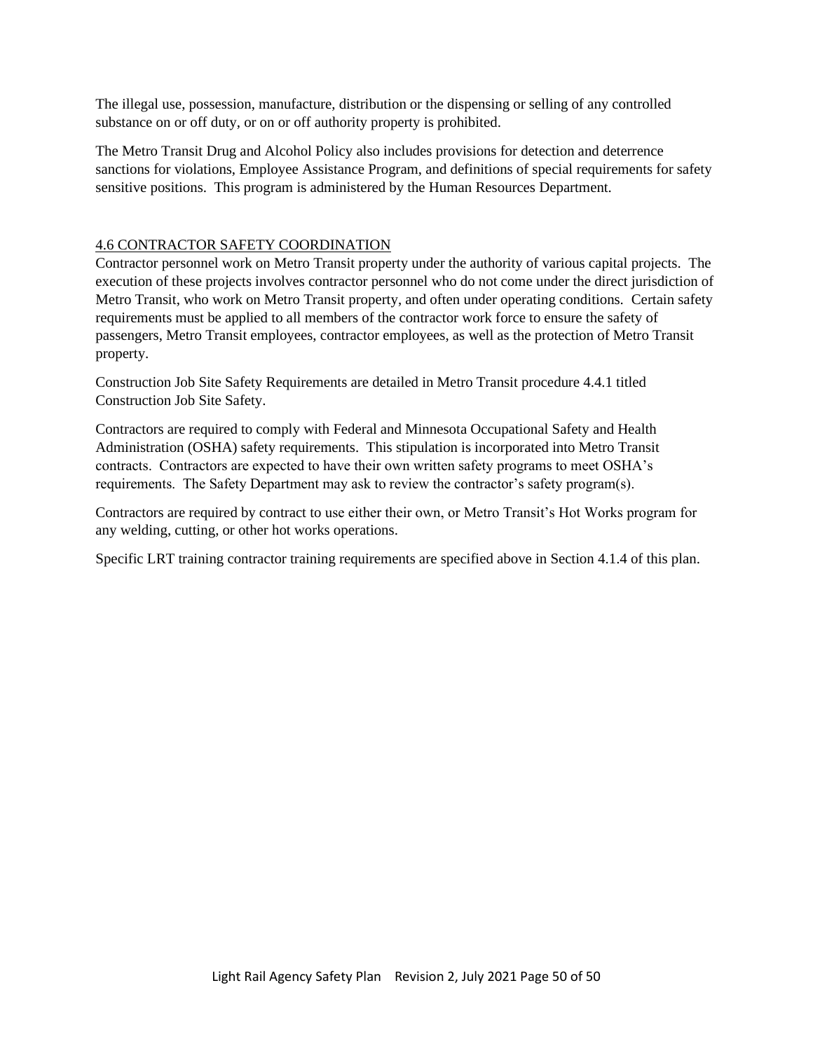The illegal use, possession, manufacture, distribution or the dispensing or selling of any controlled substance on or off duty, or on or off authority property is prohibited.

The Metro Transit Drug and Alcohol Policy also includes provisions for detection and deterrence sanctions for violations, Employee Assistance Program, and definitions of special requirements for safety sensitive positions. This program is administered by the Human Resources Department.

### 4.6 CONTRACTOR SAFETY COORDINATION

Contractor personnel work on Metro Transit property under the authority of various capital projects. The execution of these projects involves contractor personnel who do not come under the direct jurisdiction of Metro Transit, who work on Metro Transit property, and often under operating conditions. Certain safety requirements must be applied to all members of the contractor work force to ensure the safety of passengers, Metro Transit employees, contractor employees, as well as the protection of Metro Transit property.

Construction Job Site Safety Requirements are detailed in Metro Transit procedure 4.4.1 titled Construction Job Site Safety.

Contractors are required to comply with Federal and Minnesota Occupational Safety and Health Administration (OSHA) safety requirements. This stipulation is incorporated into Metro Transit contracts. Contractors are expected to have their own written safety programs to meet OSHA's requirements. The Safety Department may ask to review the contractor's safety program(s).

Contractors are required by contract to use either their own, or Metro Transit's Hot Works program for any welding, cutting, or other hot works operations.

Specific LRT training contractor training requirements are specified above in Section 4.1.4 of this plan.